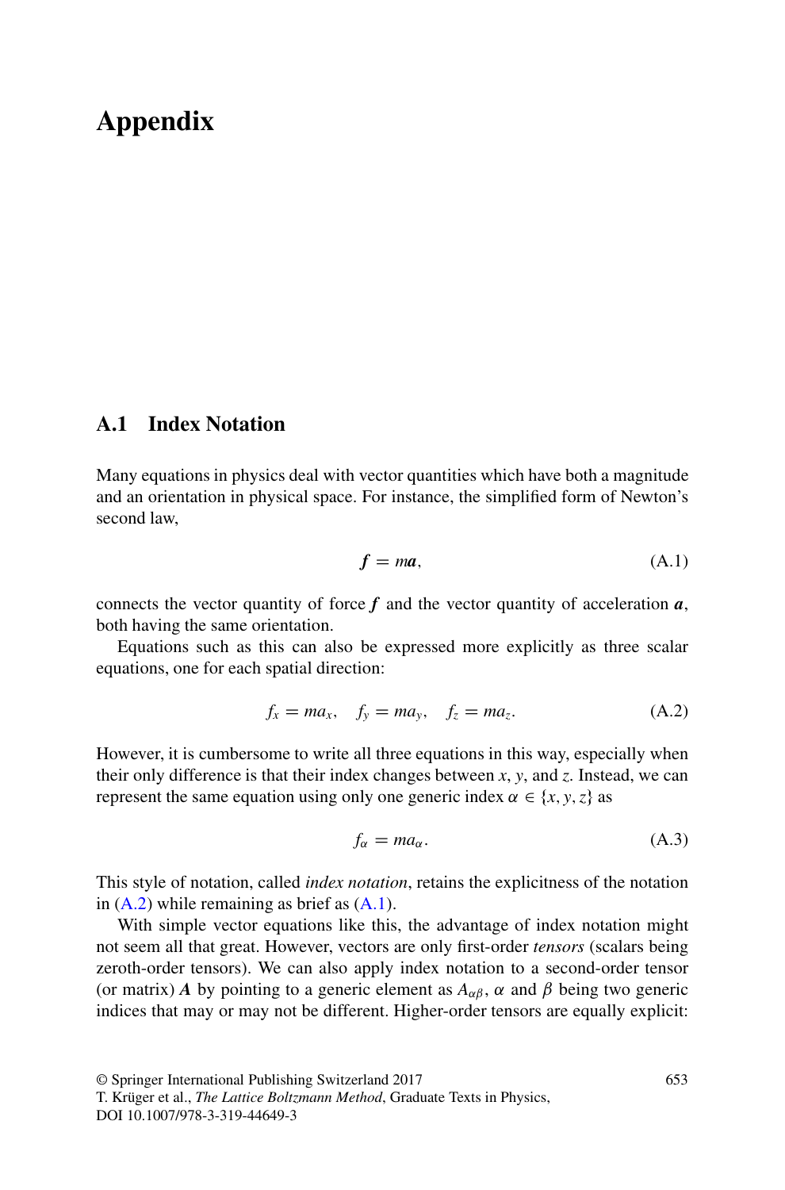# Appendix

## A.1 Index Notation

Many equations in physics deal with vector quantities which have both a magnitude and an orientation in physical space. For instance, the simplified form of Newton's second law,

$$\boldsymbol{f} = m\boldsymbol{a}, \tag{A.1}$$

connects the vector quantity of force $\boldsymbol{f}$ and the vector quantity of acceleration $\boldsymbol{a}$, both having the same orientation.

Equations such as this can also be expressed more explicitly as three scalar equations, one for each spatial direction:

$$f_x = ma_x, \quad f_y = ma_y, \quad f_z = ma_z. \tag{A.2}$$

However, it is cumbersome to write all three equations in this way, especially when their only difference is that their index changes between $x$, $y$, and $z$. Instead, we can represent the same equation using only one generic index $\alpha \in \{x, y, z\}$ as

$$f_\alpha = ma_\alpha. \tag{A.3}$$

This style of notation, called *index notation*, retains the explicitness of the notation in (A.2) while remaining as brief as (A.1).

With simple vector equations like this, the advantage of index notation might not seem all that great. However, vectors are only first-order *tensors* (scalars being zeroth-order tensors). We can also apply index notation to a second-order tensor (or matrix) $\boldsymbol{A}$ by pointing to a generic element as $A_{\alpha\beta}$, $\alpha$ and $\beta$ being two generic indices that may or may not be different. Higher-order tensors are equally explicit:

© Springer International Publishing Switzerland 2017
T. Krüger et al., *The Lattice Boltzmann Method*, Graduate Texts in Physics,
DOI 10.1007/978-3-319-44649-3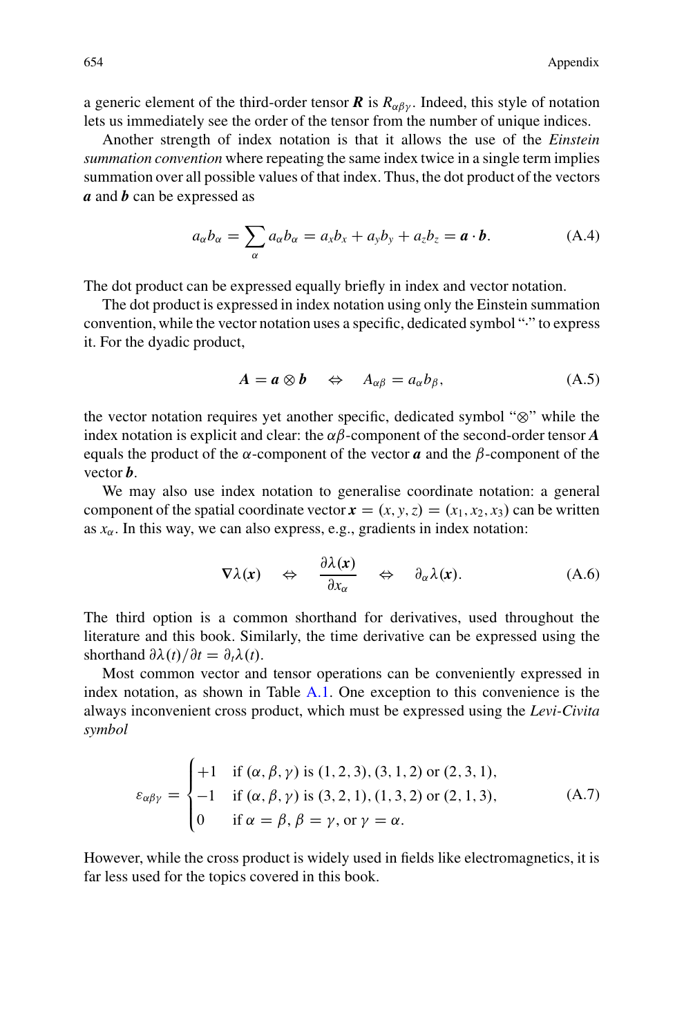a generic element of the third-order tensor $\boldsymbol{R}$ is $R_{\alpha\beta\gamma}$. Indeed, this style of notation lets us immediately see the order of the tensor from the number of unique indices.

Another strength of index notation is that it allows the use of the *Einstein summation convention* where repeating the same index twice in a single term implies summation over all possible values of that index. Thus, the dot product of the vectors $\boldsymbol{a}$ and $\boldsymbol{b}$ can be expressed as

$$a_\alpha b_\alpha = \sum_\alpha a_\alpha b_\alpha = a_x b_x + a_y b_y + a_z b_z = \boldsymbol{a} \cdot \boldsymbol{b}. \tag{A.4}$$

The dot product can be expressed equally briefly in index and vector notation.

The dot product is expressed in index notation using only the Einstein summation convention, while the vector notation uses a specific, dedicated symbol "·" to express it. For the dyadic product,

$$\boldsymbol{A} = \boldsymbol{a} \otimes \boldsymbol{b} \quad \Leftrightarrow \quad A_{\alpha\beta} = a_\alpha b_\beta, \tag{A.5}$$

the vector notation requires yet another specific, dedicated symbol "⊗" while the index notation is explicit and clear: the $\alpha\beta$-component of the second-order tensor $\boldsymbol{A}$ equals the product of the $\alpha$-component of the vector $\boldsymbol{a}$ and the $\beta$-component of the vector $\boldsymbol{b}$.

We may also use index notation to generalise coordinate notation: a general component of the spatial coordinate vector $\boldsymbol{x} = (x, y, z) = (x_1, x_2, x_3)$ can be written as $x_\alpha$. In this way, we can also express, e.g., gradients in index notation:

$$\boldsymbol{\nabla}\lambda(\boldsymbol{x}) \quad \Leftrightarrow \quad \frac{\partial \lambda(\boldsymbol{x})}{\partial x_\alpha} \quad \Leftrightarrow \quad \partial_\alpha \lambda(\boldsymbol{x}). \tag{A.6}$$

The third option is a common shorthand for derivatives, used throughout the literature and this book. Similarly, the time derivative can be expressed using the shorthand $\partial \lambda(t)/\partial t = \partial_t \lambda(t)$.

Most common vector and tensor operations can be conveniently expressed in index notation, as shown in Table A.1. One exception to this convenience is the always inconvenient cross product, which must be expressed using the *Levi-Civita symbol*

$$\varepsilon_{\alpha\beta\gamma} = \begin{cases} +1 & \text{if } (\alpha, \beta, \gamma) \text{ is } (1,2,3), (3,1,2) \text{ or } (2,3,1), \\ -1 & \text{if } (\alpha, \beta, \gamma) \text{ is } (3,2,1), (1,3,2) \text{ or } (2,1,3), \\ 0 & \text{if } \alpha = \beta, \beta = \gamma, \text{ or } \gamma = \alpha. \end{cases} \tag{A.7}$$

However, while the cross product is widely used in fields like electromagnetics, it is far less used for the topics covered in this book.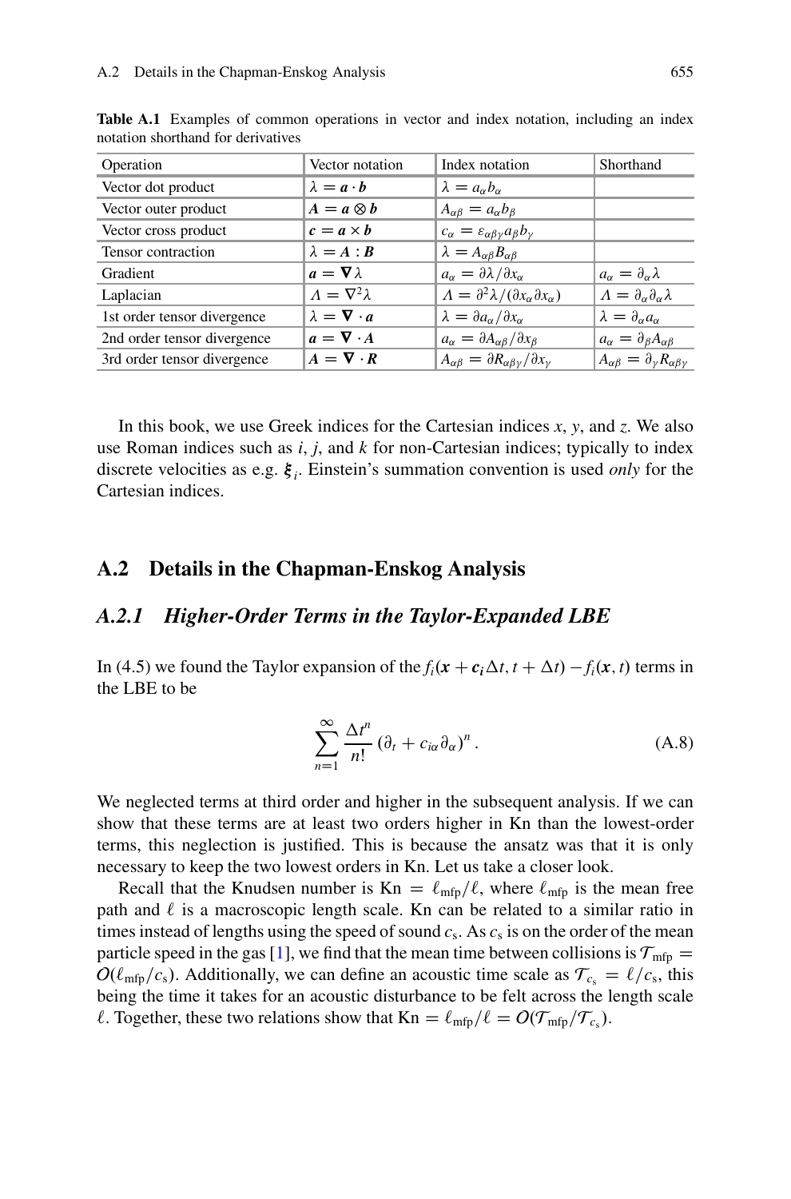**Table A.1** Examples of common operations in vector and index notation, including an index notation shorthand for derivatives

| Operation | Vector notation | Index notation | Shorthand |
|---|---|---|---|
| Vector dot product | $\lambda = \boldsymbol{a} \cdot \boldsymbol{b}$ | $\lambda = a_\alpha b_\alpha$ | |
| Vector outer product | $\boldsymbol{A} = \boldsymbol{a} \otimes \boldsymbol{b}$ | $A_{\alpha\beta} = a_\alpha b_\beta$ | |
| Vector cross product | $\boldsymbol{c} = \boldsymbol{a} \times \boldsymbol{b}$ | $c_\alpha = \varepsilon_{\alpha\beta\gamma} a_\beta b_\gamma$ | |
| Tensor contraction | $\lambda = \boldsymbol{A} : \boldsymbol{B}$ | $\lambda = A_{\alpha\beta} B_{\alpha\beta}$ | |
| Gradient | $\boldsymbol{a} = \boldsymbol{\nabla} \lambda$ | $a_\alpha = \partial \lambda / \partial x_\alpha$ | $a_\alpha = \partial_\alpha \lambda$ |
| Laplacian | $\Lambda = \nabla^2 \lambda$ | $\Lambda = \partial^2 \lambda / (\partial x_\alpha \partial x_\alpha)$ | $\Lambda = \partial_\alpha \partial_\alpha \lambda$ |
| 1st order tensor divergence | $\lambda = \boldsymbol{\nabla} \cdot \boldsymbol{a}$ | $\lambda = \partial a_\alpha / \partial x_\alpha$ | $\lambda = \partial_\alpha a_\alpha$ |
| 2nd order tensor divergence | $\boldsymbol{a} = \boldsymbol{\nabla} \cdot \boldsymbol{A}$ | $a_\alpha = \partial A_{\alpha\beta} / \partial x_\beta$ | $a_\alpha = \partial_\beta A_{\alpha\beta}$ |
| 3rd order tensor divergence | $\boldsymbol{A} = \boldsymbol{\nabla} \cdot \boldsymbol{R}$ | $A_{\alpha\beta} = \partial R_{\alpha\beta\gamma} / \partial x_\gamma$ | $A_{\alpha\beta} = \partial_\gamma R_{\alpha\beta\gamma}$ |

In this book, we use Greek indices for the Cartesian indices $x$, $y$, and $z$. We also use Roman indices such as $i$, $j$, and $k$ for non-Cartesian indices; typically to index discrete velocities as e.g. $\boldsymbol{\xi}_i$. Einstein's summation convention is used *only* for the Cartesian indices.

## A.2 Details in the Chapman-Enskog Analysis

### *A.2.1 Higher-Order Terms in the Taylor-Expanded LBE*

In (4.5) we found the Taylor expansion of the $f_i(\boldsymbol{x} + \boldsymbol{c_i}\Delta t, t + \Delta t) - f_i(\boldsymbol{x}, t)$ terms in the LBE to be

$$\sum_{n=1}^{\infty} \frac{\Delta t^n}{n!} \left(\partial_t + c_{i\alpha}\partial_\alpha\right)^n . \tag{A.8}$$

We neglected terms at third order and higher in the subsequent analysis. If we can show that these terms are at least two orders higher in Kn than the lowest-order terms, this neglection is justified. This is because the ansatz was that it is only necessary to keep the two lowest orders in Kn. Let us take a closer look.

Recall that the Knudsen number is $\mathrm{Kn} = \ell_{\mathrm{mfp}}/\ell$, where $\ell_{\mathrm{mfp}}$ is the mean free path and $\ell$ is a macroscopic length scale. Kn can be related to a similar ratio in times instead of lengths using the speed of sound $c_\mathrm{s}$. As $c_\mathrm{s}$ is on the order of the mean particle speed in the gas [1], we find that the mean time between collisions is $\mathcal{T}_{\mathrm{mfp}} = O(\ell_{\mathrm{mfp}}/c_\mathrm{s})$. Additionally, we can define an acoustic time scale as $\mathcal{T}_{c_\mathrm{s}} = \ell/c_\mathrm{s}$, this being the time it takes for an acoustic disturbance to be felt across the length scale $\ell$. Together, these two relations show that $\mathrm{Kn} = \ell_{\mathrm{mfp}}/\ell = O(\mathcal{T}_{\mathrm{mfp}}/\mathcal{T}_{c_\mathrm{s}})$.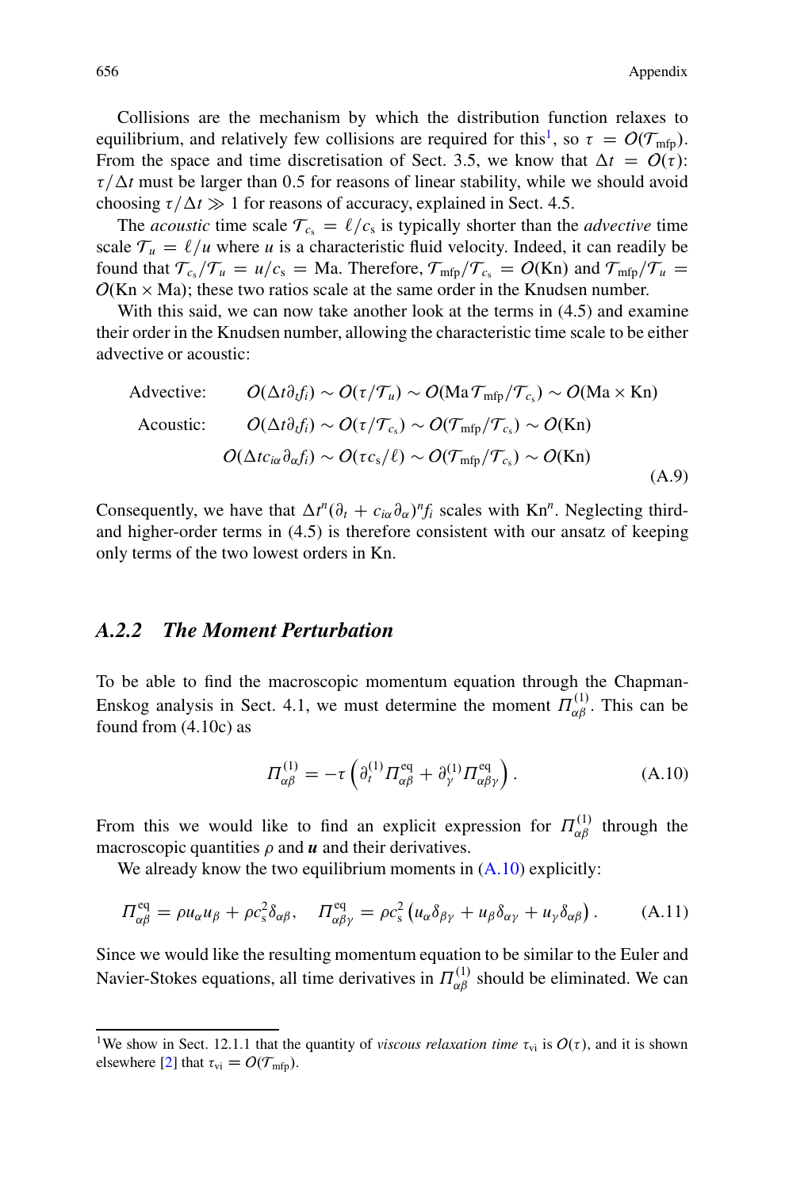Collisions are the mechanism by which the distribution function relaxes to equilibrium, and relatively few collisions are required for this[1], so $\tau = O(\mathcal{T}_{\text{mfp}})$. From the space and time discretisation of Sect. 3.5, we know that $\Delta t = O(\tau)$: $\tau/\Delta t$ must be larger than 0.5 for reasons of linear stability, while we should avoid choosing $\tau/\Delta t \gg 1$ for reasons of accuracy, explained in Sect. 4.5.

The *acoustic* time scale $\mathcal{T}_{c_s} = \ell/c_s$ is typically shorter than the *advective* time scale $\mathcal{T}_u = \ell/u$ where $u$ is a characteristic fluid velocity. Indeed, it can readily be found that $\mathcal{T}_{c_s}/\mathcal{T}_u = u/c_s = \text{Ma}$. Therefore, $\mathcal{T}_{\text{mfp}}/\mathcal{T}_{c_s} = O(\text{Kn})$ and $\mathcal{T}_{\text{mfp}}/\mathcal{T}_u = O(\text{Kn} \times \text{Ma})$; these two ratios scale at the same order in the Knudsen number.

With this said, we can now take another look at the terms in (4.5) and examine their order in the Knudsen number, allowing the characteristic time scale to be either advective or acoustic:

$$
\begin{aligned}
\text{Advective:} \quad & O(\Delta t \partial_t f_i) \sim O(\tau/\mathcal{T}_u) \sim O(\text{Ma}\,\mathcal{T}_{\text{mfp}}/\mathcal{T}_{c_s}) \sim O(\text{Ma} \times \text{Kn}) \\
\text{Acoustic:} \quad & O(\Delta t \partial_t f_i) \sim O(\tau/\mathcal{T}_{c_s}) \sim O(\mathcal{T}_{\text{mfp}}/\mathcal{T}_{c_s}) \sim O(\text{Kn}) \\
& O(\Delta t c_{i\alpha} \partial_\alpha f_i) \sim O(\tau c_s/\ell) \sim O(\mathcal{T}_{\text{mfp}}/\mathcal{T}_{c_s}) \sim O(\text{Kn})
\end{aligned}
\tag{A.9}
$$

Consequently, we have that $\Delta t^n (\partial_t + c_{i\alpha}\partial_\alpha)^n f_i$ scales with $\text{Kn}^n$. Neglecting third- and higher-order terms in (4.5) is therefore consistent with our ansatz of keeping only terms of the two lowest orders in Kn.

### A.2.2 The Moment Perturbation

To be able to find the macroscopic momentum equation through the Chapman-Enskog analysis in Sect. 4.1, we must determine the moment $\Pi^{(1)}_{\alpha\beta}$. This can be found from (4.10c) as

$$
\Pi^{(1)}_{\alpha\beta} = -\tau \left( \partial_t^{(1)} \Pi^{\text{eq}}_{\alpha\beta} + \partial_\gamma^{(1)} \Pi^{\text{eq}}_{\alpha\beta\gamma} \right). \tag{A.10}
$$

From this we would like to find an explicit expression for $\Pi^{(1)}_{\alpha\beta}$ through the macroscopic quantities $\rho$ and $\boldsymbol{u}$ and their derivatives.

We already know the two equilibrium moments in (A.10) explicitly:

$$
\Pi^{\text{eq}}_{\alpha\beta} = \rho u_\alpha u_\beta + \rho c_s^2 \delta_{\alpha\beta}, \quad \Pi^{\text{eq}}_{\alpha\beta\gamma} = \rho c_s^2 \left( u_\alpha \delta_{\beta\gamma} + u_\beta \delta_{\alpha\gamma} + u_\gamma \delta_{\alpha\beta} \right). \tag{A.11}
$$

Since we would like the resulting momentum equation to be similar to the Euler and Navier-Stokes equations, all time derivatives in $\Pi^{(1)}_{\alpha\beta}$ should be eliminated. We can

[1] We show in Sect. 12.1.1 that the quantity of *viscous relaxation time* $\tau_{\text{vi}}$ is $O(\tau)$, and it is shown elsewhere [2] that $\tau_{\text{vi}} = O(\mathcal{T}_{\text{mfp}})$.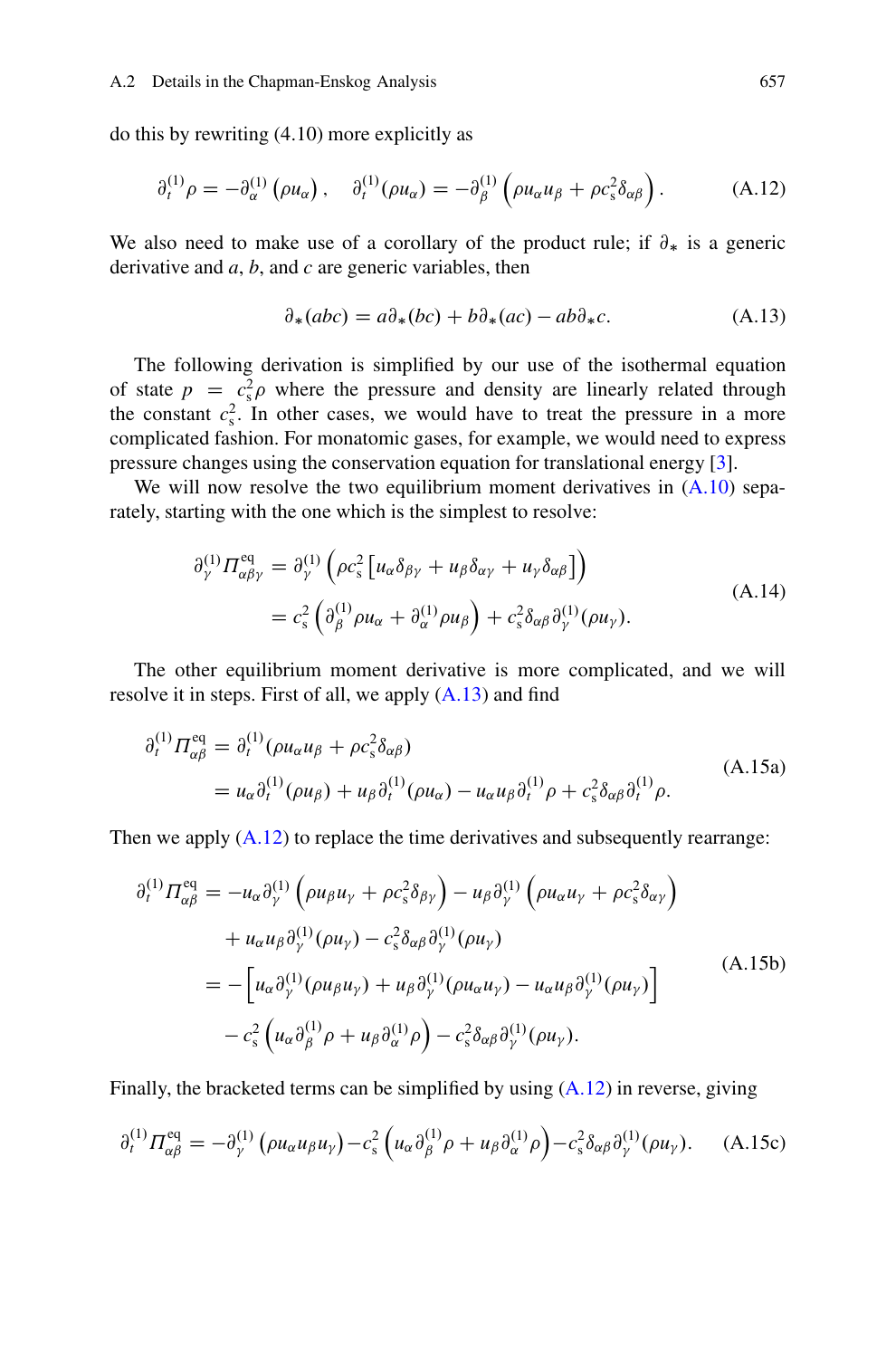do this by rewriting (4.10) more explicitly as

$$\partial_t^{(1)} \rho = -\partial_\alpha^{(1)} \left(\rho u_\alpha\right), \quad \partial_t^{(1)} (\rho u_\alpha) = -\partial_\beta^{(1)} \left(\rho u_\alpha u_\beta + \rho c_s^2 \delta_{\alpha\beta}\right). \tag{A.12}$$

We also need to make use of a corollary of the product rule; if $\partial_*$ is a generic derivative and $a$, $b$, and $c$ are generic variables, then

$$\partial_*(abc) = a\partial_*(bc) + b\partial_*(ac) - ab\partial_* c. \tag{A.13}$$

The following derivation is simplified by our use of the isothermal equation of state $p = c_s^2 \rho$ where the pressure and density are linearly related through the constant $c_s^2$. In other cases, we would have to treat the pressure in a more complicated fashion. For monatomic gases, for example, we would need to express pressure changes using the conservation equation for translational energy [3].

We will now resolve the two equilibrium moment derivatives in (A.10) separately, starting with the one which is the simplest to resolve:

$$\begin{aligned} \partial_\gamma^{(1)} \Pi_{\alpha\beta\gamma}^{\mathrm{eq}} &= \partial_\gamma^{(1)} \left(\rho c_s^2 \left[u_\alpha \delta_{\beta\gamma} + u_\beta \delta_{\alpha\gamma} + u_\gamma \delta_{\alpha\beta}\right]\right) \\ &= c_s^2 \left(\partial_\beta^{(1)} \rho u_\alpha + \partial_\alpha^{(1)} \rho u_\beta\right) + c_s^2 \delta_{\alpha\beta} \partial_\gamma^{(1)} (\rho u_\gamma). \end{aligned} \tag{A.14}$$

The other equilibrium moment derivative is more complicated, and we will resolve it in steps. First of all, we apply (A.13) and find

$$\begin{aligned} \partial_t^{(1)} \Pi_{\alpha\beta}^{\mathrm{eq}} &= \partial_t^{(1)} (\rho u_\alpha u_\beta + \rho c_s^2 \delta_{\alpha\beta}) \\ &= u_\alpha \partial_t^{(1)} (\rho u_\beta) + u_\beta \partial_t^{(1)} (\rho u_\alpha) - u_\alpha u_\beta \partial_t^{(1)} \rho + c_s^2 \delta_{\alpha\beta} \partial_t^{(1)} \rho. \end{aligned} \tag{A.15a}$$

Then we apply (A.12) to replace the time derivatives and subsequently rearrange:

$$\begin{aligned} \partial_t^{(1)} \Pi_{\alpha\beta}^{\mathrm{eq}} &= -u_\alpha \partial_\gamma^{(1)} \left(\rho u_\beta u_\gamma + \rho c_s^2 \delta_{\beta\gamma}\right) - u_\beta \partial_\gamma^{(1)} \left(\rho u_\alpha u_\gamma + \rho c_s^2 \delta_{\alpha\gamma}\right) \\ &\quad + u_\alpha u_\beta \partial_\gamma^{(1)} (\rho u_\gamma) - c_s^2 \delta_{\alpha\beta} \partial_\gamma^{(1)} (\rho u_\gamma) \\ &= -\left[u_\alpha \partial_\gamma^{(1)} (\rho u_\beta u_\gamma) + u_\beta \partial_\gamma^{(1)} (\rho u_\alpha u_\gamma) - u_\alpha u_\beta \partial_\gamma^{(1)} (\rho u_\gamma)\right] \\ &\quad - c_s^2 \left(u_\alpha \partial_\beta^{(1)} \rho + u_\beta \partial_\alpha^{(1)} \rho\right) - c_s^2 \delta_{\alpha\beta} \partial_\gamma^{(1)} (\rho u_\gamma). \end{aligned} \tag{A.15b}$$

Finally, the bracketed terms can be simplified by using (A.12) in reverse, giving

$$\partial_t^{(1)} \Pi_{\alpha\beta}^{\mathrm{eq}} = -\partial_\gamma^{(1)} \left(\rho u_\alpha u_\beta u_\gamma\right) - c_s^2 \left(u_\alpha \partial_\beta^{(1)} \rho + u_\beta \partial_\alpha^{(1)} \rho\right) - c_s^2 \delta_{\alpha\beta} \partial_\gamma^{(1)} (\rho u_\gamma). \tag{A.15c}$$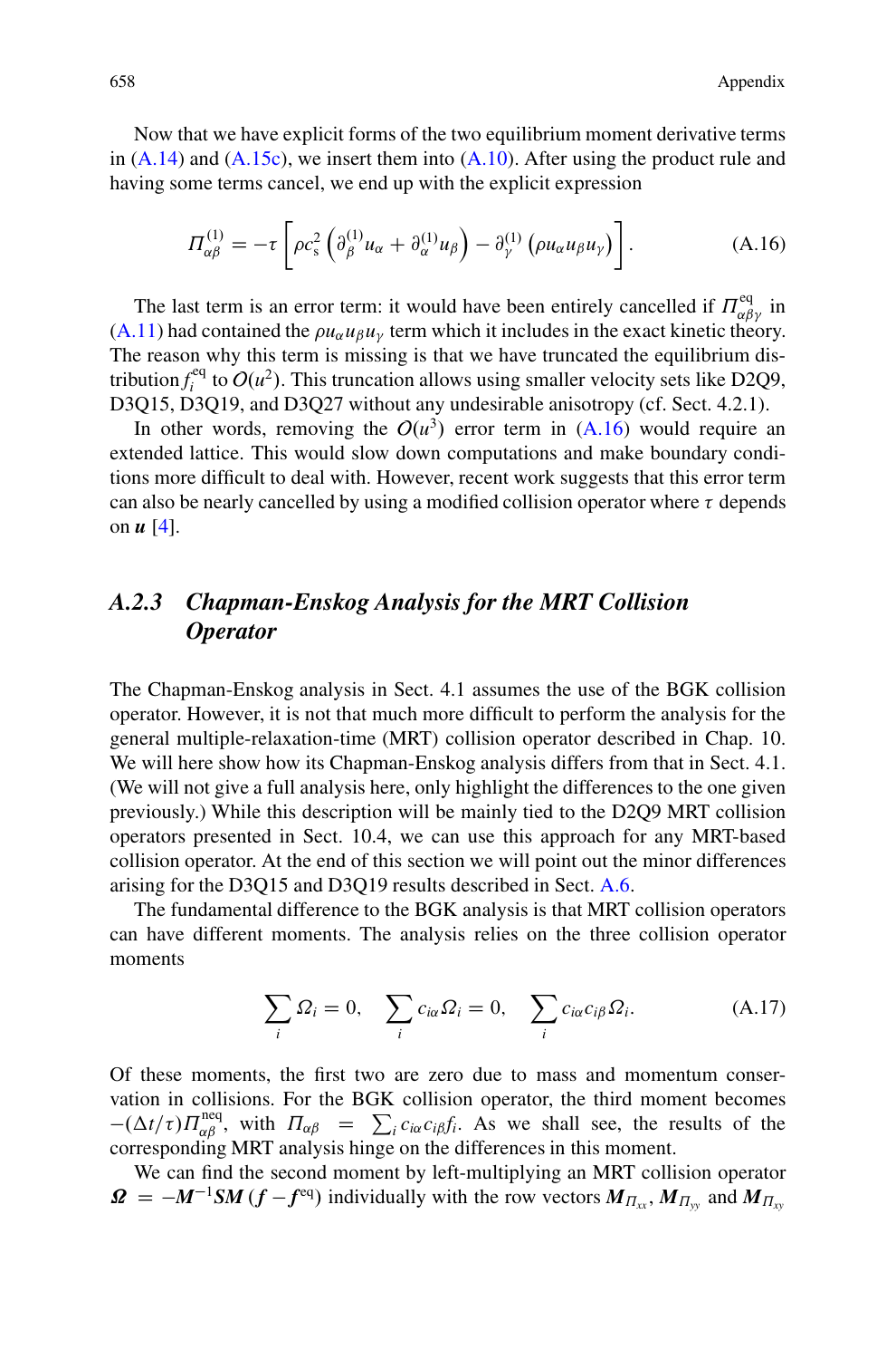Now that we have explicit forms of the two equilibrium moment derivative terms in (A.14) and (A.15c), we insert them into (A.10). After using the product rule and having some terms cancel, we end up with the explicit expression

$$\Pi_{\alpha\beta}^{(1)} = -\tau\left[\rho c_s^2\left(\partial_\beta^{(1)} u_\alpha + \partial_\alpha^{(1)} u_\beta\right) - \partial_\gamma^{(1)}\left(\rho u_\alpha u_\beta u_\gamma\right)\right]. \tag{A.16}$$

The last term is an error term: it would have been entirely cancelled if $\Pi_{\alpha\beta\gamma}^{\mathrm{eq}}$ in (A.11) had contained the $\rho u_\alpha u_\beta u_\gamma$ term which it includes in the exact kinetic theory. The reason why this term is missing is that we have truncated the equilibrium distribution $f_i^{\mathrm{eq}}$ to $O(u^2)$. This truncation allows using smaller velocity sets like D2Q9, D3Q15, D3Q19, and D3Q27 without any undesirable anisotropy (cf. Sect. 4.2.1).

In other words, removing the $O(u^3)$ error term in (A.16) would require an extended lattice. This would slow down computations and make boundary conditions more difficult to deal with. However, recent work suggests that this error term can also be nearly cancelled by using a modified collision operator where $\tau$ depends on $\boldsymbol{u}$ [4].

### A.2.3 Chapman-Enskog Analysis for the MRT Collision Operator

The Chapman-Enskog analysis in Sect. 4.1 assumes the use of the BGK collision operator. However, it is not that much more difficult to perform the analysis for the general multiple-relaxation-time (MRT) collision operator described in Chap. 10. We will here show how its Chapman-Enskog analysis differs from that in Sect. 4.1. (We will not give a full analysis here, only highlight the differences to the one given previously.) While this description will be mainly tied to the D2Q9 MRT collision operators presented in Sect. 10.4, we can use this approach for any MRT-based collision operator. At the end of this section we will point out the minor differences arising for the D3Q15 and D3Q19 results described in Sect. A.6.

The fundamental difference to the BGK analysis is that MRT collision operators can have different moments. The analysis relies on the three collision operator moments

$$\sum_i \Omega_i = 0, \quad \sum_i c_{i\alpha}\Omega_i = 0, \quad \sum_i c_{i\alpha}c_{i\beta}\Omega_i. \tag{A.17}$$

Of these moments, the first two are zero due to mass and momentum conservation in collisions. For the BGK collision operator, the third moment becomes $-(\Delta t/\tau)\Pi_{\alpha\beta}^{\mathrm{neq}}$, with $\Pi_{\alpha\beta} = \sum_i c_{i\alpha}c_{i\beta}f_i$. As we shall see, the results of the corresponding MRT analysis hinge on the differences in this moment.

We can find the second moment by left-multiplying an MRT collision operator $\boldsymbol{\Omega} = -\boldsymbol{M}^{-1}\boldsymbol{S}\boldsymbol{M}\left(\boldsymbol{f} - \boldsymbol{f}^{\mathrm{eq}}\right)$ individually with the row vectors $\boldsymbol{M}_{\Pi_{xx}}$, $\boldsymbol{M}_{\Pi_{yy}}$ and $\boldsymbol{M}_{\Pi_{xy}}$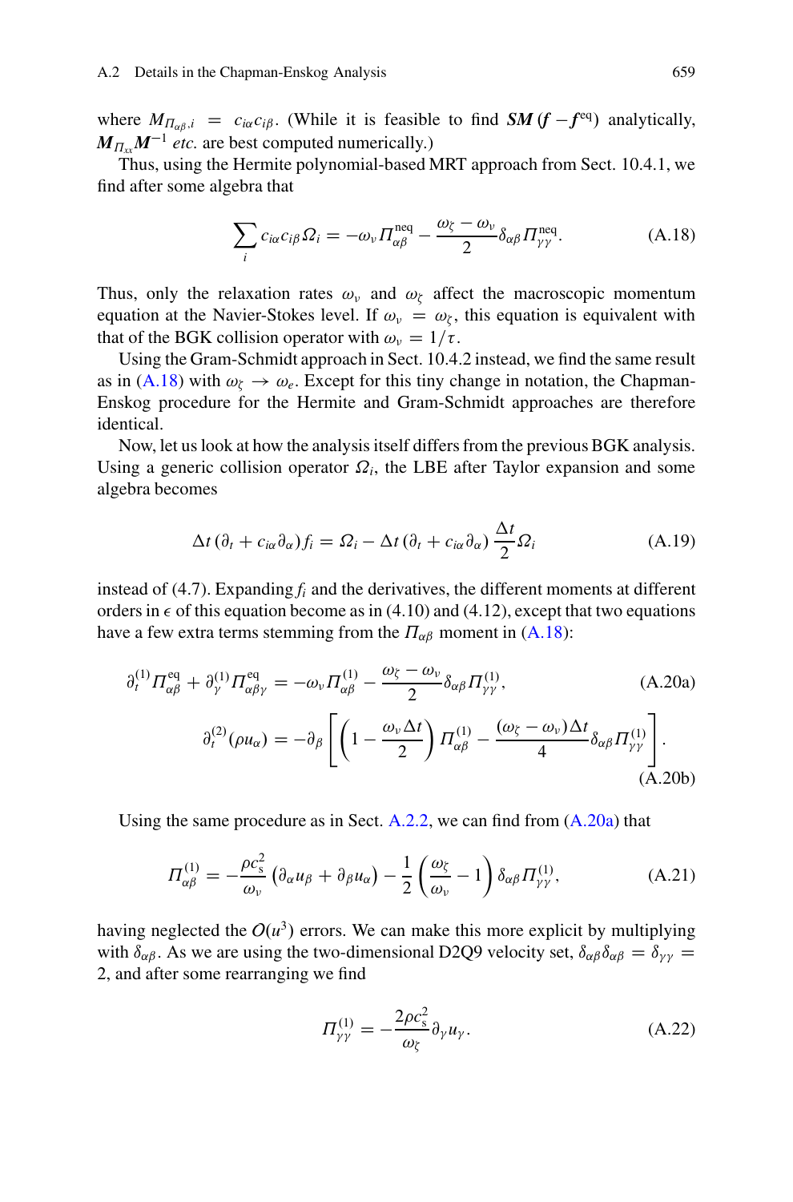where $M_{\Pi_{\alpha\beta},i} = c_{i\alpha}c_{i\beta}$. (While it is feasible to find $\boldsymbol{SM}(\boldsymbol{f} - \boldsymbol{f}^{\text{eq}})$ analytically, $\boldsymbol{M}_{\Pi_{xx}}\boldsymbol{M}^{-1}$ *etc.* are best computed numerically.)

Thus, using the Hermite polynomial-based MRT approach from Sect. 10.4.1, we find after some algebra that

$$\sum_i c_{i\alpha}c_{i\beta}\Omega_i = -\omega_\nu \Pi^{\text{neq}}_{\alpha\beta} - \frac{\omega_\zeta - \omega_\nu}{2}\delta_{\alpha\beta}\Pi^{\text{neq}}_{\gamma\gamma}. \tag{A.18}$$

Thus, only the relaxation rates $\omega_\nu$ and $\omega_\zeta$ affect the macroscopic momentum equation at the Navier-Stokes level. If $\omega_\nu = \omega_\zeta$, this equation is equivalent with that of the BGK collision operator with $\omega_\nu = 1/\tau$.

Using the Gram-Schmidt approach in Sect. 10.4.2 instead, we find the same result as in (A.18) with $\omega_\zeta \to \omega_e$. Except for this tiny change in notation, the Chapman-Enskog procedure for the Hermite and Gram-Schmidt approaches are therefore identical.

Now, let us look at how the analysis itself differs from the previous BGK analysis. Using a generic collision operator $\Omega_i$, the LBE after Taylor expansion and some algebra becomes

$$\Delta t\,(\partial_t + c_{i\alpha}\partial_\alpha) f_i = \Omega_i - \Delta t\,(\partial_t + c_{i\alpha}\partial_\alpha)\frac{\Delta t}{2}\Omega_i \tag{A.19}$$

instead of (4.7). Expanding $f_i$ and the derivatives, the different moments at different orders in $\epsilon$ of this equation become as in (4.10) and (4.12), except that two equations have a few extra terms stemming from the $\Pi_{\alpha\beta}$ moment in (A.18):

$$\partial_t^{(1)}\Pi^{\text{eq}}_{\alpha\beta} + \partial_\gamma^{(1)}\Pi^{\text{eq}}_{\alpha\beta\gamma} = -\omega_\nu \Pi^{(1)}_{\alpha\beta} - \frac{\omega_\zeta - \omega_\nu}{2}\delta_{\alpha\beta}\Pi^{(1)}_{\gamma\gamma}, \tag{A.20a}$$

$$\partial_t^{(2)}(\rho u_\alpha) = -\partial_\beta\left[\left(1 - \frac{\omega_\nu \Delta t}{2}\right)\Pi^{(1)}_{\alpha\beta} - \frac{(\omega_\zeta - \omega_\nu)\Delta t}{4}\delta_{\alpha\beta}\Pi^{(1)}_{\gamma\gamma}\right]. \tag{A.20b}$$

Using the same procedure as in Sect. A.2.2, we can find from (A.20a) that

$$\Pi^{(1)}_{\alpha\beta} = -\frac{\rho c_s^2}{\omega_\nu}\left(\partial_\alpha u_\beta + \partial_\beta u_\alpha\right) - \frac{1}{2}\left(\frac{\omega_\zeta}{\omega_\nu} - 1\right)\delta_{\alpha\beta}\Pi^{(1)}_{\gamma\gamma}, \tag{A.21}$$

having neglected the $O(u^3)$ errors. We can make this more explicit by multiplying with $\delta_{\alpha\beta}$. As we are using the two-dimensional D2Q9 velocity set, $\delta_{\alpha\beta}\delta_{\alpha\beta} = \delta_{\gamma\gamma} = 2$, and after some rearranging we find

$$\Pi^{(1)}_{\gamma\gamma} = -\frac{2\rho c_s^2}{\omega_\zeta}\partial_\gamma u_\gamma. \tag{A.22}$$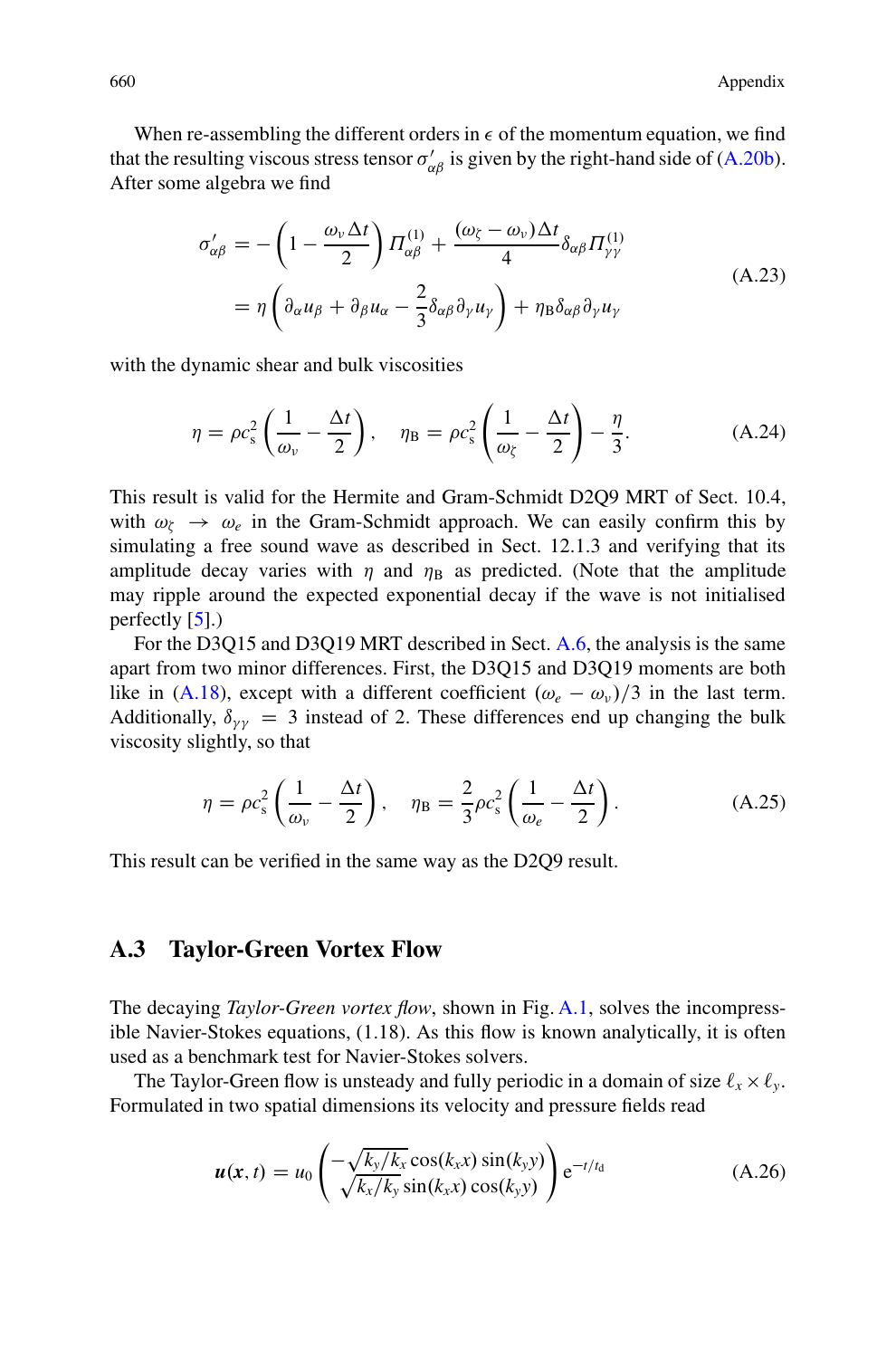When re-assembling the different orders in $\epsilon$ of the momentum equation, we find that the resulting viscous stress tensor $\sigma'_{\alpha\beta}$ is given by the right-hand side of (A.20b). After some algebra we find

$$
\begin{aligned}
\sigma'_{\alpha\beta} &= -\left(1 - \frac{\omega_\nu \Delta t}{2}\right) \Pi^{(1)}_{\alpha\beta} + \frac{(\omega_\zeta - \omega_\nu)\Delta t}{4} \delta_{\alpha\beta} \Pi^{(1)}_{\gamma\gamma} \\
&= \eta \left(\partial_\alpha u_\beta + \partial_\beta u_\alpha - \frac{2}{3}\delta_{\alpha\beta}\partial_\gamma u_\gamma\right) + \eta_{\mathrm{B}} \delta_{\alpha\beta} \partial_\gamma u_\gamma
\end{aligned}
\tag{A.23}
$$

with the dynamic shear and bulk viscosities

$$
\eta = \rho c_{\mathrm{s}}^2 \left(\frac{1}{\omega_\nu} - \frac{\Delta t}{2}\right), \quad \eta_{\mathrm{B}} = \rho c_{\mathrm{s}}^2 \left(\frac{1}{\omega_\zeta} - \frac{\Delta t}{2}\right) - \frac{\eta}{3}. \tag{A.24}
$$

This result is valid for the Hermite and Gram-Schmidt D2Q9 MRT of Sect. 10.4, with $\omega_\zeta \to \omega_e$ in the Gram-Schmidt approach. We can easily confirm this by simulating a free sound wave as described in Sect. 12.1.3 and verifying that its amplitude decay varies with $\eta$ and $\eta_{\mathrm{B}}$ as predicted. (Note that the amplitude may ripple around the expected exponential decay if the wave is not initialised perfectly [5].)

For the D3Q15 and D3Q19 MRT described in Sect. A.6, the analysis is the same apart from two minor differences. First, the D3Q15 and D3Q19 moments are both like in (A.18), except with a different coefficient $(\omega_e - \omega_\nu)/3$ in the last term. Additionally, $\delta_{\gamma\gamma} = 3$ instead of 2. These differences end up changing the bulk viscosity slightly, so that

$$
\eta = \rho c_{\mathrm{s}}^2 \left(\frac{1}{\omega_\nu} - \frac{\Delta t}{2}\right), \quad \eta_{\mathrm{B}} = \frac{2}{3}\rho c_{\mathrm{s}}^2 \left(\frac{1}{\omega_e} - \frac{\Delta t}{2}\right). \tag{A.25}
$$

This result can be verified in the same way as the D2Q9 result.

## A.3 Taylor-Green Vortex Flow

The decaying *Taylor-Green vortex flow*, shown in Fig. A.1, solves the incompressible Navier-Stokes equations, (1.18). As this flow is known analytically, it is often used as a benchmark test for Navier-Stokes solvers.

The Taylor-Green flow is unsteady and fully periodic in a domain of size $\ell_x \times \ell_y$. Formulated in two spatial dimensions its velocity and pressure fields read

$$
\boldsymbol{u}(\boldsymbol{x}, t) = u_0 \begin{pmatrix} -\sqrt{k_y/k_x}\cos(k_x x)\sin(k_y y) \\ \sqrt{k_x/k_y}\sin(k_x x)\cos(k_y y) \end{pmatrix} \mathrm{e}^{-t/t_{\mathrm{d}}} \tag{A.26}
$$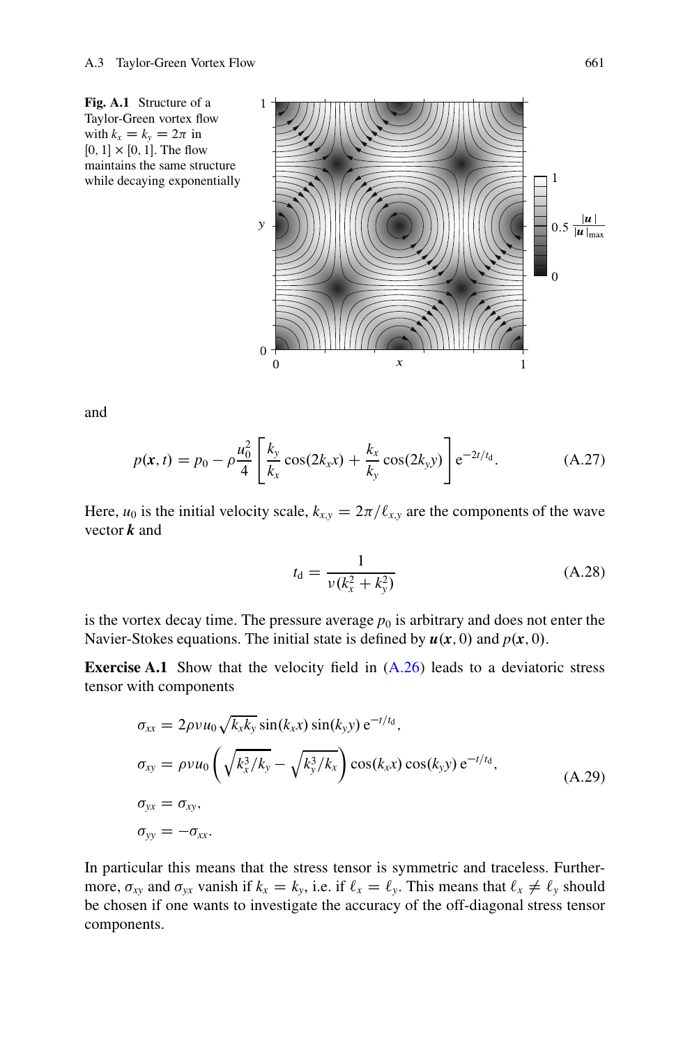**Fig. A.1** Structure of a Taylor-Green vortex flow with $k_x = k_y = 2\pi$ in $[0, 1] \times [0, 1]$. The flow maintains the same structure while decaying exponentially

and

$$p(\boldsymbol{x}, t) = p_0 - \rho \frac{u_0^2}{4} \left[ \frac{k_y}{k_x} \cos(2k_x x) + \frac{k_x}{k_y} \cos(2k_y y) \right] \mathrm{e}^{-2t/t_\mathrm{d}}. \tag{A.27}$$

Here, $u_0$ is the initial velocity scale, $k_{x,y} = 2\pi/\ell_{x,y}$ are the components of the wave vector $\boldsymbol{k}$ and

$$t_\mathrm{d} = \frac{1}{\nu(k_x^2 + k_y^2)} \tag{A.28}$$

is the vortex decay time. The pressure average $p_0$ is arbitrary and does not enter the Navier-Stokes equations. The initial state is defined by $\boldsymbol{u}(\boldsymbol{x}, 0)$ and $p(\boldsymbol{x}, 0)$.

**Exercise A.1** Show that the velocity field in (A.26) leads to a deviatoric stress tensor with components

$$\begin{aligned}
\sigma_{xx} &= 2\rho\nu u_0 \sqrt{k_x k_y} \sin(k_x x) \sin(k_y y)\, \mathrm{e}^{-t/t_\mathrm{d}}, \\
\sigma_{xy} &= \rho\nu u_0 \left( \sqrt{k_x^3/k_y} - \sqrt{k_y^3/k_x} \right) \cos(k_x x) \cos(k_y y)\, \mathrm{e}^{-t/t_\mathrm{d}}, \\
\sigma_{yx} &= \sigma_{xy}, \\
\sigma_{yy} &= -\sigma_{xx}.
\end{aligned} \tag{A.29}$$

In particular this means that the stress tensor is symmetric and traceless. Furthermore, $\sigma_{xy}$ and $\sigma_{yx}$ vanish if $k_x = k_y$, i.e. if $\ell_x = \ell_y$. This means that $\ell_x \neq \ell_y$ should be chosen if one wants to investigate the accuracy of the off-diagonal stress tensor components.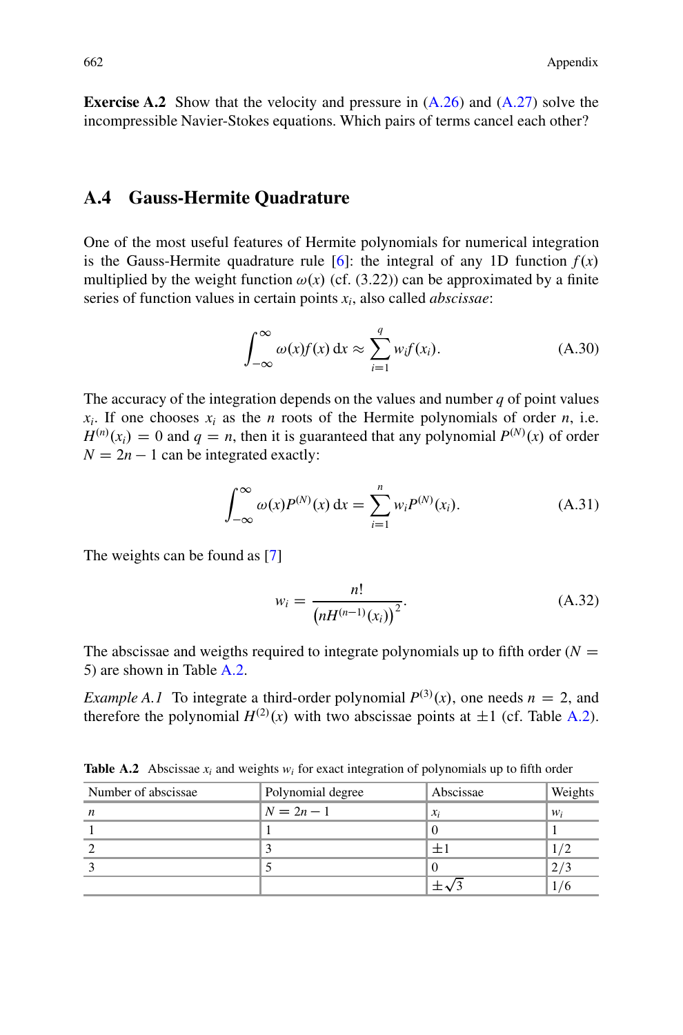**Exercise A.2** Show that the velocity and pressure in (A.26) and (A.27) solve the incompressible Navier-Stokes equations. Which pairs of terms cancel each other?

## A.4 Gauss-Hermite Quadrature

One of the most useful features of Hermite polynomials for numerical integration is the Gauss-Hermite quadrature rule [6]: the integral of any 1D function $f(x)$ multiplied by the weight function $\omega(x)$ (cf. (3.22)) can be approximated by a finite series of function values in certain points $x_i$, also called *abscissae*:

$$\int_{-\infty}^{\infty} \omega(x) f(x) \, \mathrm{d}x \approx \sum_{i=1}^{q} w_i f(x_i). \tag{A.30}$$

The accuracy of the integration depends on the values and number $q$ of point values $x_i$. If one chooses $x_i$ as the $n$ roots of the Hermite polynomials of order $n$, i.e. $H^{(n)}(x_i) = 0$ and $q = n$, then it is guaranteed that any polynomial $P^{(N)}(x)$ of order $N = 2n - 1$ can be integrated exactly:

$$\int_{-\infty}^{\infty} \omega(x) P^{(N)}(x) \, \mathrm{d}x = \sum_{i=1}^{n} w_i P^{(N)}(x_i). \tag{A.31}$$

The weights can be found as [7]

$$w_i = \frac{n!}{\left(n H^{(n-1)}(x_i)\right)^2}. \tag{A.32}$$

The abscissae and weigths required to integrate polynomials up to fifth order ($N = 5$) are shown in Table A.2.

*Example A.1* To integrate a third-order polynomial $P^{(3)}(x)$, one needs $n = 2$, and therefore the polynomial $H^{(2)}(x)$ with two abscissae points at $\pm 1$ (cf. Table A.2).

**Table A.2** Abscissae $x_i$ and weights $w_i$ for exact integration of polynomials up to fifth order

| Number of abscissae | Polynomial degree | Abscissae | Weights |
|---|---|---|---|
| $n$ | $N = 2n - 1$ | $x_i$ | $w_i$ |
| 1 | 1 | 0 | 1 |
| 2 | 3 | $\pm 1$ | $1/2$ |
| 3 | 5 | 0 | $2/3$ |
| | | $\pm\sqrt{3}$ | $1/6$ |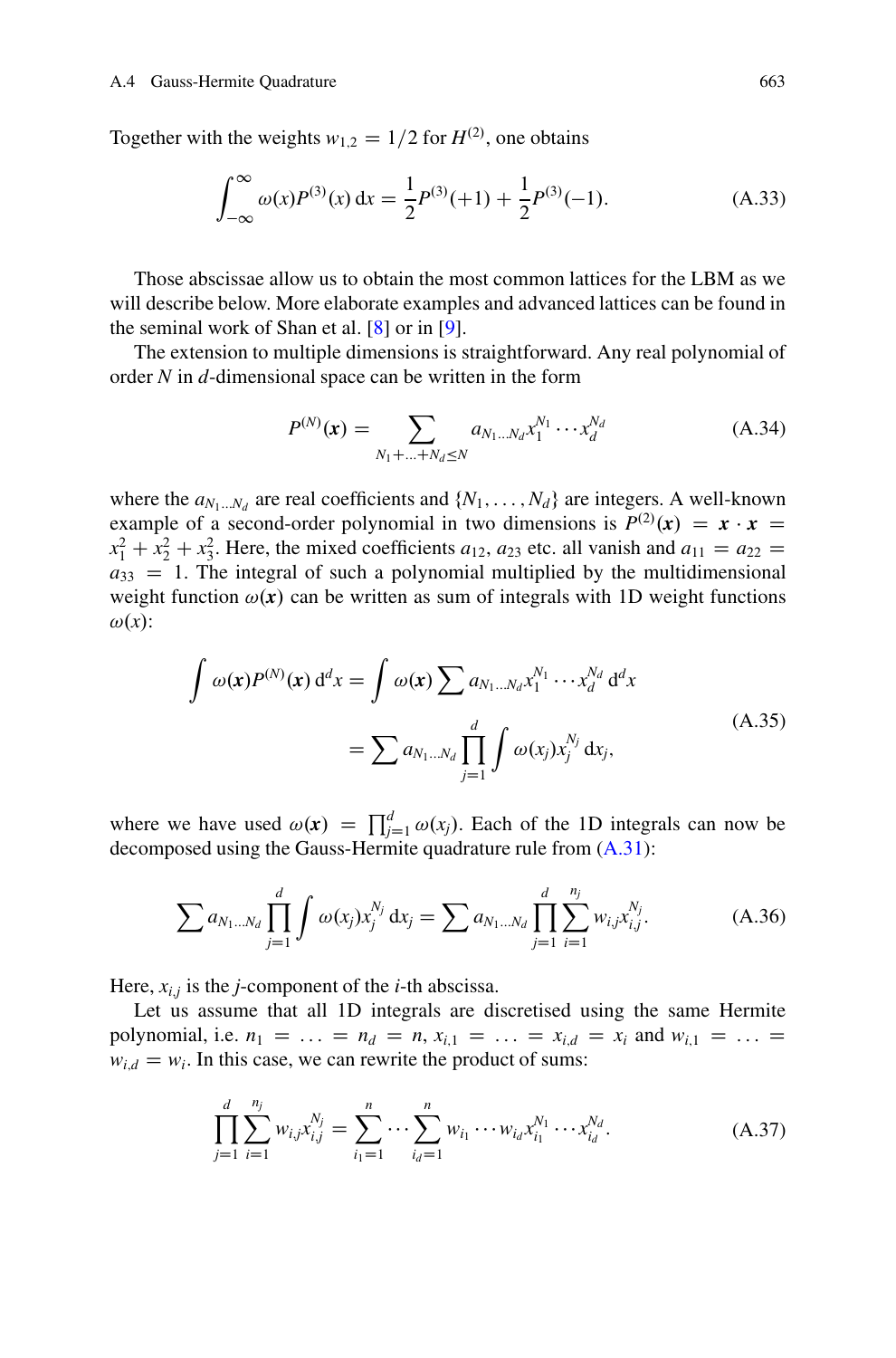Together with the weights $w_{1,2} = 1/2$ for $H^{(2)}$, one obtains

$$\int_{-\infty}^{\infty} \omega(x) P^{(3)}(x)\, \mathrm{d}x = \frac{1}{2} P^{(3)}(+1) + \frac{1}{2} P^{(3)}(-1). \tag{A.33}$$

Those abscissae allow us to obtain the most common lattices for the LBM as we will describe below. More elaborate examples and advanced lattices can be found in the seminal work of Shan et al. [8] or in [9].

The extension to multiple dimensions is straightforward. Any real polynomial of order $N$ in $d$-dimensional space can be written in the form

$$P^{(N)}(\boldsymbol{x}) = \sum_{N_1+\ldots+N_d \le N} a_{N_1\ldots N_d} x_1^{N_1} \cdots x_d^{N_d} \tag{A.34}$$

where the $a_{N_1\ldots N_d}$ are real coefficients and $\{N_1, \ldots, N_d\}$ are integers. A well-known example of a second-order polynomial in two dimensions is $P^{(2)}(\boldsymbol{x}) = \boldsymbol{x} \cdot \boldsymbol{x} = x_1^2 + x_2^2 + x_3^2$. Here, the mixed coefficients $a_{12}$, $a_{23}$ etc. all vanish and $a_{11} = a_{22} = a_{33} = 1$. The integral of such a polynomial multiplied by the multidimensional weight function $\omega(\boldsymbol{x})$ can be written as sum of integrals with 1D weight functions $\omega(x)$:

$$\begin{aligned} \int \omega(\boldsymbol{x}) P^{(N)}(\boldsymbol{x})\, \mathrm{d}^d x &= \int \omega(\boldsymbol{x}) \sum a_{N_1\ldots N_d} x_1^{N_1} \cdots x_d^{N_d}\, \mathrm{d}^d x \\ &= \sum a_{N_1\ldots N_d} \prod_{j=1}^{d} \int \omega(x_j) x_j^{N_j}\, \mathrm{d}x_j, \end{aligned} \tag{A.35}$$

where we have used $\omega(\boldsymbol{x}) = \prod_{j=1}^{d} \omega(x_j)$. Each of the 1D integrals can now be decomposed using the Gauss-Hermite quadrature rule from (A.31):

$$\sum a_{N_1\ldots N_d} \prod_{j=1}^{d} \int \omega(x_j) x_j^{N_j}\, \mathrm{d}x_j = \sum a_{N_1\ldots N_d} \prod_{j=1}^{d} \sum_{i=1}^{n_j} w_{i,j} x_{i,j}^{N_j}. \tag{A.36}$$

Here, $x_{i,j}$ is the $j$-component of the $i$-th abscissa.

Let us assume that all 1D integrals are discretised using the same Hermite polynomial, i.e. $n_1 = \ldots = n_d = n$, $x_{i,1} = \ldots = x_{i,d} = x_i$ and $w_{i,1} = \ldots = w_{i,d} = w_i$. In this case, we can rewrite the product of sums:

$$\prod_{j=1}^{d} \sum_{i=1}^{n_j} w_{i,j} x_{i,j}^{N_j} = \sum_{i_1=1}^{n} \cdots \sum_{i_d=1}^{n} w_{i_1} \cdots w_{i_d} x_{i_1}^{N_1} \cdots x_{i_d}^{N_d}. \tag{A.37}$$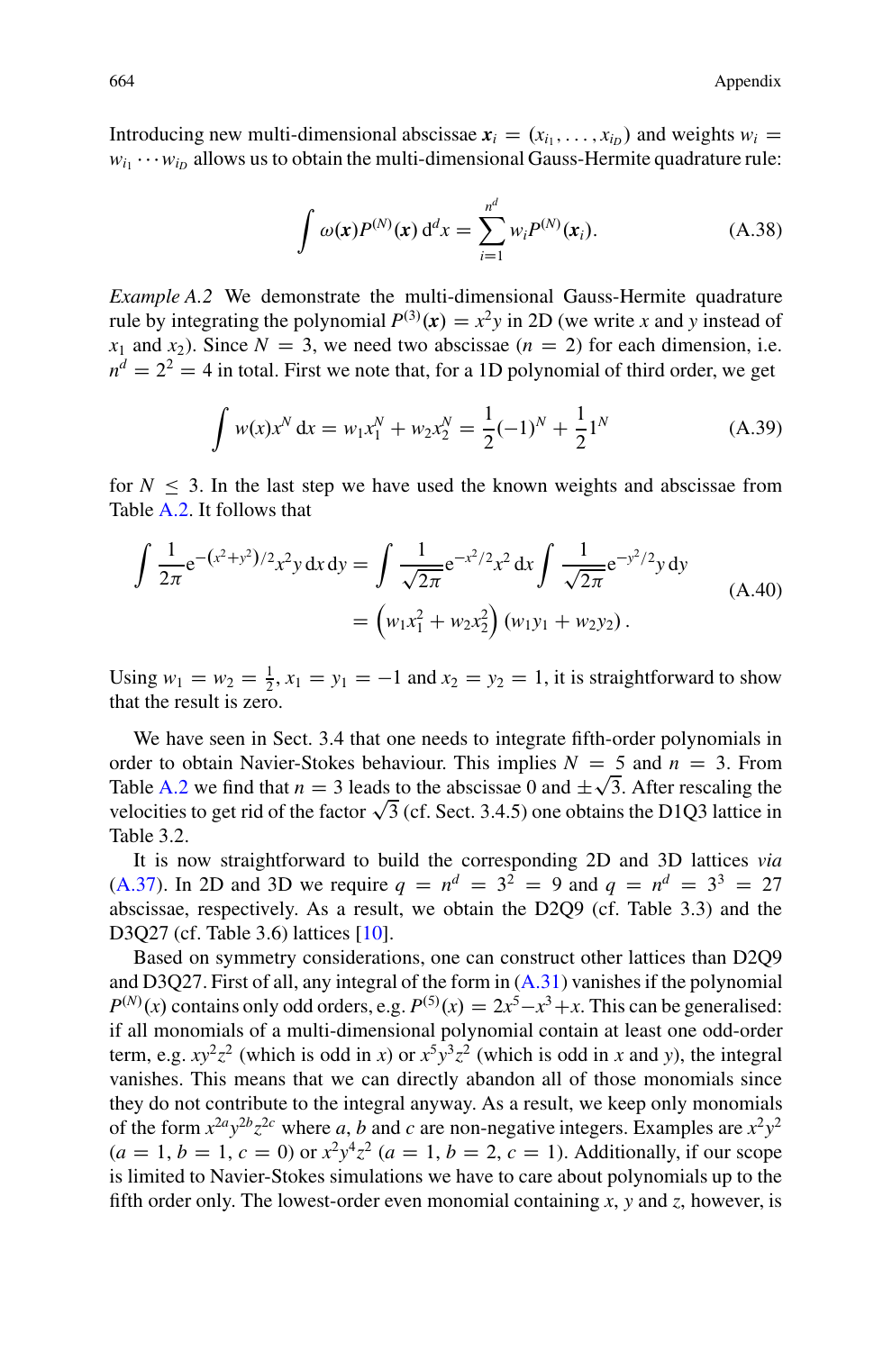Introducing new multi-dimensional abscissae $\boldsymbol{x}_i = (x_{i_1}, \ldots, x_{i_D})$ and weights $w_i = w_{i_1} \cdots w_{i_D}$ allows us to obtain the multi-dimensional Gauss-Hermite quadrature rule:

$$\int \omega(\boldsymbol{x}) P^{(N)}(\boldsymbol{x})\, \mathrm{d}^d x = \sum_{i=1}^{n^d} w_i P^{(N)}(\boldsymbol{x}_i). \tag{A.38}$$

*Example A.2* We demonstrate the multi-dimensional Gauss-Hermite quadrature rule by integrating the polynomial $P^{(3)}(\boldsymbol{x}) = x^2 y$ in 2D (we write $x$ and $y$ instead of $x_1$ and $x_2$). Since $N = 3$, we need two abscissae ($n = 2$) for each dimension, i.e. $n^d = 2^2 = 4$ in total. First we note that, for a 1D polynomial of third order, we get

$$\int w(x) x^N\, \mathrm{d}x = w_1 x_1^N + w_2 x_2^N = \frac{1}{2}(-1)^N + \frac{1}{2} 1^N \tag{A.39}$$

for $N \leq 3$. In the last step we have used the known weights and abscissae from Table A.2. It follows that

$$\begin{aligned} \int \frac{1}{2\pi} \mathrm{e}^{-(x^2+y^2)/2} x^2 y\, \mathrm{d}x\, \mathrm{d}y &= \int \frac{1}{\sqrt{2\pi}} \mathrm{e}^{-x^2/2} x^2\, \mathrm{d}x \int \frac{1}{\sqrt{2\pi}} \mathrm{e}^{-y^2/2} y\, \mathrm{d}y \\ &= \left( w_1 x_1^2 + w_2 x_2^2 \right) (w_1 y_1 + w_2 y_2)\,. \end{aligned} \tag{A.40}$$

Using $w_1 = w_2 = \frac{1}{2}$, $x_1 = y_1 = -1$ and $x_2 = y_2 = 1$, it is straightforward to show that the result is zero.

We have seen in Sect. 3.4 that one needs to integrate fifth-order polynomials in order to obtain Navier-Stokes behaviour. This implies $N = 5$ and $n = 3$. From Table A.2 we find that $n = 3$ leads to the abscissae 0 and $\pm\sqrt{3}$. After rescaling the velocities to get rid of the factor $\sqrt{3}$ (cf. Sect. 3.4.5) one obtains the D1Q3 lattice in Table 3.2.

It is now straightforward to build the corresponding 2D and 3D lattices *via* (A.37). In 2D and 3D we require $q = n^d = 3^2 = 9$ and $q = n^d = 3^3 = 27$ abscissae, respectively. As a result, we obtain the D2Q9 (cf. Table 3.3) and the D3Q27 (cf. Table 3.6) lattices [10].

Based on symmetry considerations, one can construct other lattices than D2Q9 and D3Q27. First of all, any integral of the form in (A.31) vanishes if the polynomial $P^{(N)}(x)$ contains only odd orders, e.g. $P^{(5)}(x) = 2x^5 - x^3 + x$. This can be generalised: if all monomials of a multi-dimensional polynomial contain at least one odd-order term, e.g. $xy^2z^2$ (which is odd in $x$) or $x^5y^3z^2$ (which is odd in $x$ and $y$), the integral vanishes. This means that we can directly abandon all of those monomials since they do not contribute to the integral anyway. As a result, we keep only monomials of the form $x^{2a}y^{2b}z^{2c}$ where $a$, $b$ and $c$ are non-negative integers. Examples are $x^2y^2$ ($a = 1$, $b = 1$, $c = 0$) or $x^2y^4z^2$ ($a = 1$, $b = 2$, $c = 1$). Additionally, if our scope is limited to Navier-Stokes simulations we have to care about polynomials up to the fifth order only. The lowest-order even monomial containing $x$, $y$ and $z$, however, is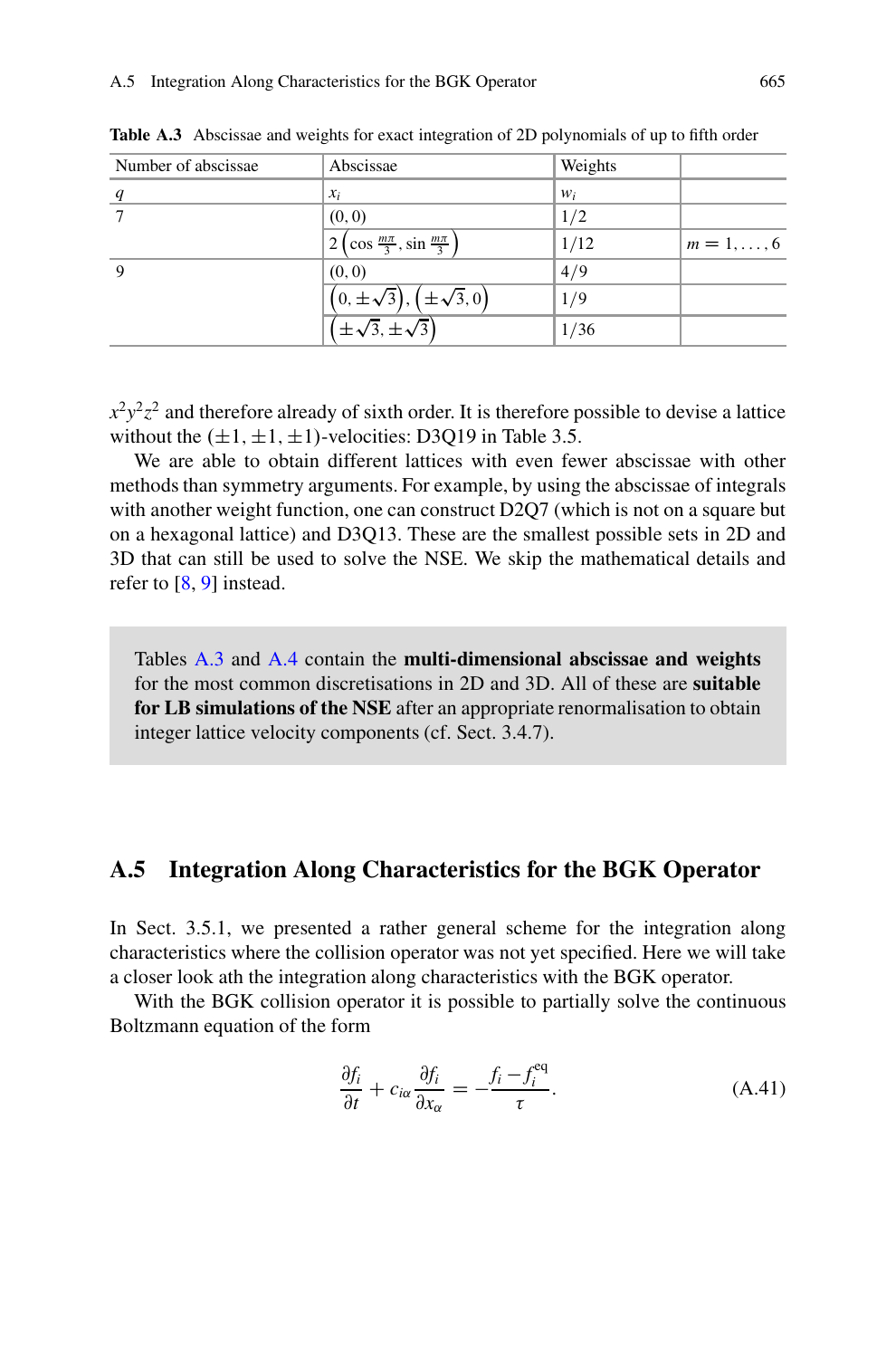**Table A.3** Abscissae and weights for exact integration of 2D polynomials of up to fifth order

| Number of abscissae | Abscissae | Weights | |
|---|---|---|---|
| $q$ | $x_i$ | $w_i$ | |
| 7 | $(0, 0)$ | $1/2$ | |
| | $2\left(\cos\frac{m\pi}{3}, \sin\frac{m\pi}{3}\right)$ | $1/12$ | $m = 1, \ldots, 6$ |
| 9 | $(0, 0)$ | $4/9$ | |
| | $\left(0, \pm\sqrt{3}\right), \left(\pm\sqrt{3}, 0\right)$ | $1/9$ | |
| | $\left(\pm\sqrt{3}, \pm\sqrt{3}\right)$ | $1/36$ | |

$x^2y^2z^2$ and therefore already of sixth order. It is therefore possible to devise a lattice without the $(\pm 1, \pm 1, \pm 1)$-velocities: D3Q19 in Table 3.5.

We are able to obtain different lattices with even fewer abscissae with other methods than symmetry arguments. For example, by using the abscissae of integrals with another weight function, one can construct D2Q7 (which is not on a square but on a hexagonal lattice) and D3Q13. These are the smallest possible sets in 2D and 3D that can still be used to solve the NSE. We skip the mathematical details and refer to [8, 9] instead.

> Tables A.3 and A.4 contain the **multi-dimensional abscissae and weights** for the most common discretisations in 2D and 3D. All of these are **suitable for LB simulations of the NSE** after an appropriate renormalisation to obtain integer lattice velocity components (cf. Sect. 3.4.7).

## A.5 Integration Along Characteristics for the BGK Operator

In Sect. 3.5.1, we presented a rather general scheme for the integration along characteristics where the collision operator was not yet specified. Here we will take a closer look ath the integration along characteristics with the BGK operator.

With the BGK collision operator it is possible to partially solve the continuous Boltzmann equation of the form

$$\frac{\partial f_i}{\partial t} + c_{i\alpha}\frac{\partial f_i}{\partial x_\alpha} = -\frac{f_i - f_i^{\text{eq}}}{\tau}. \tag{A.41}$$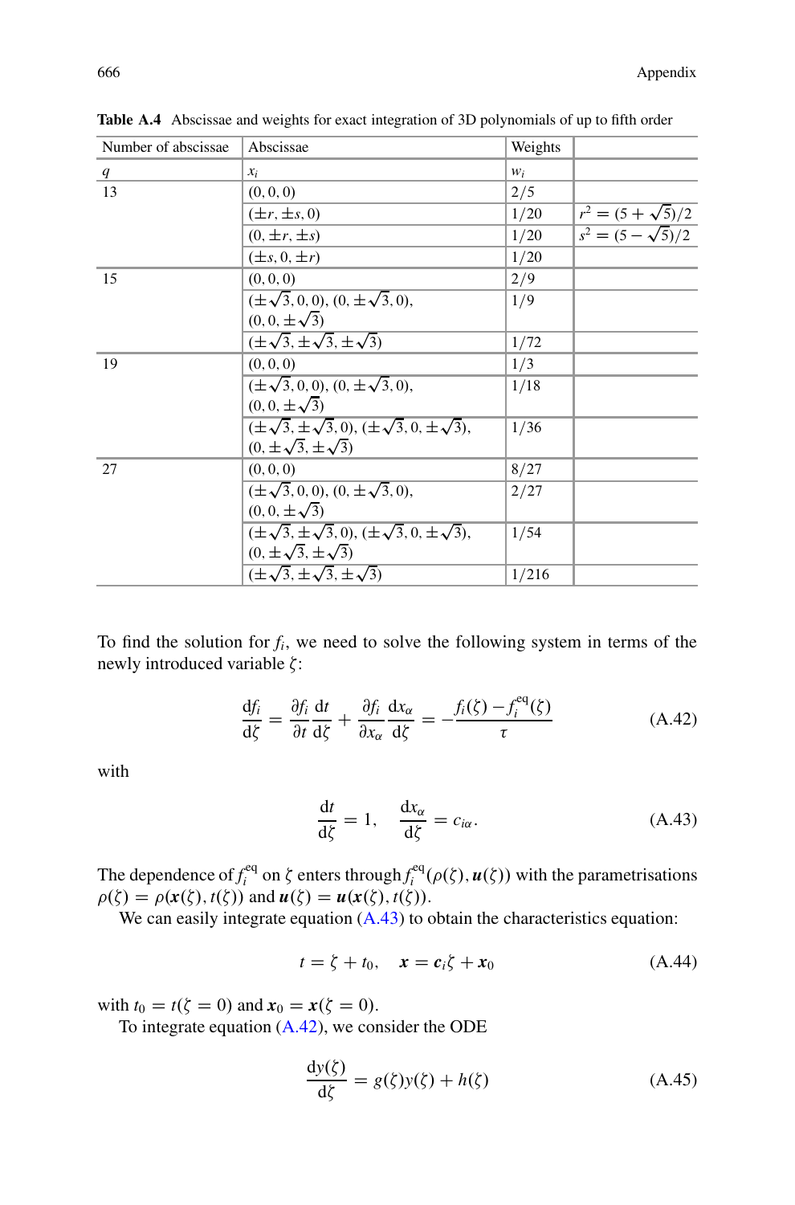**Table A.4** Abscissae and weights for exact integration of 3D polynomials of up to fifth order

| Number of abscissae | Abscissae | Weights | |
|---|---|---|---|
| $q$ | $x_i$ | $w_i$ | |
| 13 | $(0, 0, 0)$ | $2/5$ | |
| | $(\pm r, \pm s, 0)$ | $1/20$ | $r^2 = (5+\sqrt{5})/2$ |
| | $(0, \pm r, \pm s)$ | $1/20$ | $s^2 = (5-\sqrt{5})/2$ |
| | $(\pm s, 0, \pm r)$ | $1/20$ | |
| 15 | $(0, 0, 0)$ | $2/9$ | |
| | $(\pm\sqrt{3}, 0, 0)$, $(0, \pm\sqrt{3}, 0)$, $(0, 0, \pm\sqrt{3})$ | $1/9$ | |
| | $(\pm\sqrt{3}, \pm\sqrt{3}, \pm\sqrt{3})$ | $1/72$ | |
| 19 | $(0, 0, 0)$ | $1/3$ | |
| | $(\pm\sqrt{3}, 0, 0)$, $(0, \pm\sqrt{3}, 0)$, $(0, 0, \pm\sqrt{3})$ | $1/18$ | |
| | $(\pm\sqrt{3}, \pm\sqrt{3}, 0)$, $(\pm\sqrt{3}, 0, \pm\sqrt{3})$, $(0, \pm\sqrt{3}, \pm\sqrt{3})$ | $1/36$ | |
| 27 | $(0, 0, 0)$ | $8/27$ | |
| | $(\pm\sqrt{3}, 0, 0)$, $(0, \pm\sqrt{3}, 0)$, $(0, 0, \pm\sqrt{3})$ | $2/27$ | |
| | $(\pm\sqrt{3}, \pm\sqrt{3}, 0)$, $(\pm\sqrt{3}, 0, \pm\sqrt{3})$, $(0, \pm\sqrt{3}, \pm\sqrt{3})$ | $1/54$ | |
| | $(\pm\sqrt{3}, \pm\sqrt{3}, \pm\sqrt{3})$ | $1/216$ | |

To find the solution for $f_i$, we need to solve the following system in terms of the newly introduced variable $\zeta$:

$$\frac{\mathrm{d}f_i}{\mathrm{d}\zeta} = \frac{\partial f_i}{\partial t}\frac{\mathrm{d}t}{\mathrm{d}\zeta} + \frac{\partial f_i}{\partial x_\alpha}\frac{\mathrm{d}x_\alpha}{\mathrm{d}\zeta} = -\frac{f_i(\zeta) - f_i^{\mathrm{eq}}(\zeta)}{\tau} \tag{A.42}$$

with

$$\frac{\mathrm{d}t}{\mathrm{d}\zeta} = 1, \quad \frac{\mathrm{d}x_\alpha}{\mathrm{d}\zeta} = c_{i\alpha}. \tag{A.43}$$

The dependence of $f_i^{\mathrm{eq}}$ on $\zeta$ enters through $f_i^{\mathrm{eq}}(\rho(\zeta), \boldsymbol{u}(\zeta))$ with the parametrisations $\rho(\zeta) = \rho(\boldsymbol{x}(\zeta), t(\zeta))$ and $\boldsymbol{u}(\zeta) = \boldsymbol{u}(\boldsymbol{x}(\zeta), t(\zeta))$.

We can easily integrate equation (A.43) to obtain the characteristics equation:

$$t = \zeta + t_0, \quad \boldsymbol{x} = \boldsymbol{c}_i\zeta + \boldsymbol{x}_0 \tag{A.44}$$

with $t_0 = t(\zeta = 0)$ and $\boldsymbol{x}_0 = \boldsymbol{x}(\zeta = 0)$.

To integrate equation (A.42), we consider the ODE

$$\frac{\mathrm{d}y(\zeta)}{\mathrm{d}\zeta} = g(\zeta)y(\zeta) + h(\zeta) \tag{A.45}$$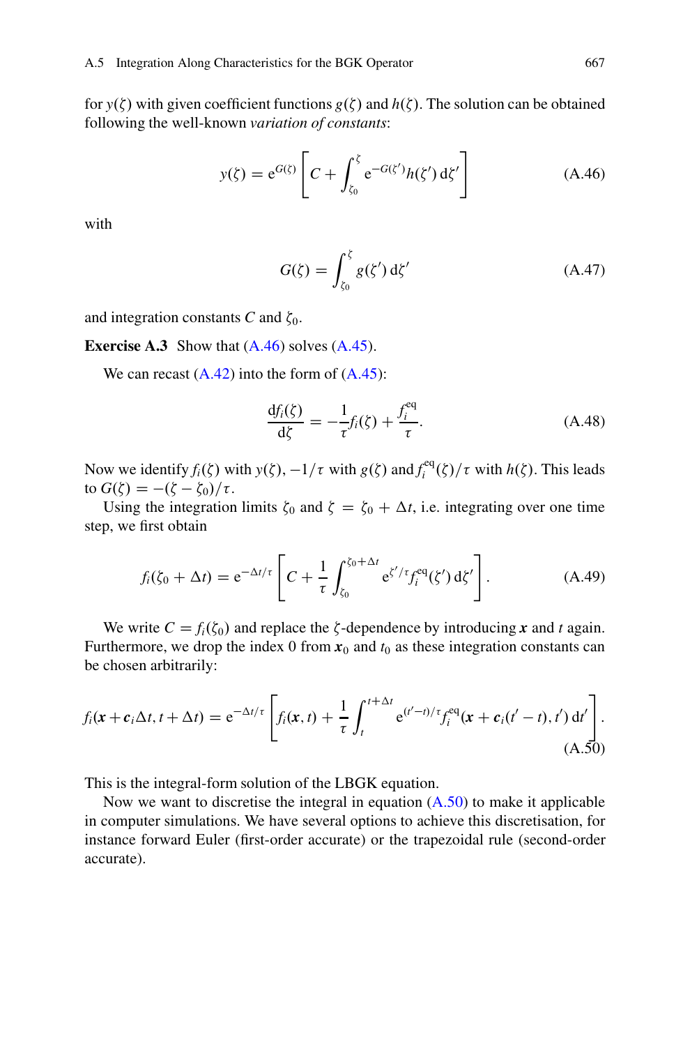for $y(\zeta)$ with given coefficient functions $g(\zeta)$ and $h(\zeta)$. The solution can be obtained following the well-known *variation of constants*:

$$y(\zeta) = e^{G(\zeta)} \left[ C + \int_{\zeta_0}^{\zeta} e^{-G(\zeta')} h(\zeta') \, d\zeta' \right] \tag{A.46}$$

with

$$G(\zeta) = \int_{\zeta_0}^{\zeta} g(\zeta') \, d\zeta' \tag{A.47}$$

and integration constants $C$ and $\zeta_0$.

**Exercise A.3** Show that (A.46) solves (A.45).

We can recast (A.42) into the form of (A.45):

$$\frac{df_i(\zeta)}{d\zeta} = -\frac{1}{\tau} f_i(\zeta) + \frac{f_i^{eq}}{\tau}. \tag{A.48}$$

Now we identify $f_i(\zeta)$ with $y(\zeta)$, $-1/\tau$ with $g(\zeta)$ and $f_i^{eq}(\zeta)/\tau$ with $h(\zeta)$. This leads to $G(\zeta) = -(\zeta - \zeta_0)/\tau$.

Using the integration limits $\zeta_0$ and $\zeta = \zeta_0 + \Delta t$, i.e. integrating over one time step, we first obtain

$$f_i(\zeta_0 + \Delta t) = e^{-\Delta t/\tau} \left[ C + \frac{1}{\tau} \int_{\zeta_0}^{\zeta_0 + \Delta t} e^{\zeta'/\tau} f_i^{eq}(\zeta') \, d\zeta' \right]. \tag{A.49}$$

We write $C = f_i(\zeta_0)$ and replace the $\zeta$-dependence by introducing $\boldsymbol{x}$ and $t$ again. Furthermore, we drop the index 0 from $\boldsymbol{x}_0$ and $t_0$ as these integration constants can be chosen arbitrarily:

$$f_i(\boldsymbol{x} + \boldsymbol{c}_i \Delta t, t + \Delta t) = e^{-\Delta t/\tau} \left[ f_i(\boldsymbol{x}, t) + \frac{1}{\tau} \int_t^{t+\Delta t} e^{(t'-t)/\tau} f_i^{eq}(\boldsymbol{x} + \boldsymbol{c}_i(t' - t), t') \, dt' \right]. \tag{A.50}$$

This is the integral-form solution of the LBGK equation.

Now we want to discretise the integral in equation (A.50) to make it applicable in computer simulations. We have several options to achieve this discretisation, for instance forward Euler (first-order accurate) or the trapezoidal rule (second-order accurate).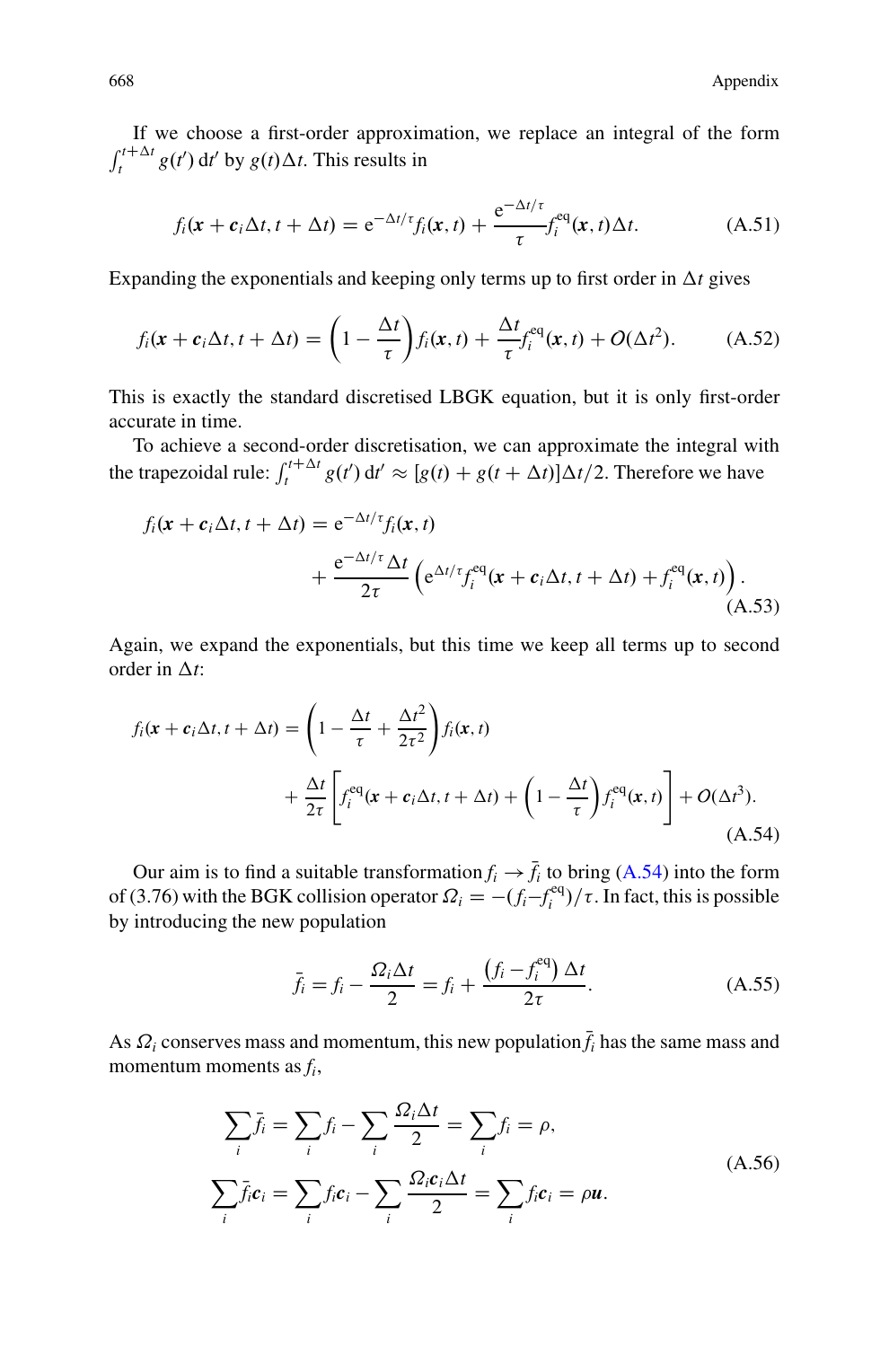If we choose a first-order approximation, we replace an integral of the form $\int_t^{t+\Delta t} g(t')\,\mathrm{d}t'$ by $g(t)\Delta t$. This results in

$$f_i(\boldsymbol{x} + \boldsymbol{c}_i\Delta t, t + \Delta t) = \mathrm{e}^{-\Delta t/\tau} f_i(\boldsymbol{x}, t) + \frac{\mathrm{e}^{-\Delta t/\tau}}{\tau} f_i^{\mathrm{eq}}(\boldsymbol{x}, t)\Delta t. \tag{A.51}$$

Expanding the exponentials and keeping only terms up to first order in $\Delta t$ gives

$$f_i(\boldsymbol{x} + \boldsymbol{c}_i\Delta t, t + \Delta t) = \left(1 - \frac{\Delta t}{\tau}\right) f_i(\boldsymbol{x}, t) + \frac{\Delta t}{\tau} f_i^{\mathrm{eq}}(\boldsymbol{x}, t) + O(\Delta t^2). \tag{A.52}$$

This is exactly the standard discretised LBGK equation, but it is only first-order accurate in time.

To achieve a second-order discretisation, we can approximate the integral with the trapezoidal rule: $\int_t^{t+\Delta t} g(t')\,\mathrm{d}t' \approx [g(t) + g(t + \Delta t)]\Delta t/2$. Therefore we have

$$\begin{aligned} f_i(\boldsymbol{x} + \boldsymbol{c}_i\Delta t, t + \Delta t) &= \mathrm{e}^{-\Delta t/\tau} f_i(\boldsymbol{x}, t) \\ &\quad + \frac{\mathrm{e}^{-\Delta t/\tau}\Delta t}{2\tau}\left(\mathrm{e}^{\Delta t/\tau} f_i^{\mathrm{eq}}(\boldsymbol{x} + \boldsymbol{c}_i\Delta t, t + \Delta t) + f_i^{\mathrm{eq}}(\boldsymbol{x}, t)\right). \end{aligned} \tag{A.53}$$

Again, we expand the exponentials, but this time we keep all terms up to second order in $\Delta t$:

$$\begin{aligned} f_i(\boldsymbol{x} + \boldsymbol{c}_i\Delta t, t + \Delta t) &= \left(1 - \frac{\Delta t}{\tau} + \frac{\Delta t^2}{2\tau^2}\right) f_i(\boldsymbol{x}, t) \\ &\quad + \frac{\Delta t}{2\tau}\left[f_i^{\mathrm{eq}}(\boldsymbol{x} + \boldsymbol{c}_i\Delta t, t + \Delta t) + \left(1 - \frac{\Delta t}{\tau}\right) f_i^{\mathrm{eq}}(\boldsymbol{x}, t)\right] + O(\Delta t^3). \end{aligned} \tag{A.54}$$

Our aim is to find a suitable transformation $f_i \to \bar{f}_i$ to bring (A.54) into the form of (3.76) with the BGK collision operator $\Omega_i = -(f_i - f_i^{\mathrm{eq}})/\tau$. In fact, this is possible by introducing the new population

$$\bar{f}_i = f_i - \frac{\Omega_i \Delta t}{2} = f_i + \frac{\left(f_i - f_i^{\mathrm{eq}}\right)\Delta t}{2\tau}. \tag{A.55}$$

As $\Omega_i$ conserves mass and momentum, this new population $\bar{f}_i$ has the same mass and momentum moments as $f_i$,

$$\begin{aligned} \sum_i \bar{f}_i &= \sum_i f_i - \sum_i \frac{\Omega_i \Delta t}{2} = \sum_i f_i = \rho, \\ \sum_i \bar{f}_i \boldsymbol{c}_i &= \sum_i f_i \boldsymbol{c}_i - \sum_i \frac{\Omega_i \boldsymbol{c}_i \Delta t}{2} = \sum_i f_i \boldsymbol{c}_i = \rho\boldsymbol{u}. \end{aligned} \tag{A.56}$$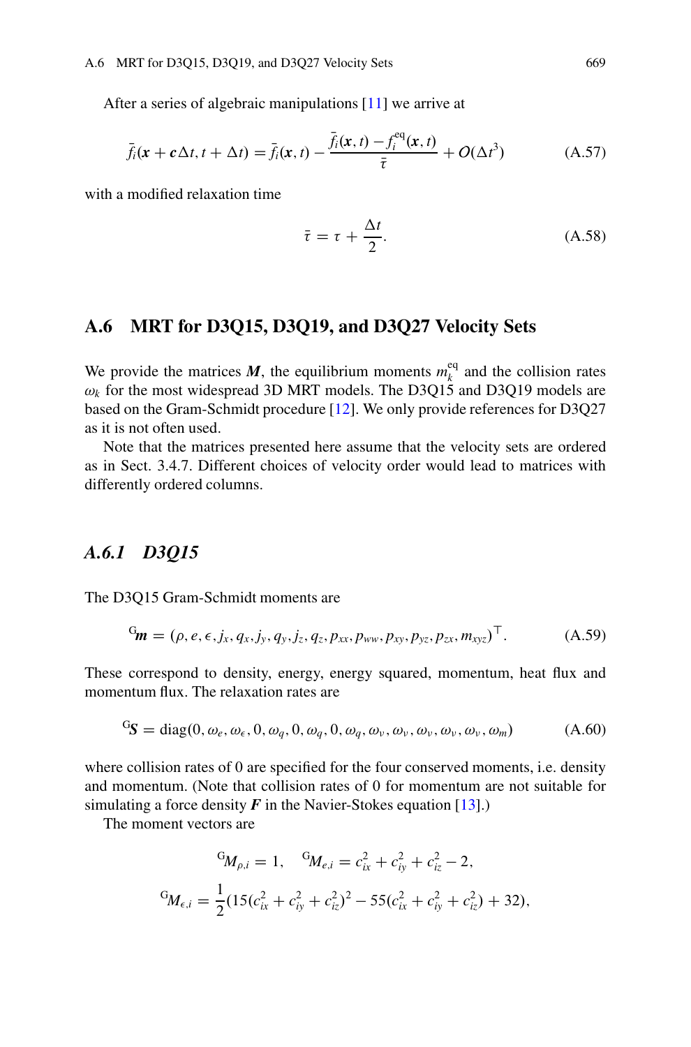After a series of algebraic manipulations [11] we arrive at

$$\bar{f}_i(\boldsymbol{x} + \boldsymbol{c}\Delta t, t + \Delta t) = \bar{f}_i(\boldsymbol{x}, t) - \frac{\bar{f}_i(\boldsymbol{x}, t) - f_i^{\text{eq}}(\boldsymbol{x}, t)}{\bar{\tau}} + O(\Delta t^3) \tag{A.57}$$

with a modified relaxation time

$$\bar{\tau} = \tau + \frac{\Delta t}{2}. \tag{A.58}$$

## A.6 MRT for D3Q15, D3Q19, and D3Q27 Velocity Sets

We provide the matrices $\boldsymbol{M}$, the equilibrium moments $m_k^{\text{eq}}$ and the collision rates $\omega_k$ for the most widespread 3D MRT models. The D3Q15 and D3Q19 models are based on the Gram-Schmidt procedure [12]. We only provide references for D3Q27 as it is not often used.

Note that the matrices presented here assume that the velocity sets are ordered as in Sect. 3.4.7. Different choices of velocity order would lead to matrices with differently ordered columns.

### *A.6.1 D3Q15*

The D3Q15 Gram-Schmidt moments are

$$^{\text{G}}\boldsymbol{m} = (\rho, e, \epsilon, j_x, q_x, j_y, q_y, j_z, q_z, p_{xx}, p_{ww}, p_{xy}, p_{yz}, p_{zx}, m_{xyz})^\top. \tag{A.59}$$

These correspond to density, energy, energy squared, momentum, heat flux and momentum flux. The relaxation rates are

$$^{\text{G}}\boldsymbol{S} = \text{diag}(0, \omega_e, \omega_\epsilon, 0, \omega_q, 0, \omega_q, 0, \omega_q, \omega_\nu, \omega_\nu, \omega_\nu, \omega_\nu, \omega_\nu, \omega_m) \tag{A.60}$$

where collision rates of 0 are specified for the four conserved moments, i.e. density and momentum. (Note that collision rates of 0 for momentum are not suitable for simulating a force density $\boldsymbol{F}$ in the Navier-Stokes equation [13].)

The moment vectors are

$$^{\text{G}}M_{\rho,i} = 1, \quad ^{\text{G}}M_{e,i} = c_{ix}^2 + c_{iy}^2 + c_{iz}^2 - 2,$$

$$^{\text{G}}M_{\epsilon,i} = \frac{1}{2}(15(c_{ix}^2 + c_{iy}^2 + c_{iz}^2)^2 - 55(c_{ix}^2 + c_{iy}^2 + c_{iz}^2) + 32),$$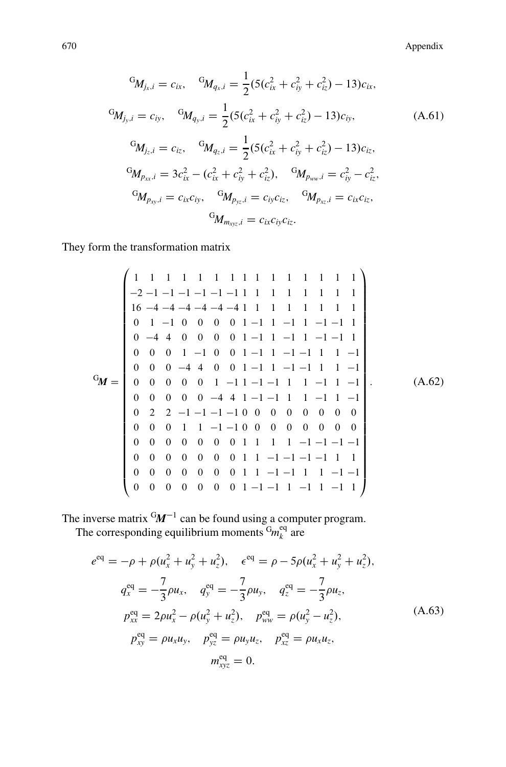$$
\begin{aligned}
{}^{\mathrm{G}}M_{j_x,i} &= c_{ix}, \quad {}^{\mathrm{G}}M_{q_x,i} = \frac{1}{2}(5(c_{ix}^2 + c_{iy}^2 + c_{iz}^2) - 13)c_{ix}, \\
{}^{\mathrm{G}}M_{j_y,i} &= c_{iy}, \quad {}^{\mathrm{G}}M_{q_y,i} = \frac{1}{2}(5(c_{ix}^2 + c_{iy}^2 + c_{iz}^2) - 13)c_{iy}, \\
{}^{\mathrm{G}}M_{j_z,i} &= c_{iz}, \quad {}^{\mathrm{G}}M_{q_z,i} = \frac{1}{2}(5(c_{ix}^2 + c_{iy}^2 + c_{iz}^2) - 13)c_{iz}, \\
{}^{\mathrm{G}}M_{p_{xx},i} &= 3c_{ix}^2 - (c_{ix}^2 + c_{iy}^2 + c_{iz}^2), \quad {}^{\mathrm{G}}M_{p_{ww},i} = c_{iy}^2 - c_{iz}^2, \\
{}^{\mathrm{G}}M_{p_{xy},i} &= c_{ix}c_{iy}, \quad {}^{\mathrm{G}}M_{p_{yz},i} = c_{iy}c_{iz}, \quad {}^{\mathrm{G}}M_{p_{xz},i} = c_{ix}c_{iz}, \\
{}^{\mathrm{G}}M_{m_{xyz},i} &= c_{ix}c_{iy}c_{iz}.
\end{aligned}
\tag{A.61}
$$

They form the transformation matrix

$$
{}^{\mathrm{G}}\boldsymbol{M} = \begin{pmatrix}
1 & 1 & 1 & 1 & 1 & 1 & 1 & 1 & 1 & 1 & 1 & 1 & 1 & 1 & 1 \\
-2 & -1 & -1 & -1 & -1 & -1 & -1 & 1 & 1 & 1 & 1 & 1 & 1 & 1 & 1 \\
16 & -4 & -4 & -4 & -4 & -4 & -4 & 1 & 1 & 1 & 1 & 1 & 1 & 1 & 1 \\
0 & 1 & -1 & 0 & 0 & 0 & 0 & 1 & -1 & 1 & -1 & 1 & -1 & -1 & 1 \\
0 & -4 & 4 & 0 & 0 & 0 & 0 & 1 & -1 & 1 & -1 & 1 & -1 & -1 & 1 \\
0 & 0 & 0 & 1 & -1 & 0 & 0 & 1 & -1 & 1 & -1 & -1 & 1 & 1 & -1 \\
0 & 0 & 0 & -4 & 4 & 0 & 0 & 1 & -1 & 1 & -1 & -1 & 1 & 1 & -1 \\
0 & 0 & 0 & 0 & 0 & 1 & -1 & 1 & -1 & -1 & 1 & 1 & -1 & 1 & -1 \\
0 & 0 & 0 & 0 & 0 & -4 & 4 & 1 & -1 & -1 & 1 & 1 & -1 & 1 & -1 \\
0 & 2 & 2 & -1 & -1 & -1 & -1 & 0 & 0 & 0 & 0 & 0 & 0 & 0 & 0 \\
0 & 0 & 0 & 1 & 1 & -1 & -1 & 0 & 0 & 0 & 0 & 0 & 0 & 0 & 0 \\
0 & 0 & 0 & 0 & 0 & 0 & 0 & 1 & 1 & 1 & 1 & -1 & -1 & -1 & -1 \\
0 & 0 & 0 & 0 & 0 & 0 & 0 & 1 & 1 & -1 & -1 & -1 & -1 & 1 & 1 \\
0 & 0 & 0 & 0 & 0 & 0 & 0 & 1 & 1 & -1 & -1 & 1 & 1 & -1 & -1 \\
0 & 0 & 0 & 0 & 0 & 0 & 0 & 1 & -1 & -1 & 1 & -1 & 1 & -1 & 1
\end{pmatrix}.
\tag{A.62}
$$

The inverse matrix ${}^{\mathrm{G}}\boldsymbol{M}^{-1}$ can be found using a computer program.

The corresponding equilibrium moments ${}^{\mathrm{G}}m_k^{\mathrm{eq}}$ are

$$
\begin{aligned}
e^{\mathrm{eq}} &= -\rho + \rho(u_x^2 + u_y^2 + u_z^2), \quad \epsilon^{\mathrm{eq}} = \rho - 5\rho(u_x^2 + u_y^2 + u_z^2), \\
q_x^{\mathrm{eq}} &= -\frac{7}{3}\rho u_x, \quad q_y^{\mathrm{eq}} = -\frac{7}{3}\rho u_y, \quad q_z^{\mathrm{eq}} = -\frac{7}{3}\rho u_z, \\
p_{xx}^{\mathrm{eq}} &= 2\rho u_x^2 - \rho(u_y^2 + u_z^2), \quad p_{ww}^{\mathrm{eq}} = \rho(u_y^2 - u_z^2), \\
p_{xy}^{\mathrm{eq}} &= \rho u_x u_y, \quad p_{yz}^{\mathrm{eq}} = \rho u_y u_z, \quad p_{xz}^{\mathrm{eq}} = \rho u_x u_z, \\
m_{xyz}^{\mathrm{eq}} &= 0.
\end{aligned}
\tag{A.63}
$$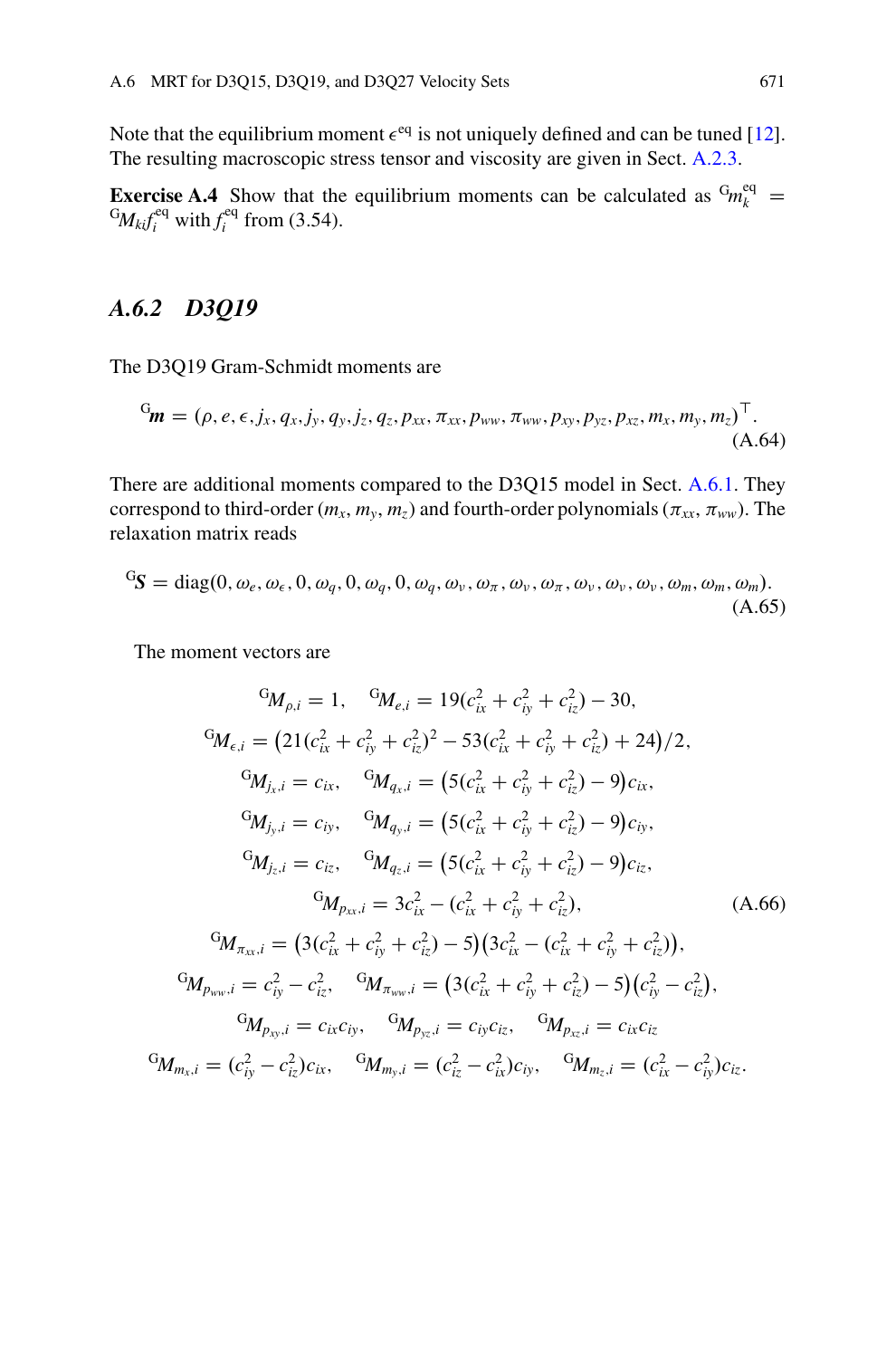Note that the equilibrium moment $\epsilon^{\text{eq}}$ is not uniquely defined and can be tuned [12]. The resulting macroscopic stress tensor and viscosity are given in Sect. A.2.3.

**Exercise A.4** Show that the equilibrium moments can be calculated as ${}^{\text{G}}m_k^{\text{eq}} = {}^{\text{G}}M_{ki}f_i^{\text{eq}}$ with $f_i^{\text{eq}}$ from (3.54).

### *A.6.2 D3Q19*

The D3Q19 Gram-Schmidt moments are

$$
{}^{\text{G}}\boldsymbol{m} = (\rho, e, \epsilon, j_x, q_x, j_y, q_y, j_z, q_z, p_{xx}, \pi_{xx}, p_{ww}, \pi_{ww}, p_{xy}, p_{yz}, p_{xz}, m_x, m_y, m_z)^\top. \tag{A.64}
$$

There are additional moments compared to the D3Q15 model in Sect. A.6.1. They correspond to third-order ($m_x, m_y, m_z$) and fourth-order polynomials ($\pi_{xx}, \pi_{ww}$). The relaxation matrix reads

$$
{}^{\text{G}}\boldsymbol{S} = \text{diag}(0, \omega_e, \omega_\epsilon, 0, \omega_q, 0, \omega_q, 0, \omega_q, \omega_\nu, \omega_\pi, \omega_\nu, \omega_\pi, \omega_\nu, \omega_\nu, \omega_\nu, \omega_m, \omega_m, \omega_m). \tag{A.65}
$$

The moment vectors are

$$
\begin{gathered}
{}^{\text{G}}M_{\rho,i} = 1, \quad {}^{\text{G}}M_{e,i} = 19(c_{ix}^2 + c_{iy}^2 + c_{iz}^2) - 30, \\
{}^{\text{G}}M_{\epsilon,i} = \big(21(c_{ix}^2 + c_{iy}^2 + c_{iz}^2)^2 - 53(c_{ix}^2 + c_{iy}^2 + c_{iz}^2) + 24\big)/2, \\
{}^{\text{G}}M_{j_x,i} = c_{ix}, \quad {}^{\text{G}}M_{q_x,i} = \big(5(c_{ix}^2 + c_{iy}^2 + c_{iz}^2) - 9\big)c_{ix}, \\
{}^{\text{G}}M_{j_y,i} = c_{iy}, \quad {}^{\text{G}}M_{q_y,i} = \big(5(c_{ix}^2 + c_{iy}^2 + c_{iz}^2) - 9\big)c_{iy}, \\
{}^{\text{G}}M_{j_z,i} = c_{iz}, \quad {}^{\text{G}}M_{q_z,i} = \big(5(c_{ix}^2 + c_{iy}^2 + c_{iz}^2) - 9\big)c_{iz}, \\
{}^{\text{G}}M_{p_{xx},i} = 3c_{ix}^2 - (c_{ix}^2 + c_{iy}^2 + c_{iz}^2), \\
{}^{\text{G}}M_{\pi_{xx},i} = \big(3(c_{ix}^2 + c_{iy}^2 + c_{iz}^2) - 5\big)\big(3c_{ix}^2 - (c_{ix}^2 + c_{iy}^2 + c_{iz}^2)\big), \\
{}^{\text{G}}M_{p_{ww},i} = c_{iy}^2 - c_{iz}^2, \quad {}^{\text{G}}M_{\pi_{ww},i} = \big(3(c_{ix}^2 + c_{iy}^2 + c_{iz}^2) - 5\big)\big(c_{iy}^2 - c_{iz}^2\big), \\
{}^{\text{G}}M_{p_{xy},i} = c_{ix}c_{iy}, \quad {}^{\text{G}}M_{p_{yz},i} = c_{iy}c_{iz}, \quad {}^{\text{G}}M_{p_{xz},i} = c_{ix}c_{iz} \\
{}^{\text{G}}M_{m_x,i} = (c_{iy}^2 - c_{iz}^2)c_{ix}, \quad {}^{\text{G}}M_{m_y,i} = (c_{iz}^2 - c_{ix}^2)c_{iy}, \quad {}^{\text{G}}M_{m_z,i} = (c_{ix}^2 - c_{iy}^2)c_{iz}.
\end{gathered} \tag{A.66}
$$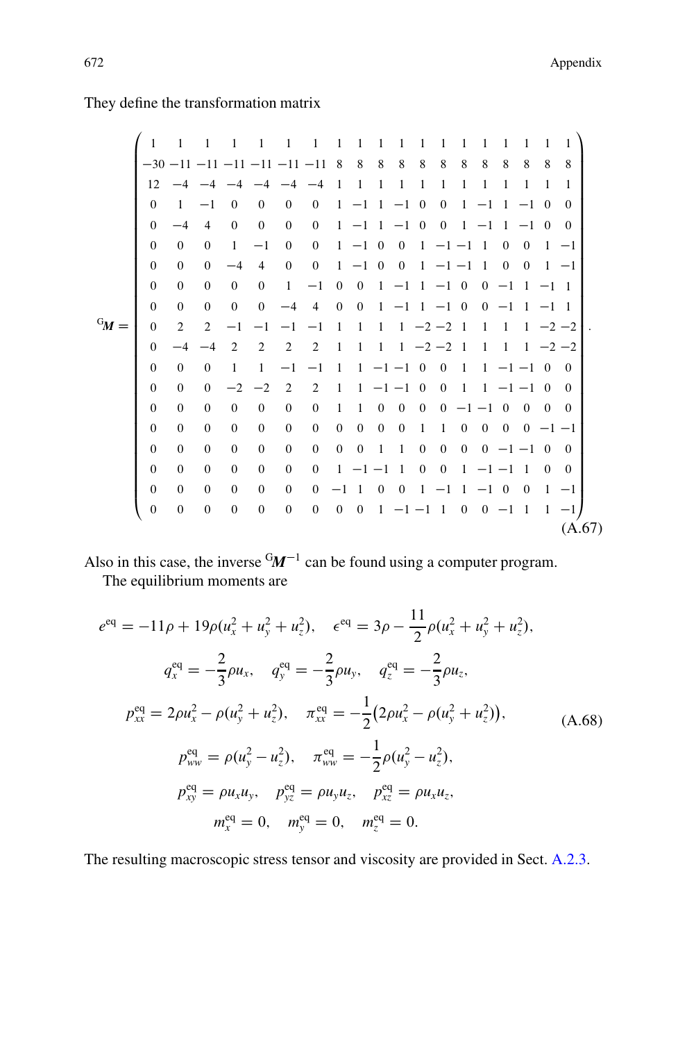They define the transformation matrix

$$
{}^{\mathrm{G}}\boldsymbol{M} = \begin{pmatrix}
1 & 1 & 1 & 1 & 1 & 1 & 1 & 1 & 1 & 1 & 1 & 1 & 1 & 1 & 1 & 1 & 1 & 1 & 1 \\
-30 & -11 & -11 & -11 & -11 & -11 & -11 & 8 & 8 & 8 & 8 & 8 & 8 & 8 & 8 & 8 & 8 & 8 & 8 \\
12 & -4 & -4 & -4 & -4 & -4 & -4 & 1 & 1 & 1 & 1 & 1 & 1 & 1 & 1 & 1 & 1 & 1 & 1 \\
0 & 1 & -1 & 0 & 0 & 0 & 0 & 1 & -1 & 1 & -1 & 0 & 0 & 1 & -1 & 1 & -1 & 0 & 0 \\
0 & -4 & 4 & 0 & 0 & 0 & 0 & 1 & -1 & 1 & -1 & 0 & 0 & 1 & -1 & 1 & -1 & 0 & 0 \\
0 & 0 & 0 & 1 & -1 & 0 & 0 & 1 & -1 & 0 & 0 & 1 & -1 & -1 & 1 & 0 & 0 & 1 & -1 \\
0 & 0 & 0 & -4 & 4 & 0 & 0 & 1 & -1 & 0 & 0 & 1 & -1 & -1 & 1 & 0 & 0 & 1 & -1 \\
0 & 0 & 0 & 0 & 0 & 1 & -1 & 0 & 0 & 1 & -1 & 1 & -1 & 0 & 0 & -1 & 1 & -1 & 1 \\
0 & 0 & 0 & 0 & 0 & -4 & 4 & 0 & 0 & 1 & -1 & 1 & -1 & 0 & 0 & -1 & 1 & -1 & 1 \\
0 & 2 & 2 & -1 & -1 & -1 & -1 & 1 & 1 & 1 & 1 & -2 & -2 & 1 & 1 & 1 & 1 & -2 & -2 \\
0 & -4 & -4 & 2 & 2 & 2 & 2 & 1 & 1 & 1 & 1 & -2 & -2 & 1 & 1 & 1 & 1 & -2 & -2 \\
0 & 0 & 0 & 1 & 1 & -1 & -1 & 1 & 1 & -1 & -1 & 0 & 0 & 1 & 1 & -1 & -1 & 0 & 0 \\
0 & 0 & 0 & -2 & -2 & 2 & 2 & 1 & 1 & -1 & -1 & 0 & 0 & 1 & 1 & -1 & -1 & 0 & 0 \\
0 & 0 & 0 & 0 & 0 & 0 & 0 & 1 & 1 & 0 & 0 & 0 & 0 & -1 & -1 & 0 & 0 & 0 & 0 \\
0 & 0 & 0 & 0 & 0 & 0 & 0 & 0 & 0 & 0 & 0 & 1 & 1 & 0 & 0 & 0 & 0 & -1 & -1 \\
0 & 0 & 0 & 0 & 0 & 0 & 0 & 0 & 0 & 1 & 1 & 0 & 0 & 0 & 0 & -1 & -1 & 0 & 0 \\
0 & 0 & 0 & 0 & 0 & 0 & 0 & 1 & -1 & -1 & 1 & 0 & 0 & 1 & -1 & -1 & 1 & 0 & 0 \\
0 & 0 & 0 & 0 & 0 & 0 & 0 & -1 & 1 & 0 & 0 & 1 & -1 & 1 & -1 & 0 & 0 & 1 & -1 \\
0 & 0 & 0 & 0 & 0 & 0 & 0 & 0 & 0 & 1 & -1 & -1 & 1 & 0 & 0 & -1 & 1 & 1 & -1
\end{pmatrix}. \tag{A.67}
$$

Also in this case, the inverse ${}^{\mathrm{G}}\boldsymbol{M}^{-1}$ can be found using a computer program.

The equilibrium moments are

$$
\begin{gathered}
e^{\mathrm{eq}} = -11\rho + 19\rho(u_x^2 + u_y^2 + u_z^2), \quad \epsilon^{\mathrm{eq}} = 3\rho - \frac{11}{2}\rho(u_x^2 + u_y^2 + u_z^2), \\
q_x^{\mathrm{eq}} = -\frac{2}{3}\rho u_x, \quad q_y^{\mathrm{eq}} = -\frac{2}{3}\rho u_y, \quad q_z^{\mathrm{eq}} = -\frac{2}{3}\rho u_z, \\
p_{xx}^{\mathrm{eq}} = 2\rho u_x^2 - \rho(u_y^2 + u_z^2), \quad \pi_{xx}^{\mathrm{eq}} = -\frac{1}{2}\big(2\rho u_x^2 - \rho(u_y^2 + u_z^2)\big), \\
p_{ww}^{\mathrm{eq}} = \rho(u_y^2 - u_z^2), \quad \pi_{ww}^{\mathrm{eq}} = -\frac{1}{2}\rho(u_y^2 - u_z^2), \\
p_{xy}^{\mathrm{eq}} = \rho u_x u_y, \quad p_{yz}^{\mathrm{eq}} = \rho u_y u_z, \quad p_{xz}^{\mathrm{eq}} = \rho u_x u_z, \\
m_x^{\mathrm{eq}} = 0, \quad m_y^{\mathrm{eq}} = 0, \quad m_z^{\mathrm{eq}} = 0.
\end{gathered} \tag{A.68}
$$

The resulting macroscopic stress tensor and viscosity are provided in Sect. A.2.3.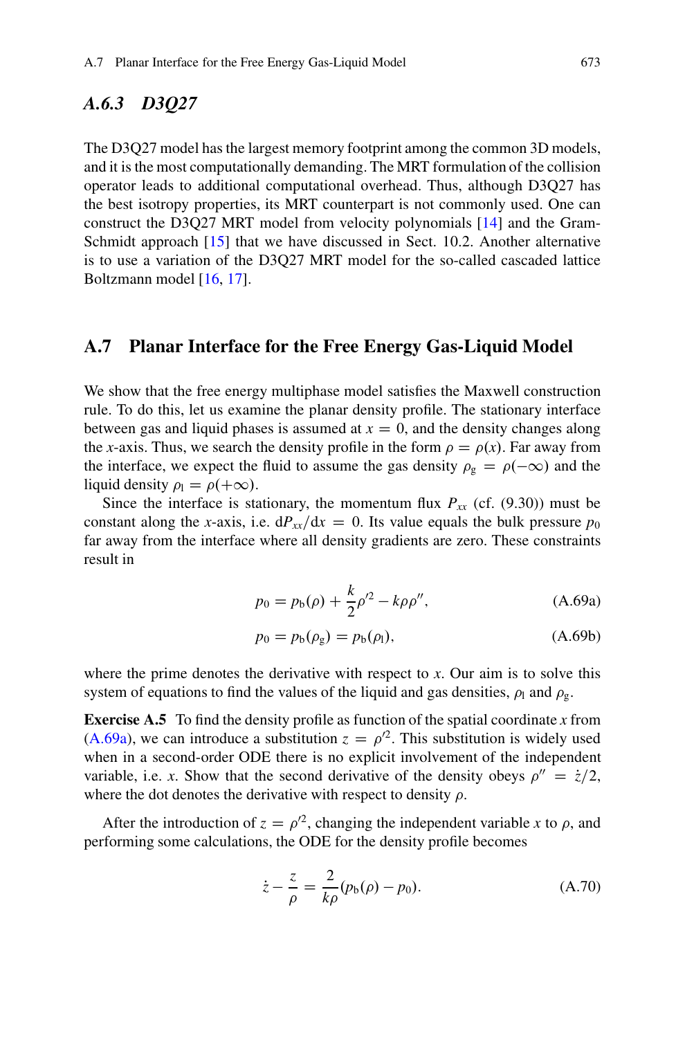### A.6.3 D3Q27

The D3Q27 model has the largest memory footprint among the common 3D models, and it is the most computationally demanding. The MRT formulation of the collision operator leads to additional computational overhead. Thus, although D3Q27 has the best isotropy properties, its MRT counterpart is not commonly used. One can construct the D3Q27 MRT model from velocity polynomials [14] and the Gram-Schmidt approach [15] that we have discussed in Sect. 10.2. Another alternative is to use a variation of the D3Q27 MRT model for the so-called cascaded lattice Boltzmann model [16, 17].

## A.7 Planar Interface for the Free Energy Gas-Liquid Model

We show that the free energy multiphase model satisfies the Maxwell construction rule. To do this, let us examine the planar density profile. The stationary interface between gas and liquid phases is assumed at $x = 0$, and the density changes along the $x$-axis. Thus, we search the density profile in the form $\rho = \rho(x)$. Far away from the interface, we expect the fluid to assume the gas density $\rho_g = \rho(-\infty)$ and the liquid density $\rho_l = \rho(+\infty)$.

Since the interface is stationary, the momentum flux $P_{xx}$ (cf. (9.30)) must be constant along the $x$-axis, i.e. $\mathrm{d}P_{xx}/\mathrm{d}x = 0$. Its value equals the bulk pressure $p_0$ far away from the interface where all density gradients are zero. These constraints result in

$$p_0 = p_b(\rho) + \frac{k}{2}\rho'^2 - k\rho\rho'', \tag{A.69a}$$

$$p_0 = p_b(\rho_g) = p_b(\rho_l), \tag{A.69b}$$

where the prime denotes the derivative with respect to $x$. Our aim is to solve this system of equations to find the values of the liquid and gas densities, $\rho_l$ and $\rho_g$.

**Exercise A.5** To find the density profile as function of the spatial coordinate $x$ from (A.69a), we can introduce a substitution $z = \rho'^2$. This substitution is widely used when in a second-order ODE there is no explicit involvement of the independent variable, i.e. $x$. Show that the second derivative of the density obeys $\rho'' = \dot{z}/2$, where the dot denotes the derivative with respect to density $\rho$.

After the introduction of $z = \rho'^2$, changing the independent variable $x$ to $\rho$, and performing some calculations, the ODE for the density profile becomes

$$\dot{z} - \frac{z}{\rho} = \frac{2}{k\rho}(p_b(\rho) - p_0). \tag{A.70}$$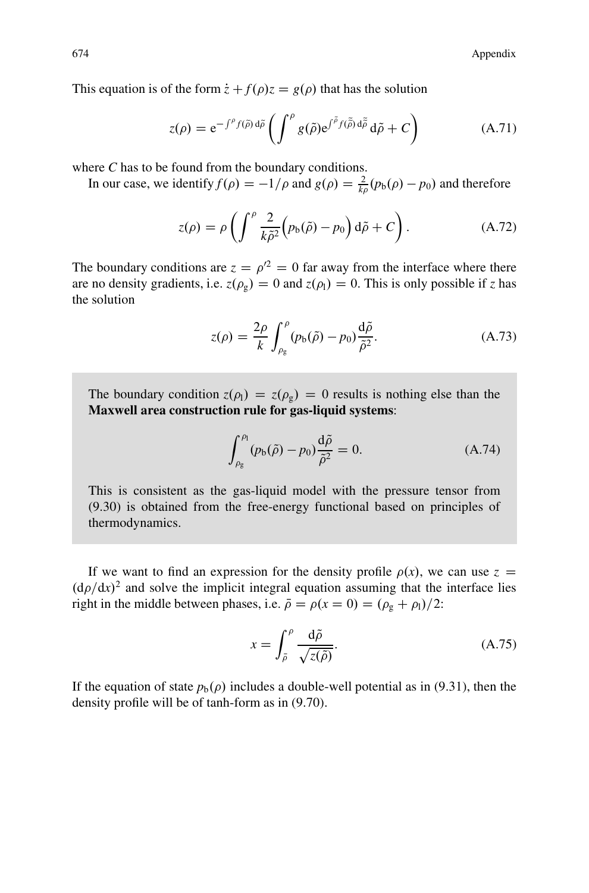This equation is of the form $\dot{z} + f(\rho)z = g(\rho)$ that has the solution

$$z(\rho) = \mathrm{e}^{-\int^{\rho} f(\tilde{\rho})\,\mathrm{d}\tilde{\rho}} \left( \int^{\rho} g(\tilde{\rho}) \mathrm{e}^{\int^{\tilde{\rho}} f(\tilde{\tilde{\rho}})\,\mathrm{d}\tilde{\tilde{\rho}}}\,\mathrm{d}\tilde{\rho} + C \right) \tag{A.71}$$

where $C$ has to be found from the boundary conditions.

In our case, we identify $f(\rho) = -1/\rho$ and $g(\rho) = \frac{2}{k\rho}(p_\mathrm{b}(\rho) - p_0)$ and therefore

$$z(\rho) = \rho \left( \int^{\rho} \frac{2}{k\tilde{\rho}^2} \Big( p_\mathrm{b}(\tilde{\rho}) - p_0 \Big)\,\mathrm{d}\tilde{\rho} + C \right). \tag{A.72}$$

The boundary conditions are $z = \rho'^2 = 0$ far away from the interface where there are no density gradients, i.e. $z(\rho_\mathrm{g}) = 0$ and $z(\rho_\mathrm{l}) = 0$. This is only possible if $z$ has the solution

$$z(\rho) = \frac{2\rho}{k} \int_{\rho_\mathrm{g}}^{\rho} (p_\mathrm{b}(\tilde{\rho}) - p_0) \frac{\mathrm{d}\tilde{\rho}}{\tilde{\rho}^2}. \tag{A.73}$$

The boundary condition $z(\rho_\mathrm{l}) = z(\rho_\mathrm{g}) = 0$ results is nothing else than the **Maxwell area construction rule for gas-liquid systems**:

$$\int_{\rho_\mathrm{g}}^{\rho_\mathrm{l}} (p_\mathrm{b}(\tilde{\rho}) - p_0) \frac{\mathrm{d}\tilde{\rho}}{\tilde{\rho}^2} = 0. \tag{A.74}$$

This is consistent as the gas-liquid model with the pressure tensor from (9.30) is obtained from the free-energy functional based on principles of thermodynamics.

If we want to find an expression for the density profile $\rho(x)$, we can use $z = (\mathrm{d}\rho/\mathrm{d}x)^2$ and solve the implicit integral equation assuming that the interface lies right in the middle between phases, i.e. $\bar{\rho} = \rho(x = 0) = (\rho_\mathrm{g} + \rho_\mathrm{l})/2$:

$$x = \int_{\bar{\rho}}^{\rho} \frac{\mathrm{d}\tilde{\rho}}{\sqrt{z(\tilde{\rho})}}. \tag{A.75}$$

If the equation of state $p_\mathrm{b}(\rho)$ includes a double-well potential as in (9.31), then the density profile will be of tanh-form as in (9.70).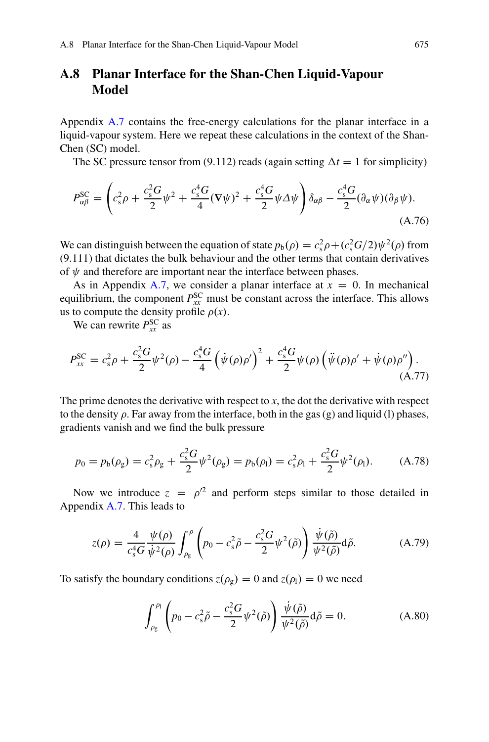## A.8 Planar Interface for the Shan-Chen Liquid-Vapour Model

Appendix A.7 contains the free-energy calculations for the planar interface in a liquid-vapour system. Here we repeat these calculations in the context of the Shan-Chen (SC) model.

The SC pressure tensor from (9.112) reads (again setting $\Delta t = 1$ for simplicity)

$$P^{\mathrm{SC}}_{\alpha\beta} = \left( c_{\mathrm{s}}^2 \rho + \frac{c_{\mathrm{s}}^2 G}{2} \psi^2 + \frac{c_{\mathrm{s}}^4 G}{4} (\nabla \psi)^2 + \frac{c_{\mathrm{s}}^4 G}{2} \psi \Delta \psi \right) \delta_{\alpha\beta} - \frac{c_{\mathrm{s}}^4 G}{2} (\partial_\alpha \psi)(\partial_\beta \psi). \tag{A.76}$$

We can distinguish between the equation of state $p_{\mathrm{b}}(\rho) = c_{\mathrm{s}}^2 \rho + (c_{\mathrm{s}}^2 G/2)\psi^2(\rho)$ from (9.111) that dictates the bulk behaviour and the other terms that contain derivatives of $\psi$ and therefore are important near the interface between phases.

As in Appendix A.7, we consider a planar interface at $x = 0$. In mechanical equilibrium, the component $P^{\mathrm{SC}}_{xx}$ must be constant across the interface. This allows us to compute the density profile $\rho(x)$.

We can rewrite $P^{\mathrm{SC}}_{xx}$ as

$$P^{\mathrm{SC}}_{xx} = c_{\mathrm{s}}^2 \rho + \frac{c_{\mathrm{s}}^2 G}{2} \psi^2(\rho) - \frac{c_{\mathrm{s}}^4 G}{4} \left( \dot{\psi}(\rho) \rho' \right)^2 + \frac{c_{\mathrm{s}}^4 G}{2} \psi(\rho) \left( \ddot{\psi}(\rho) \rho' + \dot{\psi}(\rho) \rho'' \right). \tag{A.77}$$

The prime denotes the derivative with respect to $x$, the dot the derivative with respect to the density $\rho$. Far away from the interface, both in the gas (g) and liquid (l) phases, gradients vanish and we find the bulk pressure

$$p_0 = p_{\mathrm{b}}(\rho_{\mathrm{g}}) = c_{\mathrm{s}}^2 \rho_{\mathrm{g}} + \frac{c_{\mathrm{s}}^2 G}{2} \psi^2(\rho_{\mathrm{g}}) = p_{\mathrm{b}}(\rho_{\mathrm{l}}) = c_{\mathrm{s}}^2 \rho_{\mathrm{l}} + \frac{c_{\mathrm{s}}^2 G}{2} \psi^2(\rho_{\mathrm{l}}). \tag{A.78}$$

Now we introduce $z = \rho'^2$ and perform steps similar to those detailed in Appendix A.7. This leads to

$$z(\rho) = \frac{4}{c_{\mathrm{s}}^4 G} \frac{\psi(\rho)}{\dot{\psi}^2(\rho)} \int_{\rho_{\mathrm{g}}}^{\rho} \left( p_0 - c_{\mathrm{s}}^2 \tilde{\rho} - \frac{c_{\mathrm{s}}^2 G}{2} \psi^2(\tilde{\rho}) \right) \frac{\dot{\psi}(\tilde{\rho})}{\psi^2(\tilde{\rho})} \mathrm{d}\tilde{\rho}. \tag{A.79}$$

To satisfy the boundary conditions $z(\rho_{\mathrm{g}}) = 0$ and $z(\rho_{\mathrm{l}}) = 0$ we need

$$\int_{\rho_{\mathrm{g}}}^{\rho_{\mathrm{l}}} \left( p_0 - c_{\mathrm{s}}^2 \tilde{\rho} - \frac{c_{\mathrm{s}}^2 G}{2} \psi^2(\tilde{\rho}) \right) \frac{\dot{\psi}(\tilde{\rho})}{\psi^2(\tilde{\rho})} \mathrm{d}\tilde{\rho} = 0. \tag{A.80}$$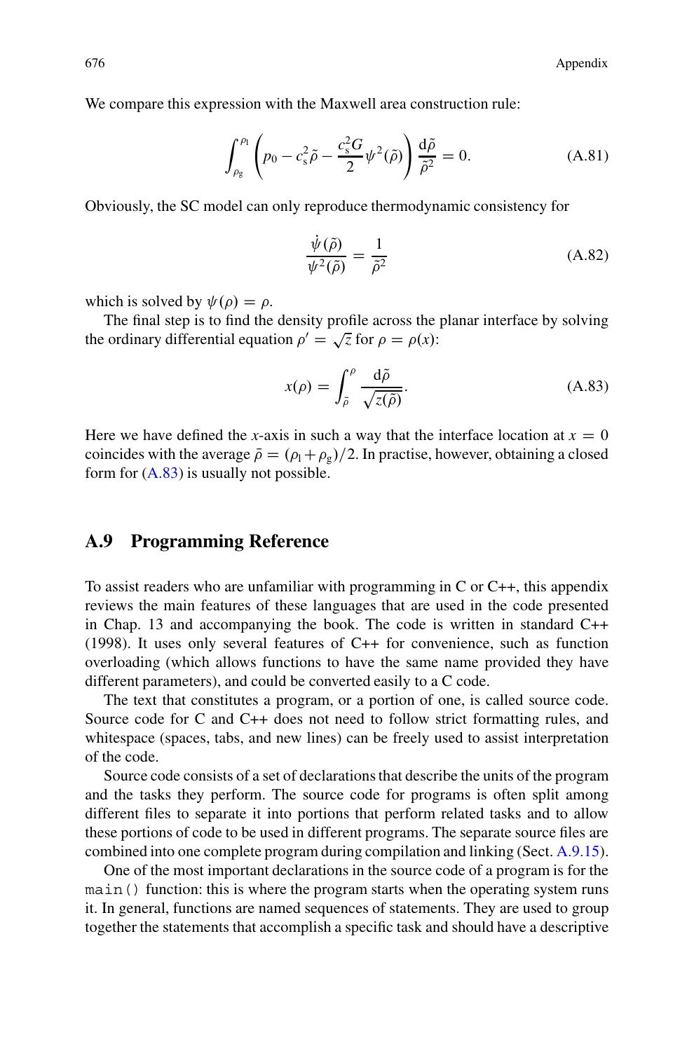We compare this expression with the Maxwell area construction rule:

$$\int_{\rho_g}^{\rho_l} \left( p_0 - c_s^2 \tilde{\rho} - \frac{c_s^2 G}{2} \psi^2(\tilde{\rho}) \right) \frac{d\tilde{\rho}}{\tilde{\rho}^2} = 0. \tag{A.81}$$

Obviously, the SC model can only reproduce thermodynamic consistency for

$$\frac{\dot{\psi}(\tilde{\rho})}{\psi^2(\tilde{\rho})} = \frac{1}{\tilde{\rho}^2} \tag{A.82}$$

which is solved by $\psi(\rho) = \rho$.

The final step is to find the density profile across the planar interface by solving the ordinary differential equation $\rho' = \sqrt{z}$ for $\rho = \rho(x)$:

$$x(\rho) = \int_{\bar{\rho}}^{\rho} \frac{d\tilde{\rho}}{\sqrt{z(\tilde{\rho})}}. \tag{A.83}$$

Here we have defined the $x$-axis in such a way that the interface location at $x = 0$ coincides with the average $\bar{\rho} = (\rho_l + \rho_g)/2$. In practise, however, obtaining a closed form for (A.83) is usually not possible.

## A.9 Programming Reference

To assist readers who are unfamiliar with programming in C or C++, this appendix reviews the main features of these languages that are used in the code presented in Chap. 13 and accompanying the book. The code is written in standard C++ (1998). It uses only several features of C++ for convenience, such as function overloading (which allows functions to have the same name provided they have different parameters), and could be converted easily to a C code.

The text that constitutes a program, or a portion of one, is called source code. Source code for C and C++ does not need to follow strict formatting rules, and whitespace (spaces, tabs, and new lines) can be freely used to assist interpretation of the code.

Source code consists of a set of declarations that describe the units of the program and the tasks they perform. The source code for programs is often split among different files to separate it into portions that perform related tasks and to allow these portions of code to be used in different programs. The separate source files are combined into one complete program during compilation and linking (Sect. A.9.15).

One of the most important declarations in the source code of a program is for the `main()` function: this is where the program starts when the operating system runs it. In general, functions are named sequences of statements. They are used to group together the statements that accomplish a specific task and should have a descriptive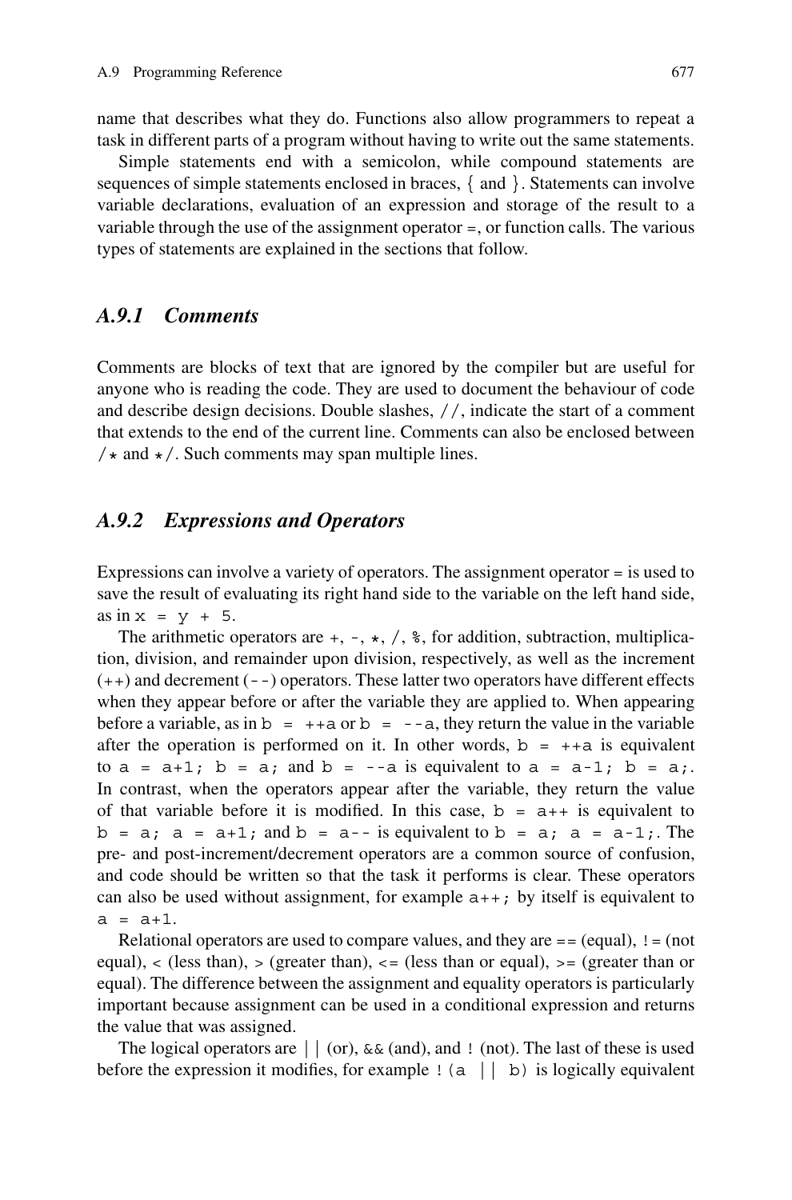name that describes what they do. Functions also allow programmers to repeat a task in different parts of a program without having to write out the same statements.

Simple statements end with a semicolon, while compound statements are sequences of simple statements enclosed in braces, { and }. Statements can involve variable declarations, evaluation of an expression and storage of the result to a variable through the use of the assignment operator `=`, or function calls. The various types of statements are explained in the sections that follow.

### *A.9.1 Comments*

Comments are blocks of text that are ignored by the compiler but are useful for anyone who is reading the code. They are used to document the behaviour of code and describe design decisions. Double slashes, `//`, indicate the start of a comment that extends to the end of the current line. Comments can also be enclosed between `/*` and `*/`. Such comments may span multiple lines.

### *A.9.2 Expressions and Operators*

Expressions can involve a variety of operators. The assignment operator `=` is used to save the result of evaluating its right hand side to the variable on the left hand side, as in `x = y + 5`.

The arithmetic operators are `+`, `-`, `*`, `/`, `%`, for addition, subtraction, multiplication, division, and remainder upon division, respectively, as well as the increment (`++`) and decrement (`--`) operators. These latter two operators have different effects when they appear before or after the variable they are applied to. When appearing before a variable, as in `b = ++a` or `b = --a`, they return the value in the variable after the operation is performed on it. In other words, `b = ++a` is equivalent to `a = a+1; b = a;` and `b = --a` is equivalent to `a = a-1; b = a;`. In contrast, when the operators appear after the variable, they return the value of that variable before it is modified. In this case, `b = a++` is equivalent to `b = a; a = a+1;` and `b = a--` is equivalent to `b = a; a = a-1;`. The pre- and post-increment/decrement operators are a common source of confusion, and code should be written so that the task it performs is clear. These operators can also be used without assignment, for example `a++;` by itself is equivalent to `a = a+1`.

Relational operators are used to compare values, and they are `==` (equal), `!=` (not equal), `<` (less than), `>` (greater than), `<=` (less than or equal), `>=` (greater than or equal). The difference between the assignment and equality operators is particularly important because assignment can be used in a conditional expression and returns the value that was assigned.

The logical operators are `||` (or), `&&` (and), and `!` (not). The last of these is used before the expression it modifies, for example `!(a || b)` is logically equivalent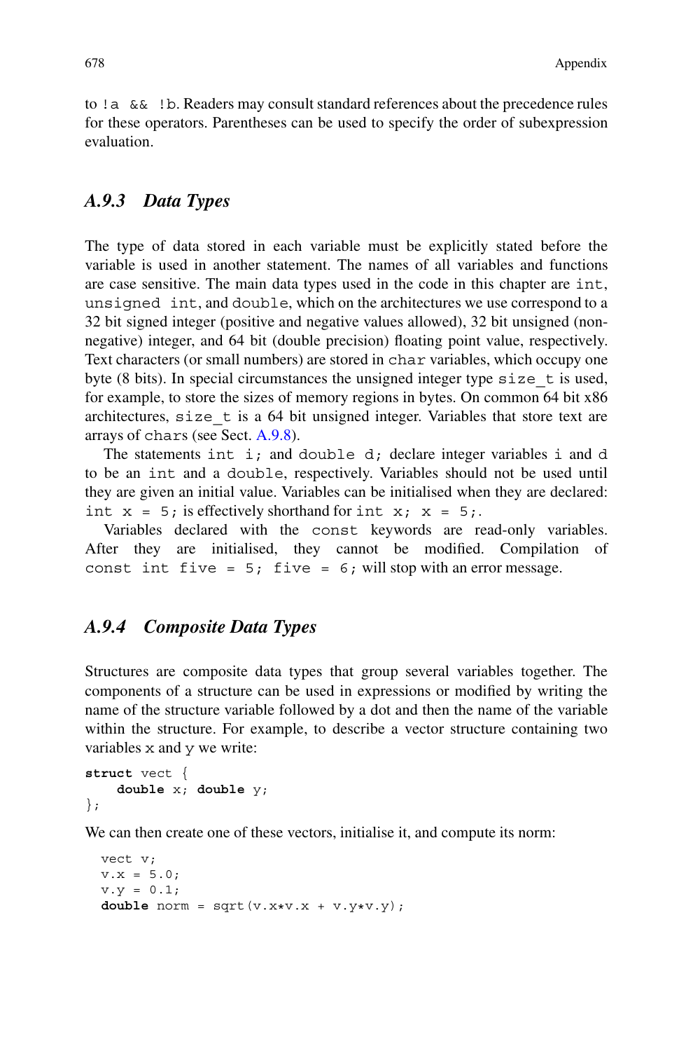to `!a && !b`. Readers may consult standard references about the precedence rules for these operators. Parentheses can be used to specify the order of subexpression evaluation.

### *A.9.3 Data Types*

The type of data stored in each variable must be explicitly stated before the variable is used in another statement. The names of all variables and functions are case sensitive. The main data types used in the code in this chapter are `int`, `unsigned int`, and `double`, which on the architectures we use correspond to a 32 bit signed integer (positive and negative values allowed), 32 bit unsigned (non-negative) integer, and 64 bit (double precision) floating point value, respectively. Text characters (or small numbers) are stored in `char` variables, which occupy one byte (8 bits). In special circumstances the unsigned integer type `size_t` is used, for example, to store the sizes of memory regions in bytes. On common 64 bit x86 architectures, `size_t` is a 64 bit unsigned integer. Variables that store text are arrays of `chars` (see Sect. A.9.8).

The statements `int i;` and `double d;` declare integer variables `i` and `d` to be an `int` and a `double`, respectively. Variables should not be used until they are given an initial value. Variables can be initialised when they are declared: `int x = 5;` is effectively shorthand for `int x; x = 5;`.

Variables declared with the `const` keywords are read-only variables. After they are initialised, they cannot be modified. Compilation of `const int five = 5; five = 6;` will stop with an error message.

### *A.9.4 Composite Data Types*

Structures are composite data types that group several variables together. The components of a structure can be used in expressions or modified by writing the name of the structure variable followed by a dot and then the name of the variable within the structure. For example, to describe a vector structure containing two variables `x` and `y` we write:

```
struct vect {
    double x; double y;
};
```

We can then create one of these vectors, initialise it, and compute its norm:

```
vect v;
v.x = 5.0;
v.y = 0.1;
double norm = sqrt(v.x*v.x + v.y*v.y);
```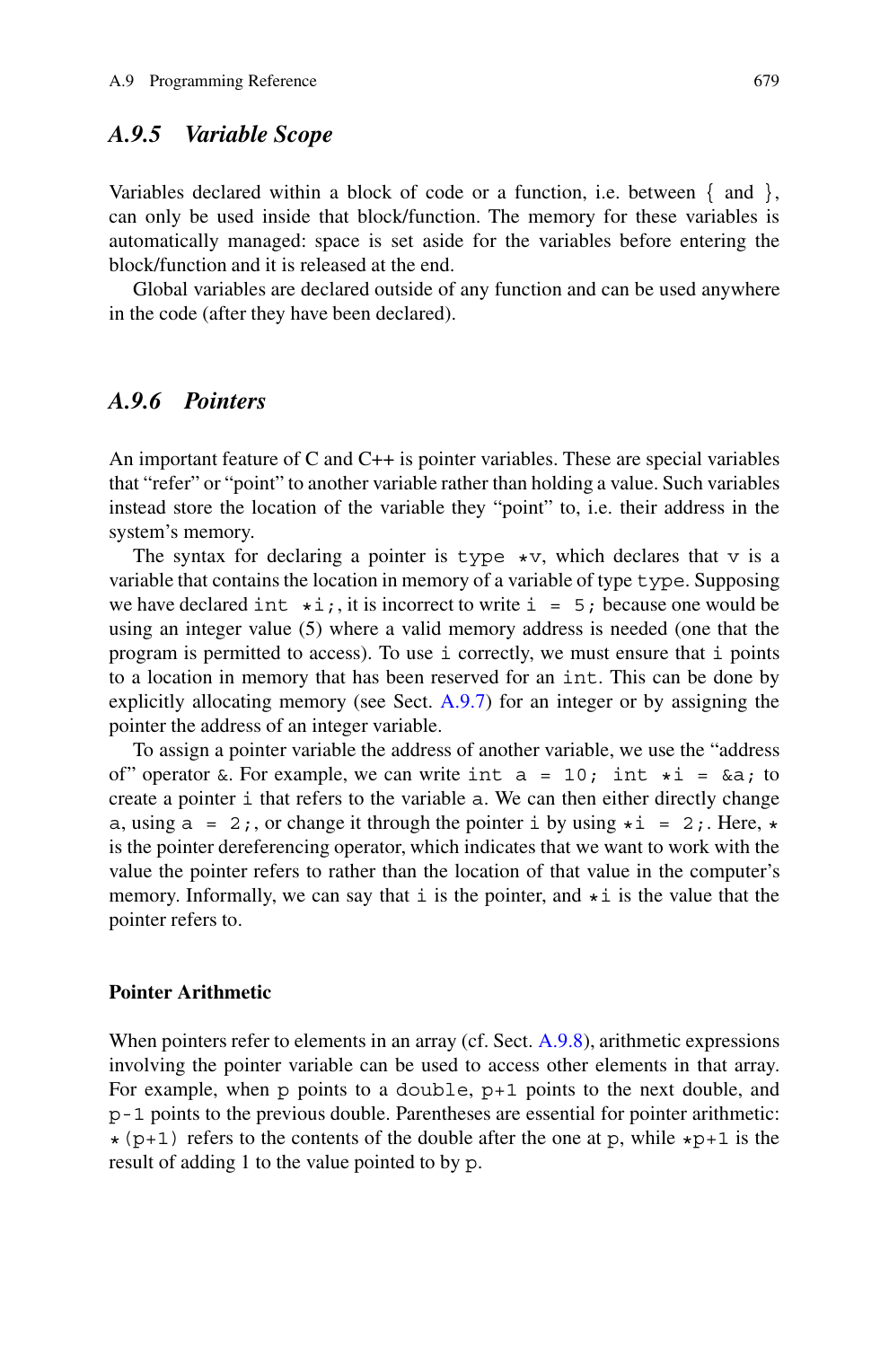### *A.9.5 Variable Scope*

Variables declared within a block of code or a function, i.e. between { and }, can only be used inside that block/function. The memory for these variables is automatically managed: space is set aside for the variables before entering the block/function and it is released at the end.

Global variables are declared outside of any function and can be used anywhere in the code (after they have been declared).

### *A.9.6 Pointers*

An important feature of C and C++ is pointer variables. These are special variables that "refer" or "point" to another variable rather than holding a value. Such variables instead store the location of the variable they "point" to, i.e. their address in the system's memory.

The syntax for declaring a pointer is `type *v`, which declares that `v` is a variable that contains the location in memory of a variable of type `type`. Supposing we have declared `int *i;`, it is incorrect to write `i = 5;` because one would be using an integer value (5) where a valid memory address is needed (one that the program is permitted to access). To use `i` correctly, we must ensure that `i` points to a location in memory that has been reserved for an `int`. This can be done by explicitly allocating memory (see Sect. A.9.7) for an integer or by assigning the pointer the address of an integer variable.

To assign a pointer variable the address of another variable, we use the "address of" operator `&`. For example, we can write `int a = 10; int *i = &a;` to create a pointer `i` that refers to the variable `a`. We can then either directly change `a`, using `a = 2;`, or change it through the pointer `i` by using `*i = 2;`. Here, `*` is the pointer dereferencing operator, which indicates that we want to work with the value the pointer refers to rather than the location of that value in the computer's memory. Informally, we can say that `i` is the pointer, and `*i` is the value that the pointer refers to.

**Pointer Arithmetic**

When pointers refer to elements in an array (cf. Sect. A.9.8), arithmetic expressions involving the pointer variable can be used to access other elements in that array. For example, when `p` points to a `double`, `p+1` points to the next double, and `p-1` points to the previous double. Parentheses are essential for pointer arithmetic: `*(p+1)` refers to the contents of the double after the one at `p`, while `*p+1` is the result of adding 1 to the value pointed to by `p`.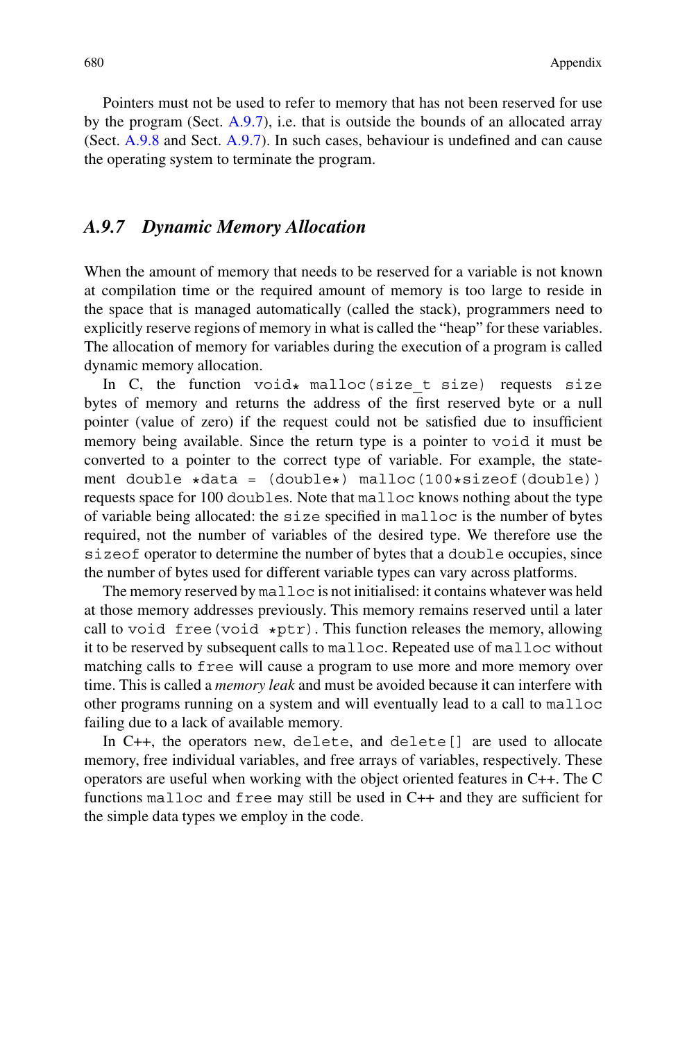Pointers must not be used to refer to memory that has not been reserved for use by the program (Sect. A.9.7), i.e. that is outside the bounds of an allocated array (Sect. A.9.8 and Sect. A.9.7). In such cases, behaviour is undefined and can cause the operating system to terminate the program.

### *A.9.7 Dynamic Memory Allocation*

When the amount of memory that needs to be reserved for a variable is not known at compilation time or the required amount of memory is too large to reside in the space that is managed automatically (called the stack), programmers need to explicitly reserve regions of memory in what is called the "heap" for these variables. The allocation of memory for variables during the execution of a program is called dynamic memory allocation.

In C, the function `void* malloc(size_t size)` requests `size` bytes of memory and returns the address of the first reserved byte or a null pointer (value of zero) if the request could not be satisfied due to insufficient memory being available. Since the return type is a pointer to `void` it must be converted to a pointer to the correct type of variable. For example, the statement `double *data = (double*) malloc(100*sizeof(double))` requests space for 100 `double`s. Note that `malloc` knows nothing about the type of variable being allocated: the `size` specified in `malloc` is the number of bytes required, not the number of variables of the desired type. We therefore use the `sizeof` operator to determine the number of bytes that a `double` occupies, since the number of bytes used for different variable types can vary across platforms.

The memory reserved by `malloc` is not initialised: it contains whatever was held at those memory addresses previously. This memory remains reserved until a later call to `void free(void *ptr)`. This function releases the memory, allowing it to be reserved by subsequent calls to `malloc`. Repeated use of `malloc` without matching calls to `free` will cause a program to use more and more memory over time. This is called a *memory leak* and must be avoided because it can interfere with other programs running on a system and will eventually lead to a call to `malloc` failing due to a lack of available memory.

In C++, the operators `new`, `delete`, and `delete[]` are used to allocate memory, free individual variables, and free arrays of variables, respectively. These operators are useful when working with the object oriented features in C++. The C functions `malloc` and `free` may still be used in C++ and they are sufficient for the simple data types we employ in the code.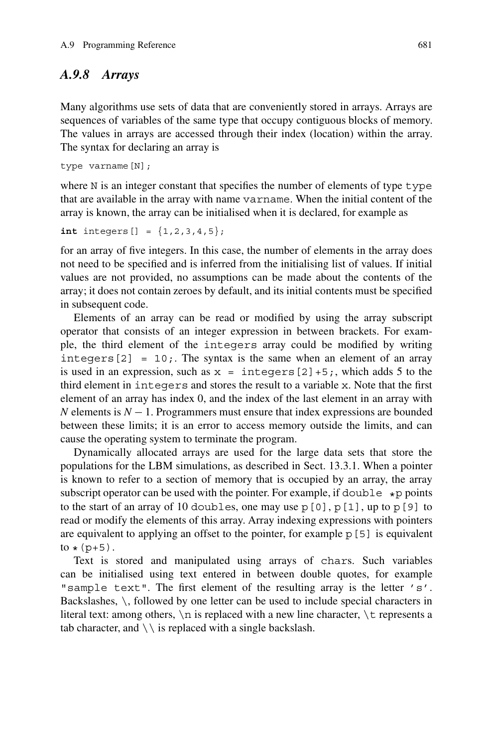### *A.9.8 Arrays*

Many algorithms use sets of data that are conveniently stored in arrays. Arrays are sequences of variables of the same type that occupy contiguous blocks of memory. The values in arrays are accessed through their index (location) within the array. The syntax for declaring an array is

```
type varname[N];
```

where `N` is an integer constant that specifies the number of elements of type `type` that are available in the array with name `varname`. When the initial content of the array is known, the array can be initialised when it is declared, for example as

```
int integers[] = {1,2,3,4,5};
```

for an array of five integers. In this case, the number of elements in the array does not need to be specified and is inferred from the initialising list of values. If initial values are not provided, no assumptions can be made about the contents of the array; it does not contain zeroes by default, and its initial contents must be specified in subsequent code.

Elements of an array can be read or modified by using the array subscript operator that consists of an integer expression in between brackets. For example, the third element of the `integers` array could be modified by writing `integers[2] = 10;`. The syntax is the same when an element of an array is used in an expression, such as `x = integers[2]+5;`, which adds 5 to the third element in `integers` and stores the result to a variable `x`. Note that the first element of an array has index 0, and the index of the last element in an array with $N$ elements is $N - 1$. Programmers must ensure that index expressions are bounded between these limits; it is an error to access memory outside the limits, and can cause the operating system to terminate the program.

Dynamically allocated arrays are used for the large data sets that store the populations for the LBM simulations, as described in Sect. 13.3.1. When a pointer is known to refer to a section of memory that is occupied by an array, the array subscript operator can be used with the pointer. For example, if `double *p` points to the start of an array of 10 `double`s, one may use `p[0]`, `p[1]`, up to `p[9]` to read or modify the elements of this array. Array indexing expressions with pointers are equivalent to applying an offset to the pointer, for example `p[5]` is equivalent to `*(p+5)`.

Text is stored and manipulated using arrays of `char`s. Such variables can be initialised using text entered in between double quotes, for example `"sample text"`. The first element of the resulting array is the letter `'s'`. Backslashes, `\`, followed by one letter can be used to include special characters in literal text: among others, `\n` is replaced with a new line character, `\t` represents a tab character, and `\\` is replaced with a single backslash.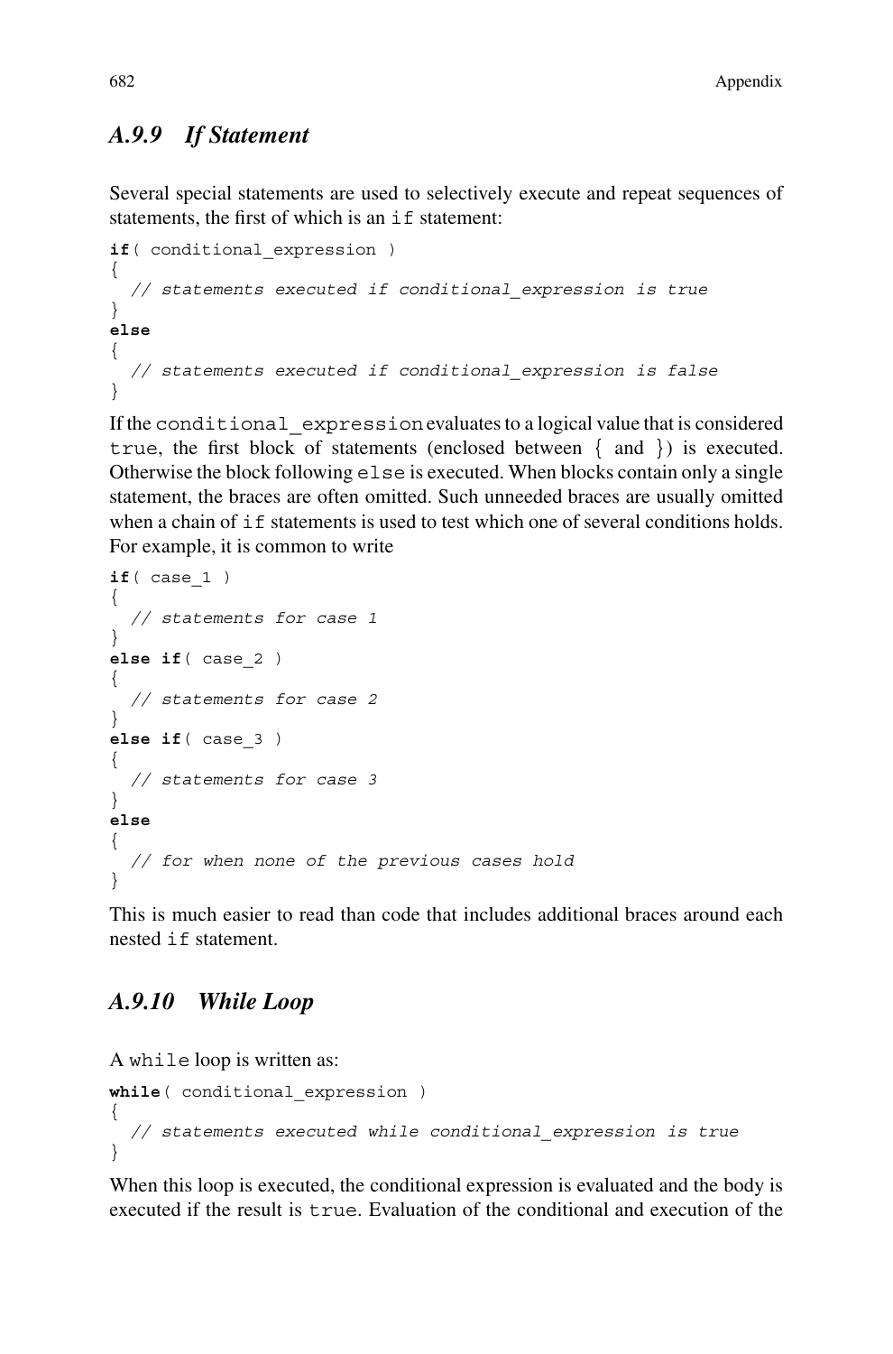### *A.9.9 If Statement*

Several special statements are used to selectively execute and repeat sequences of statements, the first of which is an if statement:

```
if( conditional_expression )
{
  // statements executed if conditional_expression is true
}
else
{
  // statements executed if conditional_expression is false
}
```

If the conditional_expression evaluates to a logical value that is considered true, the first block of statements (enclosed between { and }) is executed. Otherwise the block following else is executed. When blocks contain only a single statement, the braces are often omitted. Such unneeded braces are usually omitted when a chain of if statements is used to test which one of several conditions holds. For example, it is common to write

```
if( case_1 )
{
  // statements for case 1
}
else if( case_2 )
{
  // statements for case 2
}
else if( case_3 )
{
  // statements for case 3
}
else
{
  // for when none of the previous cases hold
}
```

This is much easier to read than code that includes additional braces around each nested if statement.

### *A.9.10 While Loop*

A while loop is written as:

```
while( conditional_expression )
{
  // statements executed while conditional_expression is true
}
```

When this loop is executed, the conditional expression is evaluated and the body is executed if the result is true. Evaluation of the conditional and execution of the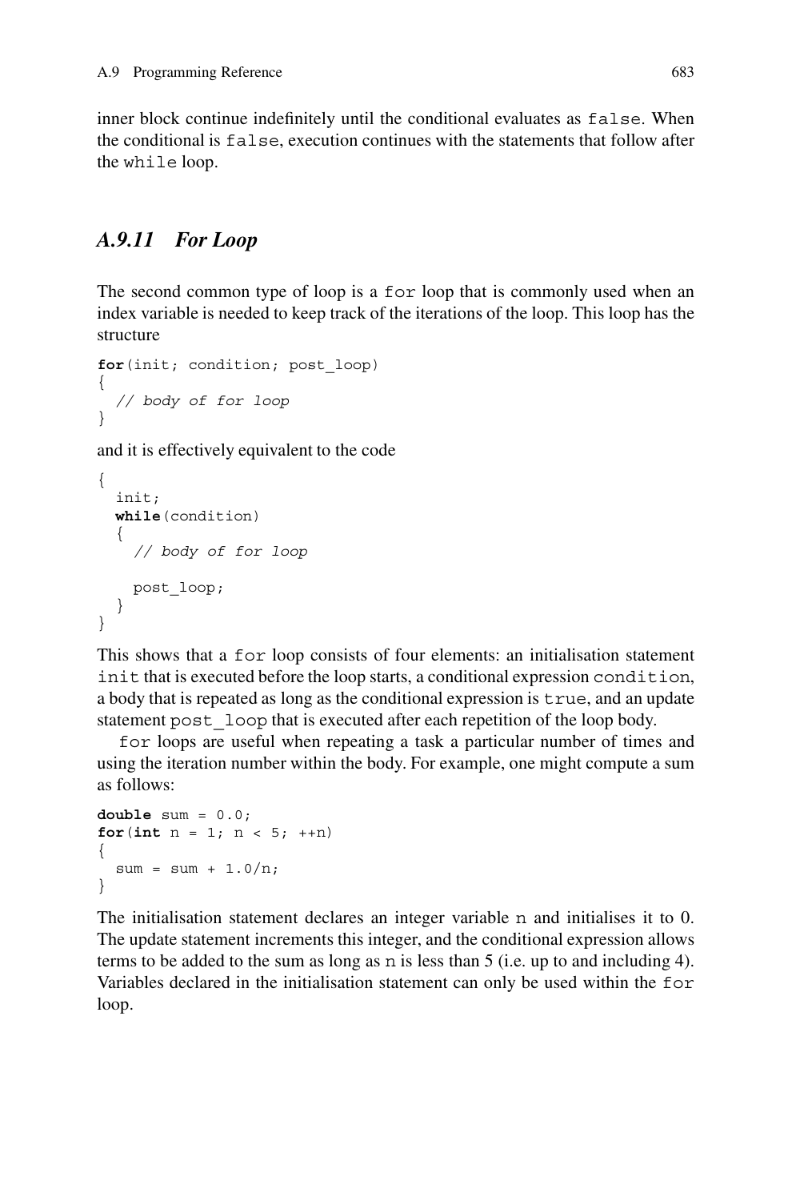inner block continue indefinitely until the conditional evaluates as `false`. When the conditional is `false`, execution continues with the statements that follow after the `while` loop.

### *A.9.11 For Loop*

The second common type of loop is a `for` loop that is commonly used when an index variable is needed to keep track of the iterations of the loop. This loop has the structure

```
for(init; condition; post_loop)
{
  // body of for loop
}
```

and it is effectively equivalent to the code

```
{
  init;
  while(condition)
  {
    // body of for loop

    post_loop;
  }
}
```

This shows that a `for` loop consists of four elements: an initialisation statement `init` that is executed before the loop starts, a conditional expression `condition`, a body that is repeated as long as the conditional expression is `true`, and an update statement `post_loop` that is executed after each repetition of the loop body.

`for` loops are useful when repeating a task a particular number of times and using the iteration number within the body. For example, one might compute a sum as follows:

```
double sum = 0.0;
for(int n = 1; n < 5; ++n)
{
  sum = sum + 1.0/n;
}
```

The initialisation statement declares an integer variable `n` and initialises it to 0. The update statement increments this integer, and the conditional expression allows terms to be added to the sum as long as `n` is less than 5 (i.e. up to and including 4). Variables declared in the initialisation statement can only be used within the `for` loop.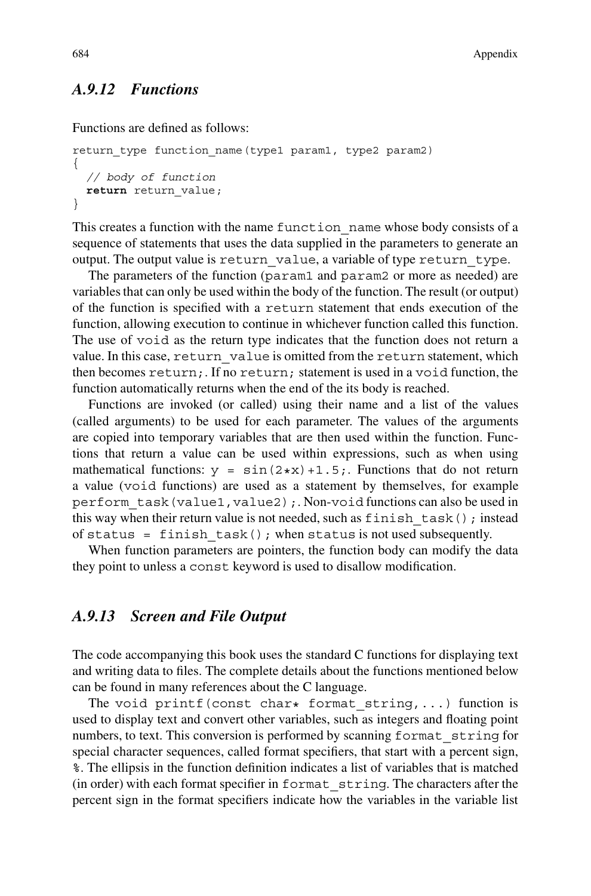## A.9.12 Functions

Functions are defined as follows:

```
return_type function_name(type1 param1, type2 param2)
{
  // body of function
  return return_value;
}
```

This creates a function with the name `function_name` whose body consists of a sequence of statements that uses the data supplied in the parameters to generate an output. The output value is `return_value`, a variable of type `return_type`.

The parameters of the function (`param1` and `param2` or more as needed) are variables that can only be used within the body of the function. The result (or output) of the function is specified with a `return` statement that ends execution of the function, allowing execution to continue in whichever function called this function. The use of `void` as the return type indicates that the function does not return a value. In this case, `return_value` is omitted from the `return` statement, which then becomes `return;`. If no `return;` statement is used in a `void` function, the function automatically returns when the end of the its body is reached.

Functions are invoked (or called) using their name and a list of the values (called arguments) to be used for each parameter. The values of the arguments are copied into temporary variables that are then used within the function. Functions that return a value can be used within expressions, such as when using mathematical functions: `y = sin(2*x)+1.5;`. Functions that do not return a value (`void` functions) are used as a statement by themselves, for example `perform_task(value1,value2);`. Non-`void` functions can also be used in this way when their return value is not needed, such as `finish_task();` instead of `status = finish_task();` when `status` is not used subsequently.

When function parameters are pointers, the function body can modify the data they point to unless a `const` keyword is used to disallow modification.

## A.9.13 Screen and File Output

The code accompanying this book uses the standard C functions for displaying text and writing data to files. The complete details about the functions mentioned below can be found in many references about the C language.

The `void printf(const char* format_string,...)` function is used to display text and convert other variables, such as integers and floating point numbers, to text. This conversion is performed by scanning `format_string` for special character sequences, called format specifiers, that start with a percent sign, `%`. The ellipsis in the function definition indicates a list of variables that is matched (in order) with each format specifier in `format_string`. The characters after the percent sign in the format specifiers indicate how the variables in the variable list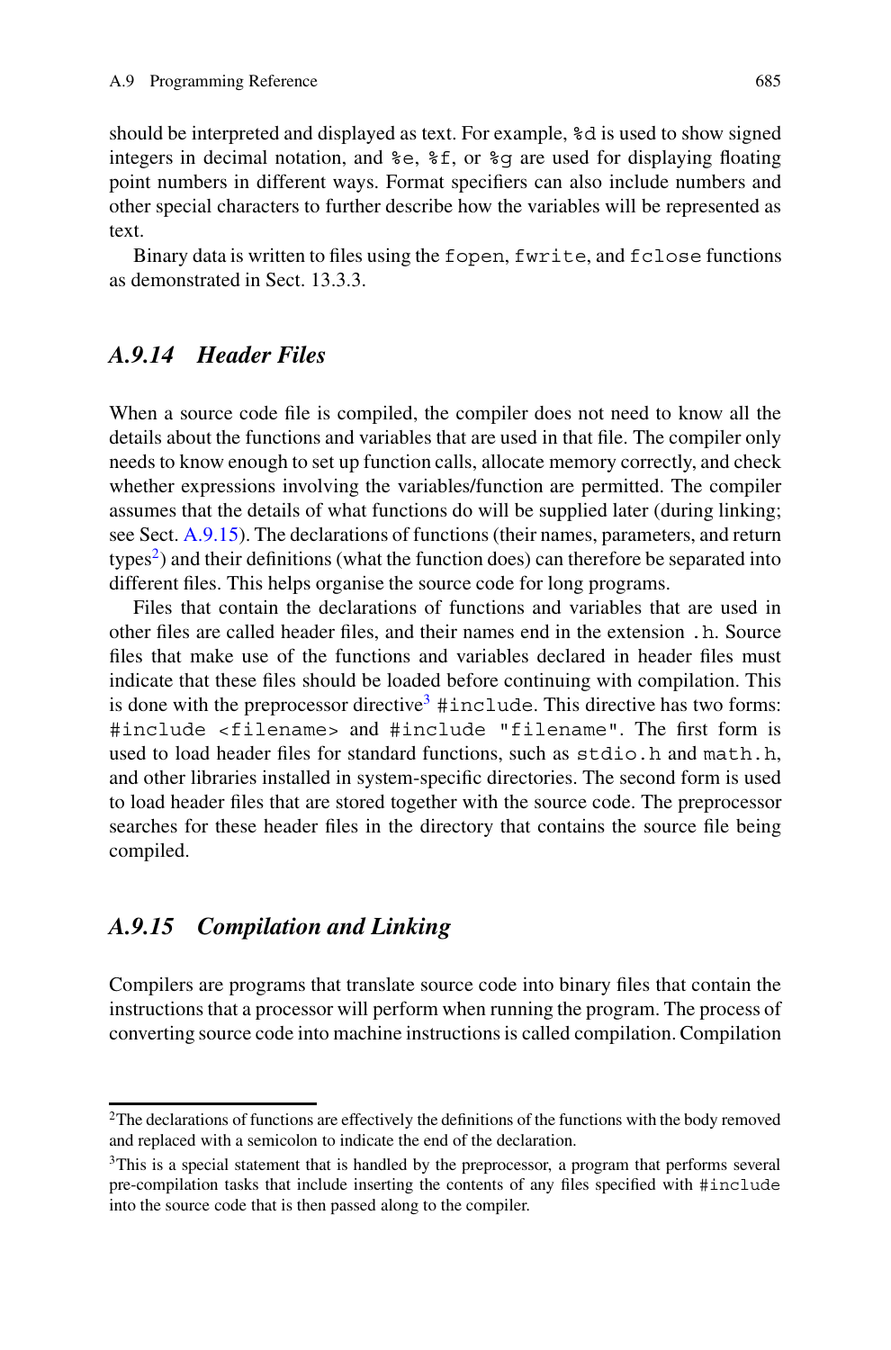should be interpreted and displayed as text. For example, `%d` is used to show signed integers in decimal notation, and `%e`, `%f`, or `%g` are used for displaying floating point numbers in different ways. Format specifiers can also include numbers and other special characters to further describe how the variables will be represented as text.

Binary data is written to files using the `fopen`, `fwrite`, and `fclose` functions as demonstrated in Sect. 13.3.3.

### *A.9.14 Header Files*

When a source code file is compiled, the compiler does not need to know all the details about the functions and variables that are used in that file. The compiler only needs to know enough to set up function calls, allocate memory correctly, and check whether expressions involving the variables/function are permitted. The compiler assumes that the details of what functions do will be supplied later (during linking; see Sect. A.9.15). The declarations of functions (their names, parameters, and return types[2]) and their definitions (what the function does) can therefore be separated into different files. This helps organise the source code for long programs.

Files that contain the declarations of functions and variables that are used in other files are called header files, and their names end in the extension `.h`. Source files that make use of the functions and variables declared in header files must indicate that these files should be loaded before continuing with compilation. This is done with the preprocessor directive[3] `#include`. This directive has two forms: `#include <filename>` and `#include "filename"`. The first form is used to load header files for standard functions, such as `stdio.h` and `math.h`, and other libraries installed in system-specific directories. The second form is used to load header files that are stored together with the source code. The preprocessor searches for these header files in the directory that contains the source file being compiled.

### *A.9.15 Compilation and Linking*

Compilers are programs that translate source code into binary files that contain the instructions that a processor will perform when running the program. The process of converting source code into machine instructions is called compilation. Compilation

---

[2] The declarations of functions are effectively the definitions of the functions with the body removed and replaced with a semicolon to indicate the end of the declaration.

[3] This is a special statement that is handled by the preprocessor, a program that performs several pre-compilation tasks that include inserting the contents of any files specified with `#include` into the source code that is then passed along to the compiler.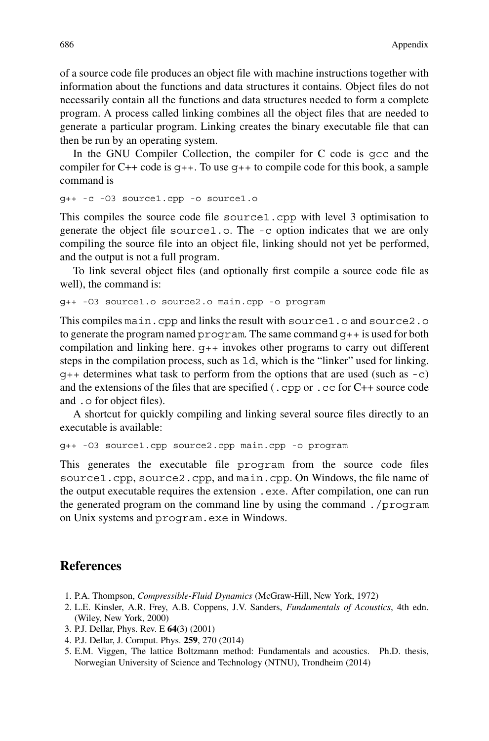of a source code file produces an object file with machine instructions together with information about the functions and data structures it contains. Object files do not necessarily contain all the functions and data structures needed to form a complete program. A process called linking combines all the object files that are needed to generate a particular program. Linking creates the binary executable file that can then be run by an operating system.

In the GNU Compiler Collection, the compiler for C code is `gcc` and the compiler for C++ code is `g++`. To use `g++` to compile code for this book, a sample command is

```
g++ -c -O3 source1.cpp -o source1.o
```

This compiles the source code file `source1.cpp` with level 3 optimisation to generate the object file `source1.o`. The `-c` option indicates that we are only compiling the source file into an object file, linking should not yet be performed, and the output is not a full program.

To link several object files (and optionally first compile a source code file as well), the command is:

```
g++ -O3 source1.o source2.o main.cpp -o program
```

This compiles `main.cpp` and links the result with `source1.o` and `source2.o` to generate the program named `program`. The same command `g++` is used for both compilation and linking here. `g++` invokes other programs to carry out different steps in the compilation process, such as `ld`, which is the "linker" used for linking. `g++` determines what task to perform from the options that are used (such as `-c`) and the extensions of the files that are specified (`.cpp` or `.cc` for C++ source code and `.o` for object files).

A shortcut for quickly compiling and linking several source files directly to an executable is available:

```
g++ -O3 source1.cpp source2.cpp main.cpp -o program
```

This generates the executable file `program` from the source code files `source1.cpp`, `source2.cpp`, and `main.cpp`. On Windows, the file name of the output executable requires the extension `.exe`. After compilation, one can run the generated program on the command line by using the command `./program` on Unix systems and `program.exe` in Windows.

## References

1. P.A. Thompson, *Compressible-Fluid Dynamics* (McGraw-Hill, New York, 1972)
2. L.E. Kinsler, A.R. Frey, A.B. Coppens, J.V. Sanders, *Fundamentals of Acoustics*, 4th edn. (Wiley, New York, 2000)
3. P.J. Dellar, Phys. Rev. E **64**(3) (2001)
4. P.J. Dellar, J. Comput. Phys. **259**, 270 (2014)
5. E.M. Viggen, The lattice Boltzmann method: Fundamentals and acoustics. Ph.D. thesis, Norwegian University of Science and Technology (NTNU), Trondheim (2014)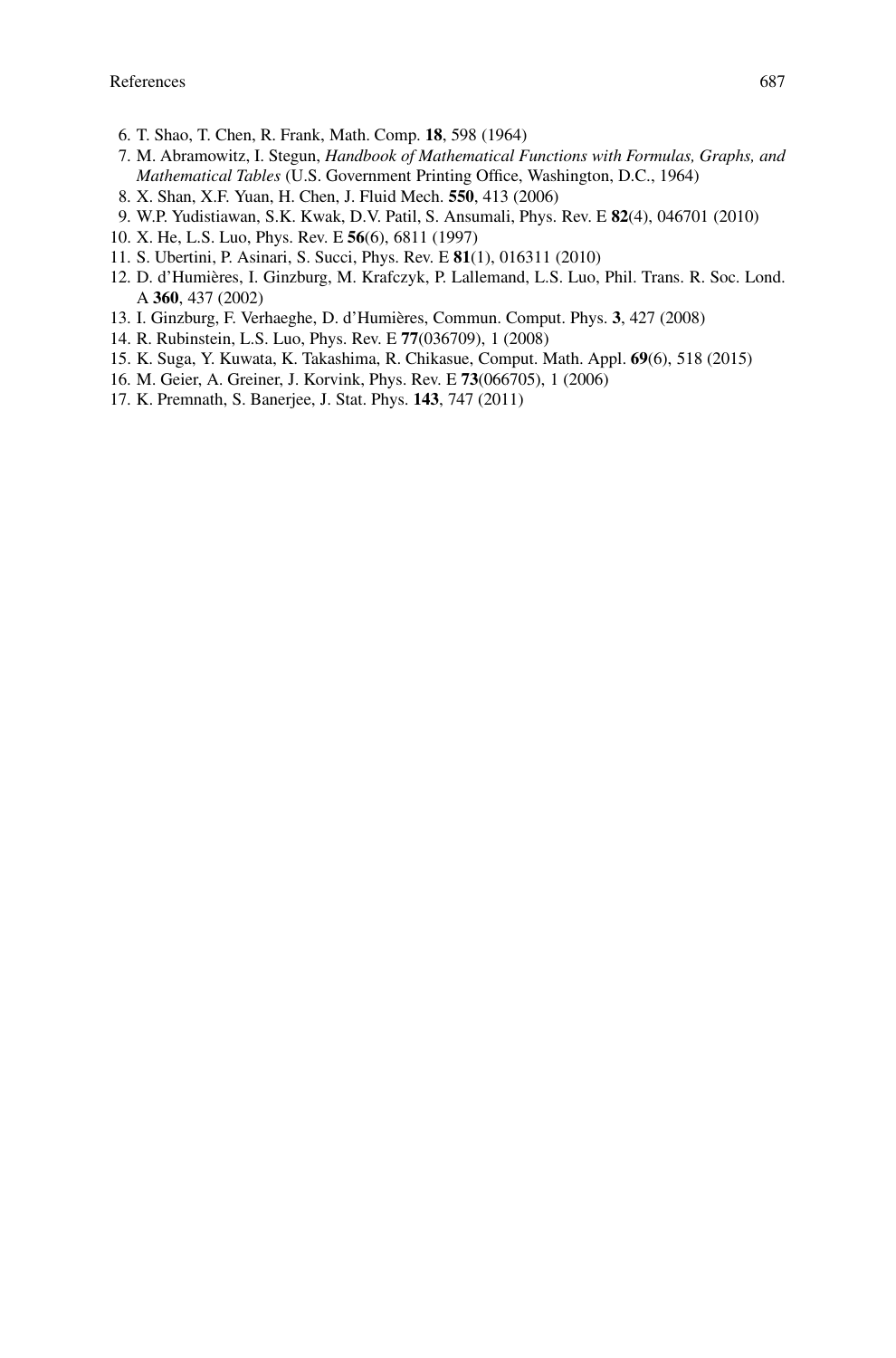6. T. Shao, T. Chen, R. Frank, Math. Comp. **18**, 598 (1964)
7. M. Abramowitz, I. Stegun, *Handbook of Mathematical Functions with Formulas, Graphs, and Mathematical Tables* (U.S. Government Printing Office, Washington, D.C., 1964)
8. X. Shan, X.F. Yuan, H. Chen, J. Fluid Mech. **550**, 413 (2006)
9. W.P. Yudistiawan, S.K. Kwak, D.V. Patil, S. Ansumali, Phys. Rev. E **82**(4), 046701 (2010)
10. X. He, L.S. Luo, Phys. Rev. E **56**(6), 6811 (1997)
11. S. Ubertini, P. Asinari, S. Succi, Phys. Rev. E **81**(1), 016311 (2010)
12. D. d'Humières, I. Ginzburg, M. Krafczyk, P. Lallemand, L.S. Luo, Phil. Trans. R. Soc. Lond. A **360**, 437 (2002)
13. I. Ginzburg, F. Verhaeghe, D. d'Humières, Commun. Comput. Phys. **3**, 427 (2008)
14. R. Rubinstein, L.S. Luo, Phys. Rev. E **77**(036709), 1 (2008)
15. K. Suga, Y. Kuwata, K. Takashima, R. Chikasue, Comput. Math. Appl. **69**(6), 518 (2015)
16. M. Geier, A. Greiner, J. Korvink, Phys. Rev. E **73**(066705), 1 (2006)
17. K. Premnath, S. Banerjee, J. Stat. Phys. **143**, 747 (2011)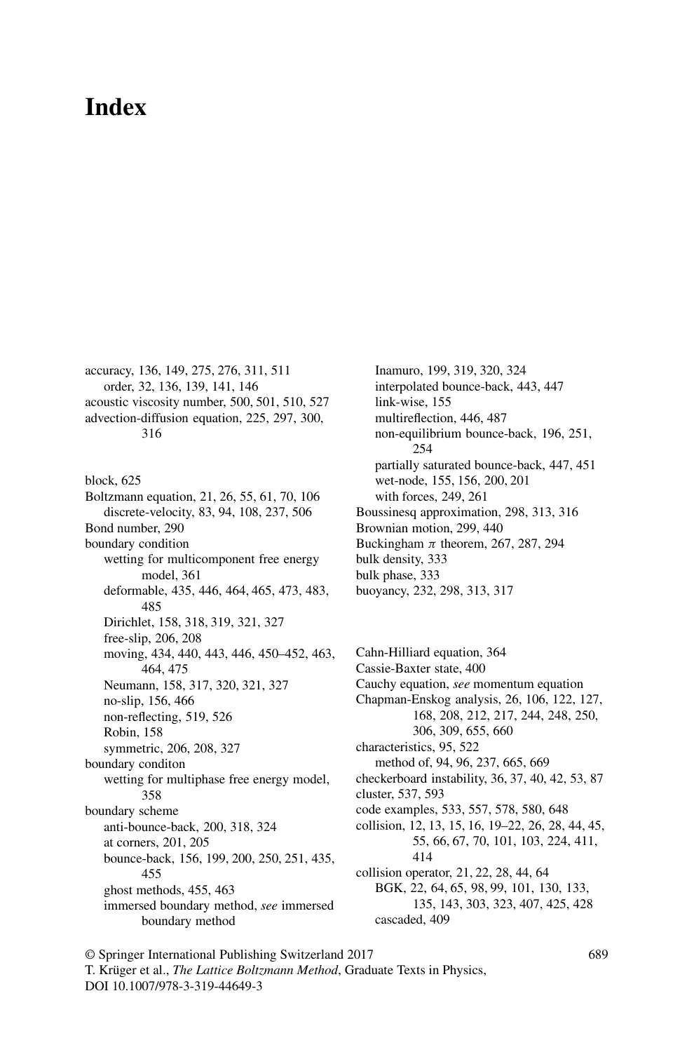# Index

accuracy, 136, 149, 275, 276, 311, 511
    order, 32, 136, 139, 141, 146
acoustic viscosity number, 500, 501, 510, 527
advection-diffusion equation, 225, 297, 300, 316

block, 625
Boltzmann equation, 21, 26, 55, 61, 70, 106
    discrete-velocity, 83, 94, 108, 237, 506
Bond number, 290
boundary condition
    wetting for multicomponent free energy model, 361
    deformable, 435, 446, 464, 465, 473, 483, 485
    Dirichlet, 158, 318, 319, 321, 327
    free-slip, 206, 208
    moving, 434, 440, 443, 446, 450–452, 463, 464, 475
    Neumann, 158, 317, 320, 321, 327
    no-slip, 156, 466
    non-reflecting, 519, 526
    Robin, 158
    symmetric, 206, 208, 327
boundary conditon
    wetting for multiphase free energy model, 358
boundary scheme
    anti-bounce-back, 200, 318, 324
    at corners, 201, 205
    bounce-back, 156, 199, 200, 250, 251, 435, 455
    ghost methods, 455, 463
    immersed boundary method, *see* immersed boundary method
    Inamuro, 199, 319, 320, 324
    interpolated bounce-back, 443, 447
    link-wise, 155
    multireflection, 446, 487
    non-equilibrium bounce-back, 196, 251, 254
    partially saturated bounce-back, 447, 451
    wet-node, 155, 156, 200, 201
    with forces, 249, 261
Boussinesq approximation, 298, 313, 316
Brownian motion, 299, 440
Buckingham $\pi$ theorem, 267, 287, 294
bulk density, 333
bulk phase, 333
buoyancy, 232, 298, 313, 317

Cahn-Hilliard equation, 364
Cassie-Baxter state, 400
Cauchy equation, *see* momentum equation
Chapman-Enskog analysis, 26, 106, 122, 127, 168, 208, 212, 217, 244, 248, 250, 306, 309, 655, 660
characteristics, 95, 522
    method of, 94, 96, 237, 665, 669
checkerboard instability, 36, 37, 40, 42, 53, 87
cluster, 537, 593
code examples, 533, 557, 578, 580, 648
collision, 12, 13, 15, 16, 19–22, 26, 28, 44, 45, 55, 66, 67, 70, 101, 103, 224, 411, 414
collision operator, 21, 22, 28, 44, 64
    BGK, 22, 64, 65, 98, 99, 101, 130, 133, 135, 143, 303, 323, 407, 425, 428
    cascaded, 409

© Springer International Publishing Switzerland 2017
T. Krüger et al., *The Lattice Boltzmann Method*, Graduate Texts in Physics,
DOI 10.1007/978-3-319-44649-3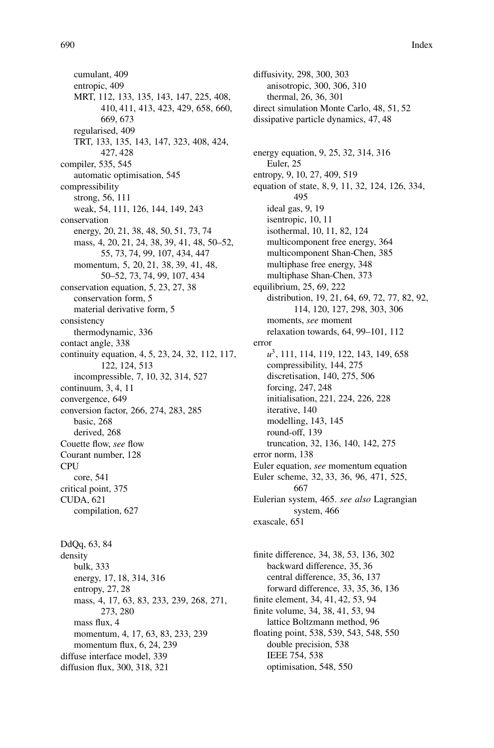cumulant, 409
entropic, 409
MRT, 112, 133, 135, 143, 147, 225, 408, 410, 411, 413, 423, 429, 658, 660, 669, 673
regularised, 409
TRT, 133, 135, 143, 147, 323, 408, 424, 427, 428
compiler, 535, 545
automatic optimisation, 545
compressibility
strong, 56, 111
weak, 54, 111, 126, 144, 149, 243
conservation
energy, 20, 21, 38, 48, 50, 51, 73, 74
mass, 4, 20, 21, 24, 38, 39, 41, 48, 50–52, 55, 73, 74, 99, 107, 434, 447
momentum, 5, 20, 21, 38, 39, 41, 48, 50–52, 73, 74, 99, 107, 434
conservation equation, 5, 23, 27, 38
conservation form, 5
material derivative form, 5
consistency
thermodynamic, 336
contact angle, 338
continuity equation, 4, 5, 23, 24, 32, 112, 117, 122, 124, 513
incompressible, 7, 10, 32, 314, 527
continuum, 3, 4, 11
convergence, 649
conversion factor, 266, 274, 283, 285
basic, 268
derived, 268
Couette flow, *see* flow
Courant number, 128
CPU
core, 541
critical point, 375
CUDA, 621
compilation, 627

DdQq, 63, 84
density
bulk, 333
energy, 17, 18, 314, 316
entropy, 27, 28
mass, 4, 17, 63, 83, 233, 239, 268, 271, 273, 280
mass flux, 4
momentum, 4, 17, 63, 83, 233, 239
momentum flux, 6, 24, 239
diffuse interface model, 339
diffusion flux, 300, 318, 321
diffusivity, 298, 300, 303
anisotropic, 300, 306, 310
thermal, 26, 36, 301
direct simulation Monte Carlo, 48, 51, 52
dissipative particle dynamics, 47, 48

energy equation, 9, 25, 32, 314, 316
Euler, 25
entropy, 9, 10, 27, 409, 519
equation of state, 8, 9, 11, 32, 124, 126, 334, 495
ideal gas, 9, 19
isentropic, 10, 11
isothermal, 10, 11, 82, 124
multicomponent free energy, 364
multicomponent Shan-Chen, 385
multiphase free energy, 348
multiphase Shan-Chen, 373
equilibrium, 25, 69, 222
distribution, 19, 21, 64, 69, 72, 77, 82, 92, 114, 120, 127, 298, 303, 306
moments, *see* moment
relaxation towards, 64, 99–101, 112
error
$u^3$, 111, 114, 119, 122, 143, 149, 658
compressibility, 144, 275
discretisation, 140, 275, 506
forcing, 247, 248
initialisation, 221, 224, 226, 228
iterative, 140
modelling, 143, 145
round-off, 139
truncation, 32, 136, 140, 142, 275
error norm, 138
Euler equation, *see* momentum equation
Euler scheme, 32, 33, 36, 96, 471, 525, 667
Eulerian system, 465. *see also* Lagrangian system, 466
exascale, 651

finite difference, 34, 38, 53, 136, 302
backward difference, 35, 36
central difference, 35, 36, 137
forward difference, 33, 35, 36, 136
finite element, 34, 41, 42, 53, 94
finite volume, 34, 38, 41, 53, 94
lattice Boltzmann method, 96
floating point, 538, 539, 543, 548, 550
double precision, 538
IEEE 754, 538
optimisation, 548, 550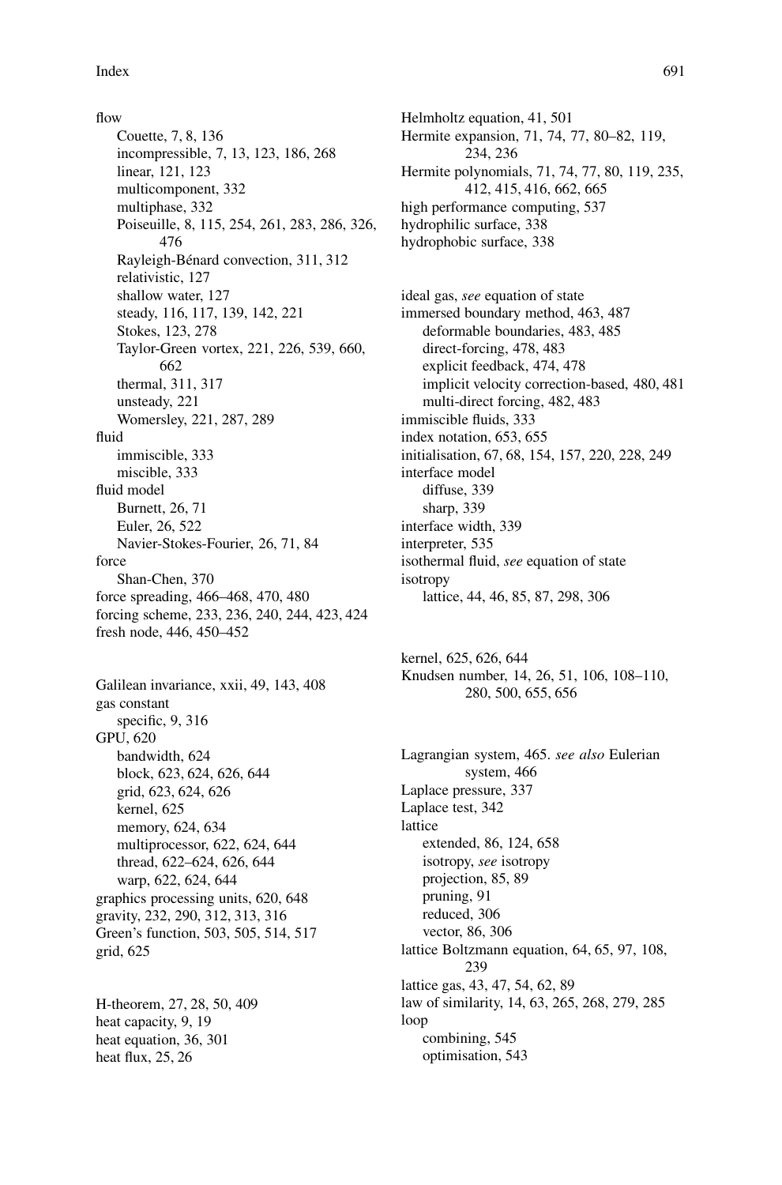flow
  Couette, 7, 8, 136
  incompressible, 7, 13, 123, 186, 268
  linear, 121, 123
  multicomponent, 332
  multiphase, 332
  Poiseuille, 8, 115, 254, 261, 283, 286, 326, 476
  Rayleigh-Bénard convection, 311, 312
  relativistic, 127
  shallow water, 127
  steady, 116, 117, 139, 142, 221
  Stokes, 123, 278
  Taylor-Green vortex, 221, 226, 539, 660, 662
  thermal, 311, 317
  unsteady, 221
  Womersley, 221, 287, 289
fluid
  immiscible, 333
  miscible, 333
fluid model
  Burnett, 26, 71
  Euler, 26, 522
  Navier-Stokes-Fourier, 26, 71, 84
force
  Shan-Chen, 370
force spreading, 466–468, 470, 480
forcing scheme, 233, 236, 240, 244, 423, 424
fresh node, 446, 450–452

Galilean invariance, xxii, 49, 143, 408
gas constant
  specific, 9, 316
GPU, 620
  bandwidth, 624
  block, 623, 624, 626, 644
  grid, 623, 624, 626
  kernel, 625
  memory, 624, 634
  multiprocessor, 622, 624, 644
  thread, 622–624, 626, 644
  warp, 622, 624, 644
graphics processing units, 620, 648
gravity, 232, 290, 312, 313, 316
Green's function, 503, 505, 514, 517
grid, 625

H-theorem, 27, 28, 50, 409
heat capacity, 9, 19
heat equation, 36, 301
heat flux, 25, 26

Helmholtz equation, 41, 501
Hermite expansion, 71, 74, 77, 80–82, 119, 234, 236
Hermite polynomials, 71, 74, 77, 80, 119, 235, 412, 415, 416, 662, 665
high performance computing, 537
hydrophilic surface, 338
hydrophobic surface, 338

ideal gas, *see* equation of state
immersed boundary method, 463, 487
  deformable boundaries, 483, 485
  direct-forcing, 478, 483
  explicit feedback, 474, 478
  implicit velocity correction-based, 480, 481
  multi-direct forcing, 482, 483
immiscible fluids, 333
index notation, 653, 655
initialisation, 67, 68, 154, 157, 220, 228, 249
interface model
  diffuse, 339
  sharp, 339
interface width, 339
interpreter, 535
isothermal fluid, *see* equation of state
isotropy
  lattice, 44, 46, 85, 87, 298, 306

kernel, 625, 626, 644
Knudsen number, 14, 26, 51, 106, 108–110, 280, 500, 655, 656

Lagrangian system, 465. *see also* Eulerian system, 466
Laplace pressure, 337
Laplace test, 342
lattice
  extended, 86, 124, 658
  isotropy, *see* isotropy
  projection, 85, 89
  pruning, 91
  reduced, 306
  vector, 86, 306
lattice Boltzmann equation, 64, 65, 97, 108, 239
lattice gas, 43, 47, 54, 62, 89
law of similarity, 14, 63, 265, 268, 279, 285
loop
  combining, 545
  optimisation, 543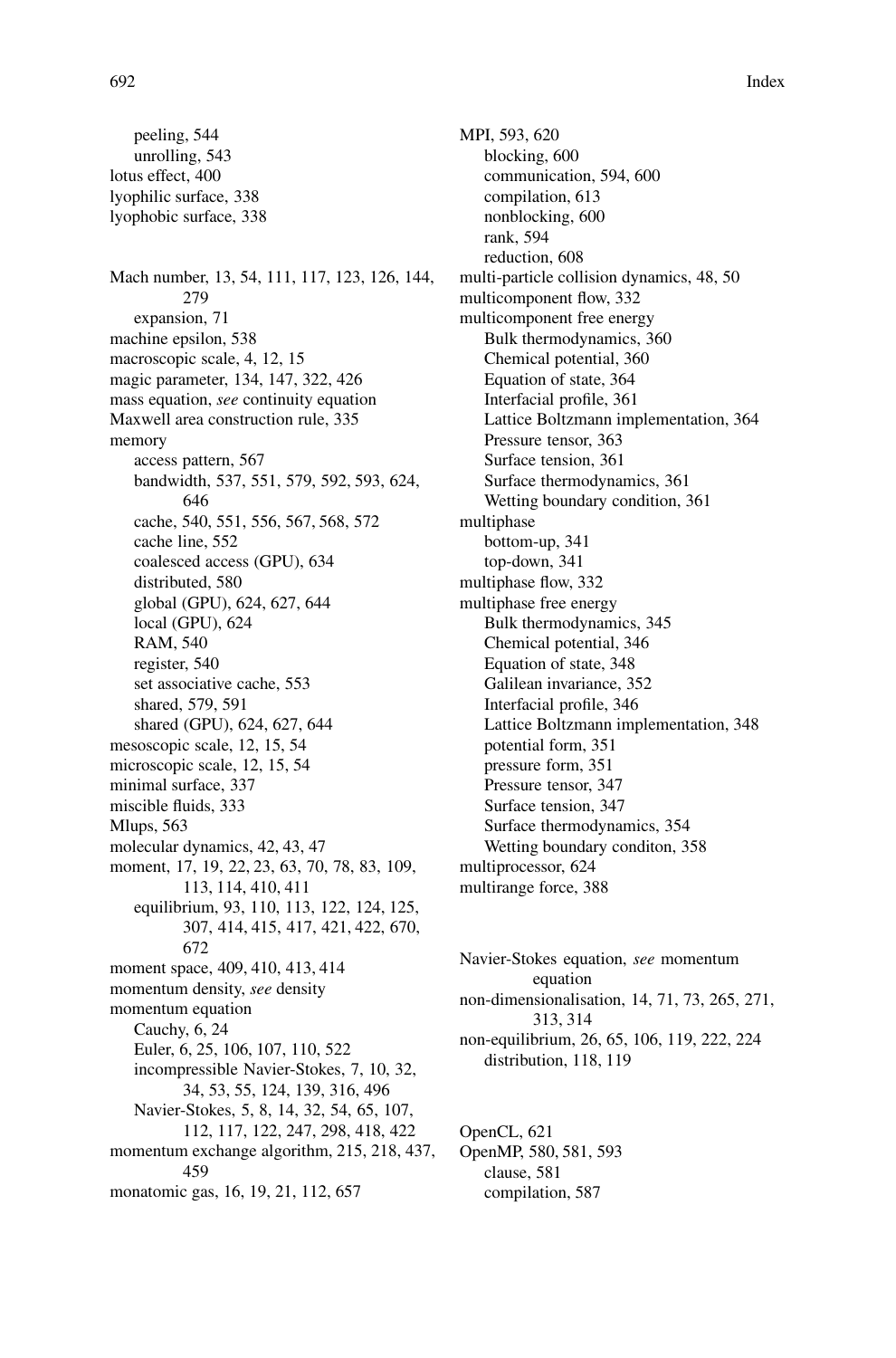peeling, 544
unrolling, 543
lotus effect, 400
lyophilic surface, 338
lyophobic surface, 338

Mach number, 13, 54, 111, 117, 123, 126, 144, 279
expansion, 71
machine epsilon, 538
macroscopic scale, 4, 12, 15
magic parameter, 134, 147, 322, 426
mass equation, *see* continuity equation
Maxwell area construction rule, 335
memory
access pattern, 567
bandwidth, 537, 551, 579, 592, 593, 624, 646
cache, 540, 551, 556, 567, 568, 572
cache line, 552
coalesced access (GPU), 634
distributed, 580
global (GPU), 624, 627, 644
local (GPU), 624
RAM, 540
register, 540
set associative cache, 553
shared, 579, 591
shared (GPU), 624, 627, 644
mesoscopic scale, 12, 15, 54
microscopic scale, 12, 15, 54
minimal surface, 337
miscible fluids, 333
Mlups, 563
molecular dynamics, 42, 43, 47
moment, 17, 19, 22, 23, 63, 70, 78, 83, 109, 113, 114, 410, 411
equilibrium, 93, 110, 113, 122, 124, 125, 307, 414, 415, 417, 421, 422, 670, 672
moment space, 409, 410, 413, 414
momentum density, *see* density
momentum equation
Cauchy, 6, 24
Euler, 6, 25, 106, 107, 110, 522
incompressible Navier-Stokes, 7, 10, 32, 34, 53, 55, 124, 139, 316, 496
Navier-Stokes, 5, 8, 14, 32, 54, 65, 107, 112, 117, 122, 247, 298, 418, 422
momentum exchange algorithm, 215, 218, 437, 459
monatomic gas, 16, 19, 21, 112, 657

MPI, 593, 620
blocking, 600
communication, 594, 600
compilation, 613
nonblocking, 600
rank, 594
reduction, 608
multi-particle collision dynamics, 48, 50
multicomponent flow, 332
multicomponent free energy
Bulk thermodynamics, 360
Chemical potential, 360
Equation of state, 364
Interfacial profile, 361
Lattice Boltzmann implementation, 364
Pressure tensor, 363
Surface tension, 361
Surface thermodynamics, 361
Wetting boundary condition, 361
multiphase
bottom-up, 341
top-down, 341
multiphase flow, 332
multiphase free energy
Bulk thermodynamics, 345
Chemical potential, 346
Equation of state, 348
Galilean invariance, 352
Interfacial profile, 346
Lattice Boltzmann implementation, 348
potential form, 351
pressure form, 351
Pressure tensor, 347
Surface tension, 347
Surface thermodynamics, 354
Wetting boundary conditon, 358
multiprocessor, 624
multirange force, 388

Navier-Stokes equation, *see* momentum equation
non-dimensionalisation, 14, 71, 73, 265, 271, 313, 314
non-equilibrium, 26, 65, 106, 119, 222, 224
distribution, 118, 119

OpenCL, 621
OpenMP, 580, 581, 593
clause, 581
compilation, 587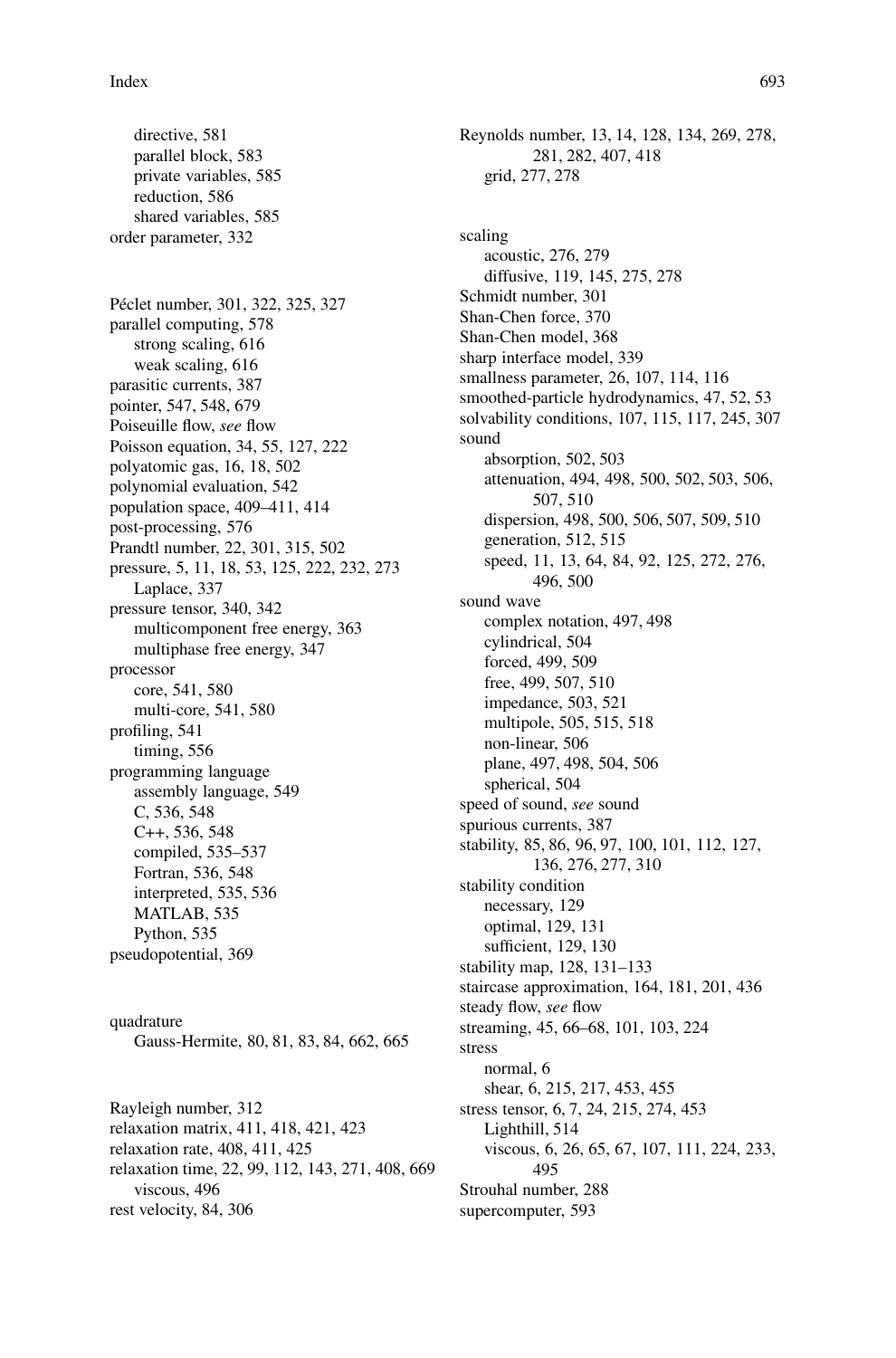directive, 581
 parallel block, 583
 private variables, 585
 reduction, 586
 shared variables, 585
order parameter, 332

Péclet number, 301, 322, 325, 327
parallel computing, 578
 strong scaling, 616
 weak scaling, 616
parasitic currents, 387
pointer, 547, 548, 679
Poiseuille flow, *see* flow
Poisson equation, 34, 55, 127, 222
polyatomic gas, 16, 18, 502
polynomial evaluation, 542
population space, 409–411, 414
post-processing, 576
Prandtl number, 22, 301, 315, 502
pressure, 5, 11, 18, 53, 125, 222, 232, 273
 Laplace, 337
pressure tensor, 340, 342
 multicomponent free energy, 363
 multiphase free energy, 347
processor
 core, 541, 580
 multi-core, 541, 580
profiling, 541
 timing, 556
programming language
 assembly language, 549
 C, 536, 548
 C++, 536, 548
 compiled, 535–537
 Fortran, 536, 548
 interpreted, 535, 536
 MATLAB, 535
 Python, 535
pseudopotential, 369

quadrature
 Gauss-Hermite, 80, 81, 83, 84, 662, 665

Rayleigh number, 312
relaxation matrix, 411, 418, 421, 423
relaxation rate, 408, 411, 425
relaxation time, 22, 99, 112, 143, 271, 408, 669
 viscous, 496
rest velocity, 84, 306
Reynolds number, 13, 14, 128, 134, 269, 278, 281, 282, 407, 418
 grid, 277, 278

scaling
 acoustic, 276, 279
 diffusive, 119, 145, 275, 278
Schmidt number, 301
Shan-Chen force, 370
Shan-Chen model, 368
sharp interface model, 339
smallness parameter, 26, 107, 114, 116
smoothed-particle hydrodynamics, 47, 52, 53
solvability conditions, 107, 115, 117, 245, 307
sound
 absorption, 502, 503
 attenuation, 494, 498, 500, 502, 503, 506, 507, 510
 dispersion, 498, 500, 506, 507, 509, 510
 generation, 512, 515
 speed, 11, 13, 64, 84, 92, 125, 272, 276, 496, 500
sound wave
 complex notation, 497, 498
 cylindrical, 504
 forced, 499, 509
 free, 499, 507, 510
 impedance, 503, 521
 multipole, 505, 515, 518
 non-linear, 506
 plane, 497, 498, 504, 506
 spherical, 504
speed of sound, *see* sound
spurious currents, 387
stability, 85, 86, 96, 97, 100, 101, 112, 127, 136, 276, 277, 310
stability condition
 necessary, 129
 optimal, 129, 131
 sufficient, 129, 130
stability map, 128, 131–133
staircase approximation, 164, 181, 201, 436
steady flow, *see* flow
streaming, 45, 66–68, 101, 103, 224
stress
 normal, 6
 shear, 6, 215, 217, 453, 455
stress tensor, 6, 7, 24, 215, 274, 453
 Lighthill, 514
 viscous, 6, 26, 65, 67, 107, 111, 224, 233, 495
Strouhal number, 288
supercomputer, 593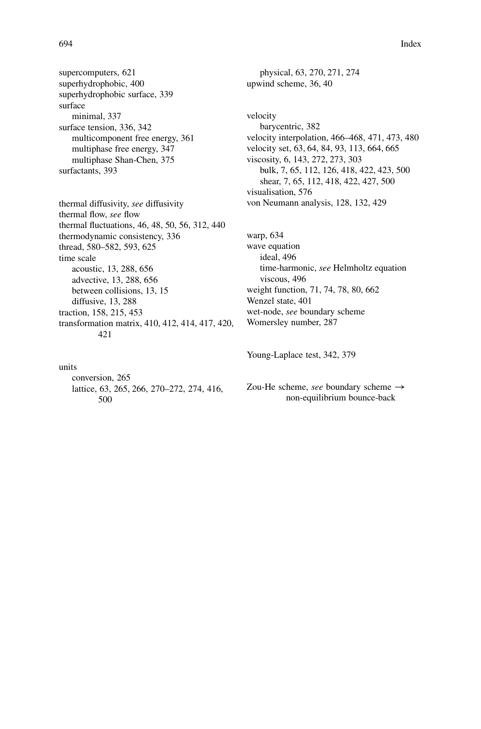supercomputers, 621
superhydrophobic, 400
superhydrophobic surface, 339
surface
  minimal, 337
surface tension, 336, 342
  multicomponent free energy, 361
  multiphase free energy, 347
  multiphase Shan-Chen, 375
surfactants, 393

thermal diffusivity, *see* diffusivity
thermal flow, *see* flow
thermal fluctuations, 46, 48, 50, 56, 312, 440
thermodynamic consistency, 336
thread, 580–582, 593, 625
time scale
  acoustic, 13, 288, 656
  advective, 13, 288, 656
  between collisions, 13, 15
  diffusive, 13, 288
traction, 158, 215, 453
transformation matrix, 410, 412, 414, 417, 420, 421

units
  conversion, 265
  lattice, 63, 265, 266, 270–272, 274, 416, 500
  physical, 63, 270, 271, 274
upwind scheme, 36, 40

velocity
  barycentric, 382
velocity interpolation, 466–468, 471, 473, 480
velocity set, 63, 64, 84, 93, 113, 664, 665
viscosity, 6, 143, 272, 273, 303
  bulk, 7, 65, 112, 126, 418, 422, 423, 500
  shear, 7, 65, 112, 418, 422, 427, 500
visualisation, 576
von Neumann analysis, 128, 132, 429

warp, 634
wave equation
  ideal, 496
  time-harmonic, *see* Helmholtz equation
  viscous, 496
weight function, 71, 74, 78, 80, 662
Wenzel state, 401
wet-node, *see* boundary scheme
Womersley number, 287

Young-Laplace test, 342, 379

Zou-He scheme, *see* boundary scheme → non-equilibrium bounce-back